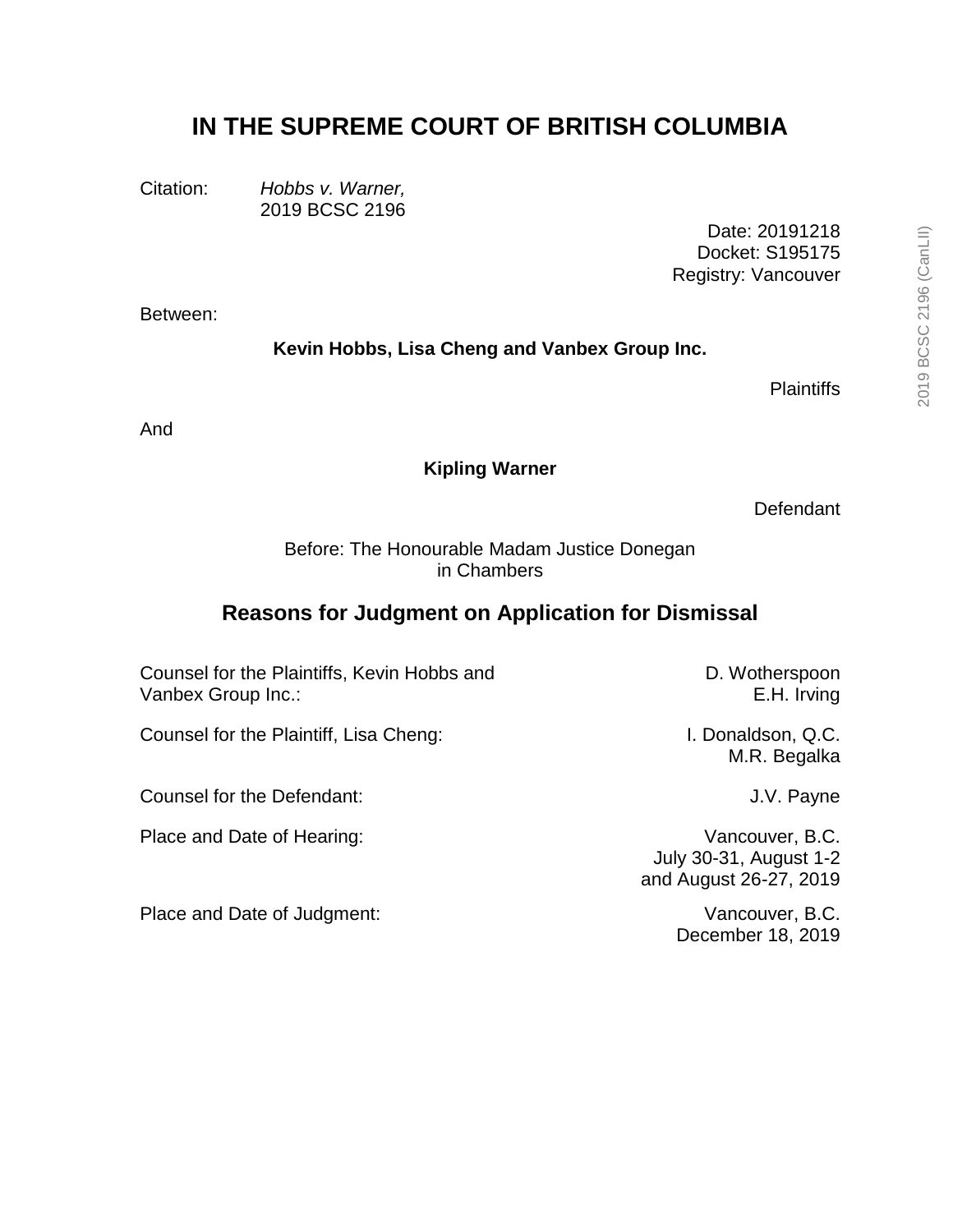# IN THE SUPREME COURT OF BRITISH COLUMBIA

Citation: *Hobbs v. Warner,* 2019 BCSC 2196

Date: 20191218
Docket: S195175
Registry: Vancouver

Between:

**Kevin Hobbs, Lisa Cheng and Vanbex Group Inc.**

Plaintiffs

And

**Kipling Warner**

Defendant

Before: The Honourable Madam Justice Donegan
in Chambers

## Reasons for Judgment on Application for Dismissal

| | |
|---|---|
| Counsel for the Plaintiffs, Kevin Hobbs and Vanbex Group Inc.: | D. Wotherspoon<br>E.H. Irving |
| Counsel for the Plaintiff, Lisa Cheng: | I. Donaldson, Q.C.<br>M.R. Begalka |
| Counsel for the Defendant: | J.V. Payne |
| Place and Date of Hearing: | Vancouver, B.C.<br>July 30-31, August 1-2<br>and August 26-27, 2019 |
| Place and Date of Judgment: | Vancouver, B.C.<br>December 18, 2019 |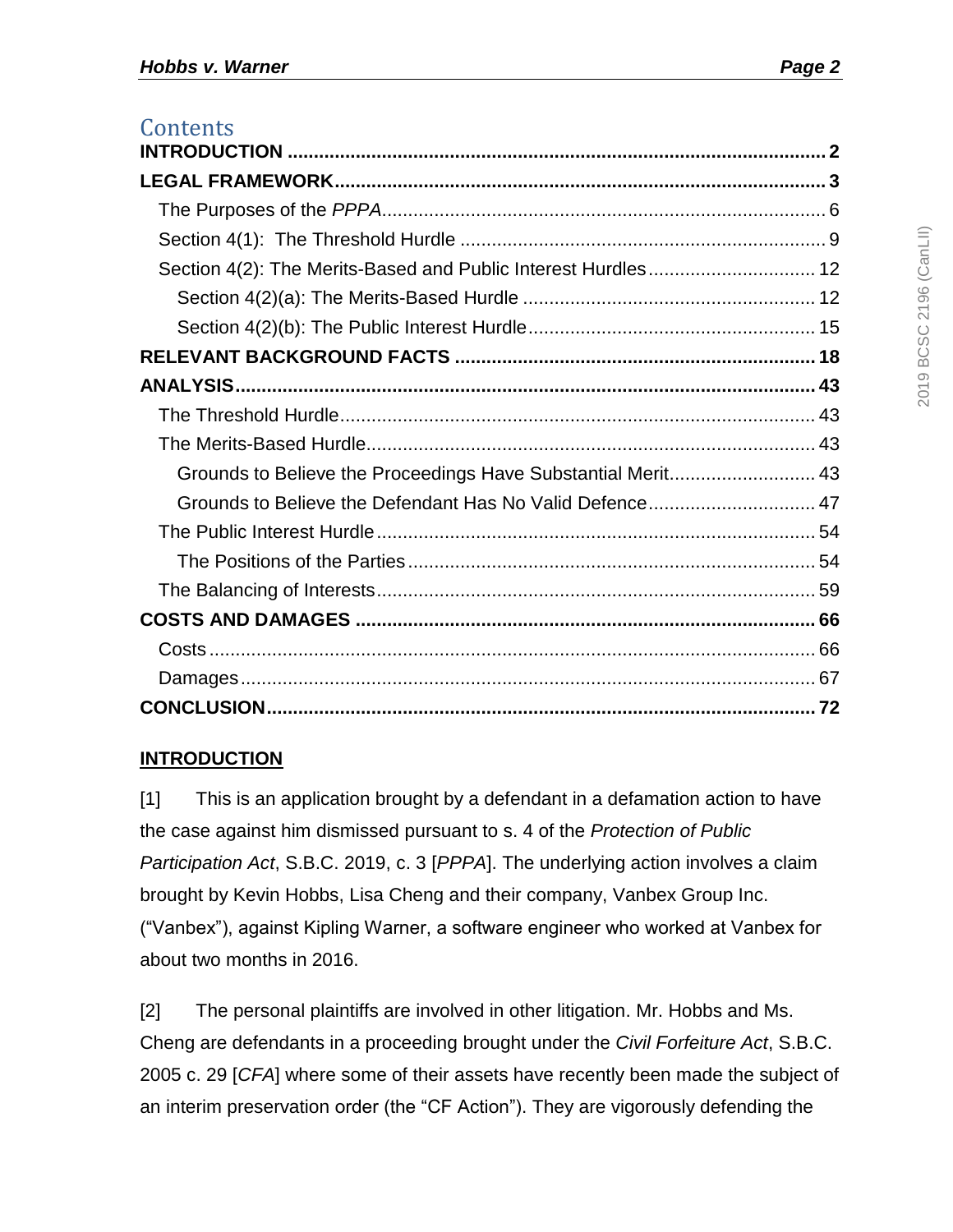## Contents

**INTRODUCTION** ........................................................................................................ **2**

**LEGAL FRAMEWORK** ............................................................................................... **3**

The Purposes of the *PPPA* ......................................................................................... 6

Section 4(1): The Threshold Hurdle ........................................................................... 9

Section 4(2): The Merits-Based and Public Interest Hurdles .................................... 12

Section 4(2)(a): The Merits-Based Hurdle ............................................................ 12

Section 4(2)(b): The Public Interest Hurdle ........................................................... 15

**RELEVANT BACKGROUND FACTS** ...................................................................... **18**

**ANALYSIS** ............................................................................................................... **43**

The Threshold Hurdle ................................................................................................ 43

The Merits-Based Hurdle ........................................................................................... 43

Grounds to Believe the Proceedings Have Substantial Merit ................................. 43

Grounds to Believe the Defendant Has No Valid Defence ..................................... 47

The Public Interest Hurdle .......................................................................................... 54

The Positions of the Parties .................................................................................. 54

The Balancing of Interests .......................................................................................... 59

**COSTS AND DAMAGES** ......................................................................................... **66**

Costs .......................................................................................................................... 66

Damages .................................................................................................................... 67

**CONCLUSION** ........................................................................................................ **72**

## INTRODUCTION

[1] This is an application brought by a defendant in a defamation action to have the case against him dismissed pursuant to s. 4 of the *Protection of Public Participation Act*, S.B.C. 2019, c. 3 [*PPPA*]. The underlying action involves a claim brought by Kevin Hobbs, Lisa Cheng and their company, Vanbex Group Inc. ("Vanbex"), against Kipling Warner, a software engineer who worked at Vanbex for about two months in 2016.

[2] The personal plaintiffs are involved in other litigation. Mr. Hobbs and Ms. Cheng are defendants in a proceeding brought under the *Civil Forfeiture Act*, S.B.C. 2005 c. 29 [*CFA*] where some of their assets have recently been made the subject of an interim preservation order (the "CF Action"). They are vigorously defending the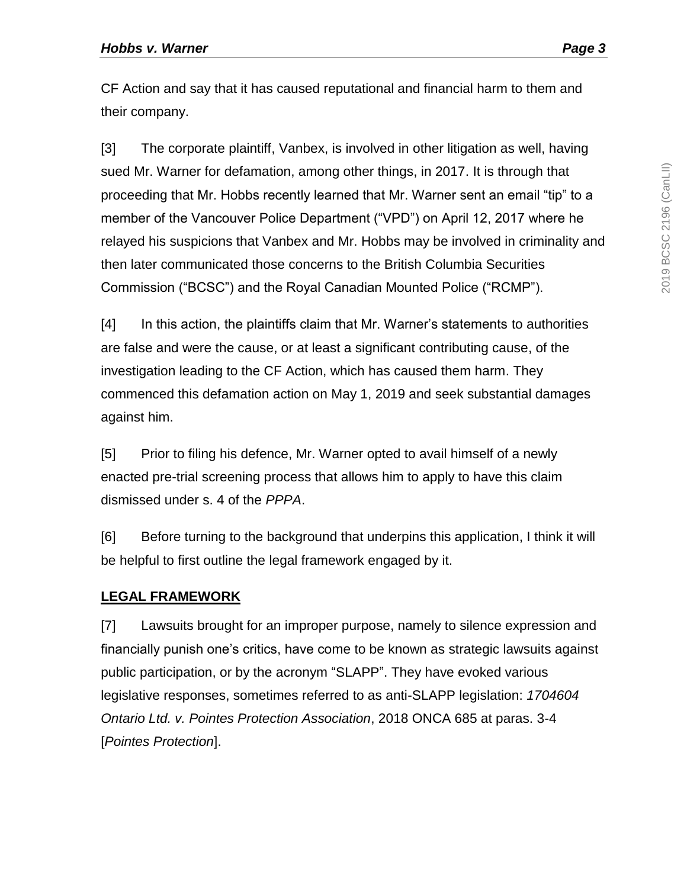CF Action and say that it has caused reputational and financial harm to them and their company.

[3] The corporate plaintiff, Vanbex, is involved in other litigation as well, having sued Mr. Warner for defamation, among other things, in 2017. It is through that proceeding that Mr. Hobbs recently learned that Mr. Warner sent an email "tip" to a member of the Vancouver Police Department ("VPD") on April 12, 2017 where he relayed his suspicions that Vanbex and Mr. Hobbs may be involved in criminality and then later communicated those concerns to the British Columbia Securities Commission ("BCSC") and the Royal Canadian Mounted Police ("RCMP").

[4] In this action, the plaintiffs claim that Mr. Warner's statements to authorities are false and were the cause, or at least a significant contributing cause, of the investigation leading to the CF Action, which has caused them harm. They commenced this defamation action on May 1, 2019 and seek substantial damages against him.

[5] Prior to filing his defence, Mr. Warner opted to avail himself of a newly enacted pre-trial screening process that allows him to apply to have this claim dismissed under s. 4 of the *PPPA*.

[6] Before turning to the background that underpins this application, I think it will be helpful to first outline the legal framework engaged by it.

**LEGAL FRAMEWORK**

[7] Lawsuits brought for an improper purpose, namely to silence expression and financially punish one's critics, have come to be known as strategic lawsuits against public participation, or by the acronym "SLAPP". They have evoked various legislative responses, sometimes referred to as anti-SLAPP legislation: *1704604 Ontario Ltd. v. Pointes Protection Association*, 2018 ONCA 685 at paras. 3-4 [*Pointes Protection*].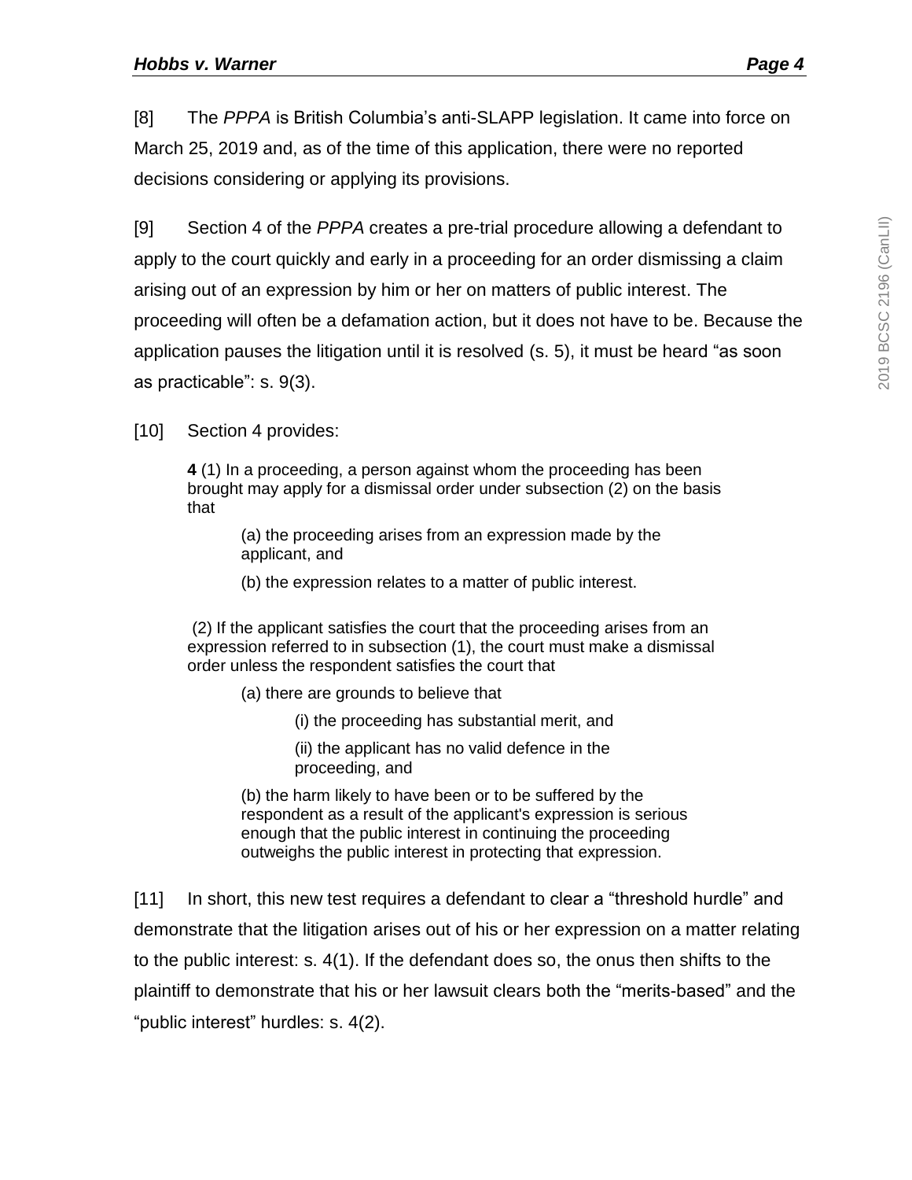[8] The *PPPA* is British Columbia's anti-SLAPP legislation. It came into force on March 25, 2019 and, as of the time of this application, there were no reported decisions considering or applying its provisions.

[9] Section 4 of the *PPPA* creates a pre-trial procedure allowing a defendant to apply to the court quickly and early in a proceeding for an order dismissing a claim arising out of an expression by him or her on matters of public interest. The proceeding will often be a defamation action, but it does not have to be. Because the application pauses the litigation until it is resolved (s. 5), it must be heard "as soon as practicable": s. 9(3).

[10] Section 4 provides:

> **4** (1) In a proceeding, a person against whom the proceeding has been brought may apply for a dismissal order under subsection (2) on the basis that
>
> > (a) the proceeding arises from an expression made by the applicant, and
> >
> > (b) the expression relates to a matter of public interest.
>
> (2) If the applicant satisfies the court that the proceeding arises from an expression referred to in subsection (1), the court must make a dismissal order unless the respondent satisfies the court that
>
> > (a) there are grounds to believe that
> >
> > > (i) the proceeding has substantial merit, and
> > >
> > > (ii) the applicant has no valid defence in the proceeding, and
> >
> > (b) the harm likely to have been or to be suffered by the respondent as a result of the applicant's expression is serious enough that the public interest in continuing the proceeding outweighs the public interest in protecting that expression.

[11] In short, this new test requires a defendant to clear a "threshold hurdle" and demonstrate that the litigation arises out of his or her expression on a matter relating to the public interest: s. 4(1). If the defendant does so, the onus then shifts to the plaintiff to demonstrate that his or her lawsuit clears both the "merits-based" and the "public interest" hurdles: s. 4(2).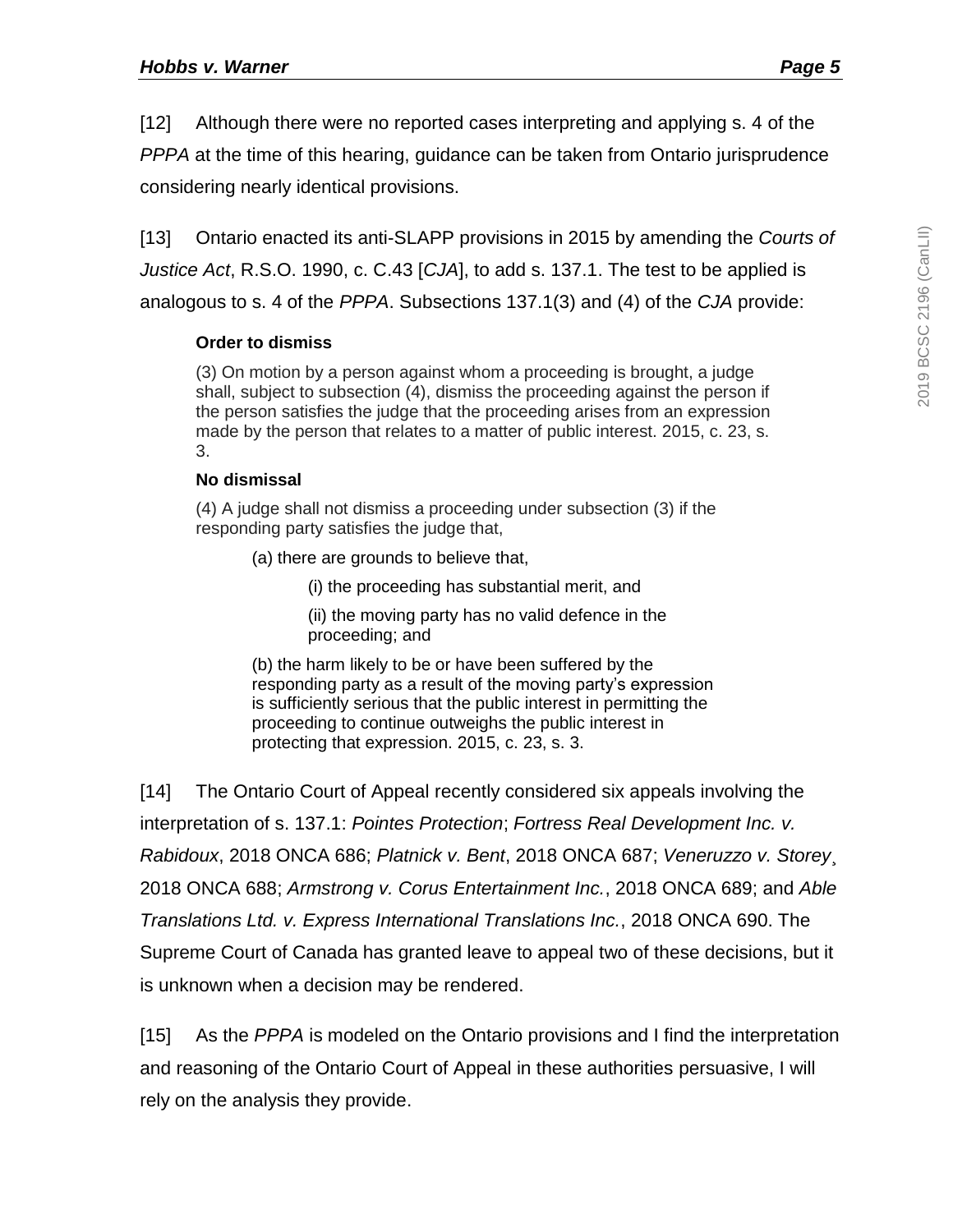[12] Although there were no reported cases interpreting and applying s. 4 of the *PPPA* at the time of this hearing, guidance can be taken from Ontario jurisprudence considering nearly identical provisions.

[13] Ontario enacted its anti-SLAPP provisions in 2015 by amending the *Courts of Justice Act*, R.S.O. 1990, c. C.43 [*CJA*], to add s. 137.1. The test to be applied is analogous to s. 4 of the *PPPA*. Subsections 137.1(3) and (4) of the *CJA* provide:

> **Order to dismiss**
>
> (3) On motion by a person against whom a proceeding is brought, a judge shall, subject to subsection (4), dismiss the proceeding against the person if the person satisfies the judge that the proceeding arises from an expression made by the person that relates to a matter of public interest. 2015, c. 23, s. 3.
>
> **No dismissal**
>
> (4) A judge shall not dismiss a proceeding under subsection (3) if the responding party satisfies the judge that,
>
> > (a) there are grounds to believe that,
> >
> > > (i) the proceeding has substantial merit, and
> > >
> > > (ii) the moving party has no valid defence in the proceeding; and
> >
> > (b) the harm likely to be or have been suffered by the responding party as a result of the moving party's expression is sufficiently serious that the public interest in permitting the proceeding to continue outweighs the public interest in protecting that expression. 2015, c. 23, s. 3.

[14] The Ontario Court of Appeal recently considered six appeals involving the interpretation of s. 137.1: *Pointes Protection*; *Fortress Real Development Inc. v. Rabidoux*, 2018 ONCA 686; *Platnick v. Bent*, 2018 ONCA 687; *Veneruzzo v. Storey*¸ 2018 ONCA 688; *Armstrong v. Corus Entertainment Inc.*, 2018 ONCA 689; and *Able Translations Ltd. v. Express International Translations Inc.*, 2018 ONCA 690. The Supreme Court of Canada has granted leave to appeal two of these decisions, but it is unknown when a decision may be rendered.

[15] As the *PPPA* is modeled on the Ontario provisions and I find the interpretation and reasoning of the Ontario Court of Appeal in these authorities persuasive, I will rely on the analysis they provide.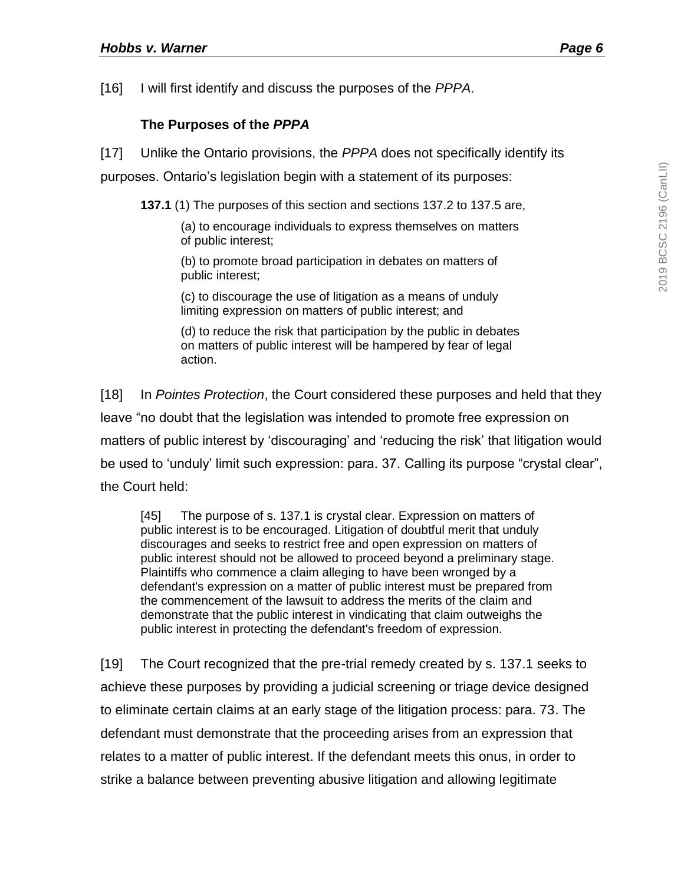[16] I will first identify and discuss the purposes of the *PPPA*.

### The Purposes of the *PPPA*

[17] Unlike the Ontario provisions, the *PPPA* does not specifically identify its purposes. Ontario's legislation begin with a statement of its purposes:

> **137.1** (1) The purposes of this section and sections 137.2 to 137.5 are,
>
> (a) to encourage individuals to express themselves on matters of public interest;
>
> (b) to promote broad participation in debates on matters of public interest;
>
> (c) to discourage the use of litigation as a means of unduly limiting expression on matters of public interest; and
>
> (d) to reduce the risk that participation by the public in debates on matters of public interest will be hampered by fear of legal action.

[18] In *Pointes Protection*, the Court considered these purposes and held that they leave "no doubt that the legislation was intended to promote free expression on matters of public interest by 'discouraging' and 'reducing the risk' that litigation would be used to 'unduly' limit such expression: para. 37. Calling its purpose "crystal clear", the Court held:

> [45] The purpose of s. 137.1 is crystal clear. Expression on matters of public interest is to be encouraged. Litigation of doubtful merit that unduly discourages and seeks to restrict free and open expression on matters of public interest should not be allowed to proceed beyond a preliminary stage. Plaintiffs who commence a claim alleging to have been wronged by a defendant's expression on a matter of public interest must be prepared from the commencement of the lawsuit to address the merits of the claim and demonstrate that the public interest in vindicating that claim outweighs the public interest in protecting the defendant's freedom of expression.

[19] The Court recognized that the pre-trial remedy created by s. 137.1 seeks to achieve these purposes by providing a judicial screening or triage device designed to eliminate certain claims at an early stage of the litigation process: para. 73. The defendant must demonstrate that the proceeding arises from an expression that relates to a matter of public interest. If the defendant meets this onus, in order to strike a balance between preventing abusive litigation and allowing legitimate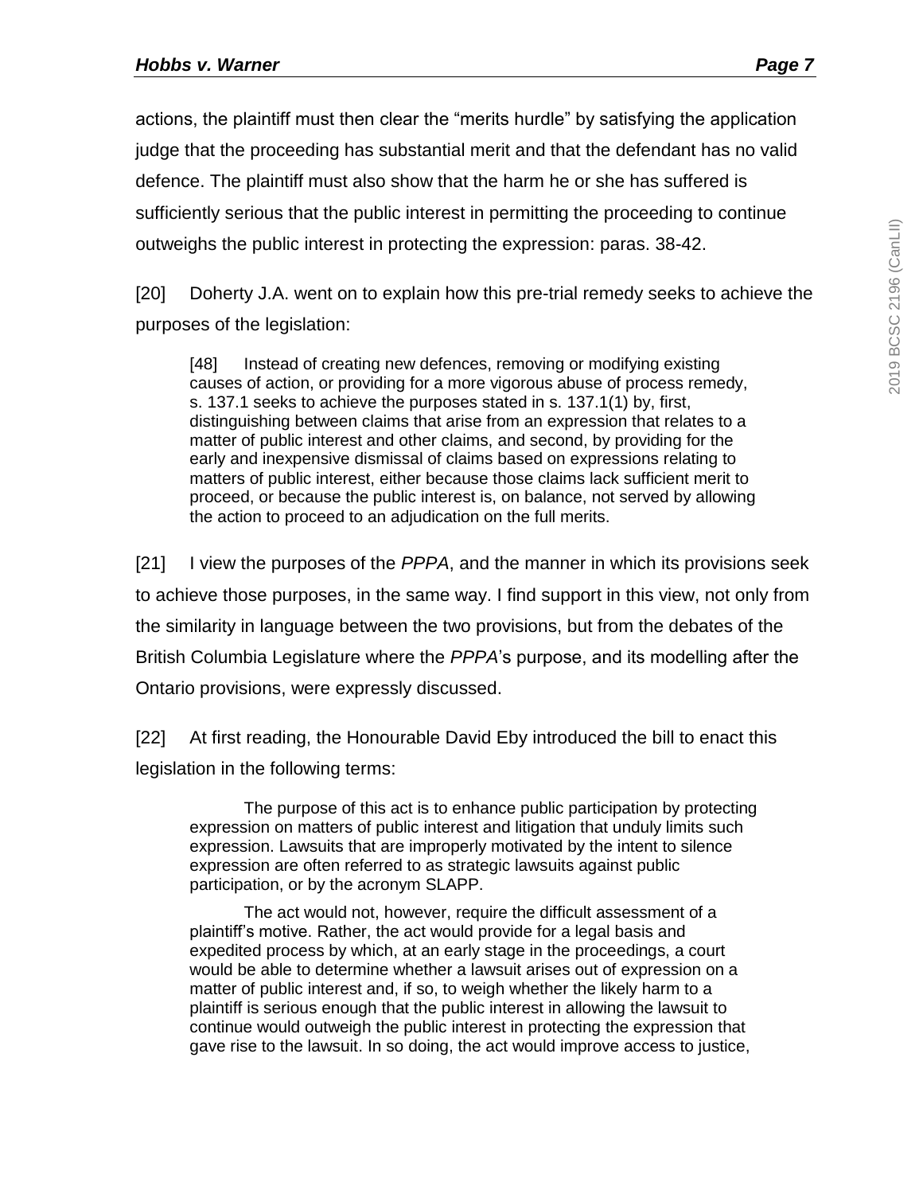actions, the plaintiff must then clear the "merits hurdle" by satisfying the application judge that the proceeding has substantial merit and that the defendant has no valid defence. The plaintiff must also show that the harm he or she has suffered is sufficiently serious that the public interest in permitting the proceeding to continue outweighs the public interest in protecting the expression: paras. 38-42.

[20] Doherty J.A. went on to explain how this pre-trial remedy seeks to achieve the purposes of the legislation:

> [48] Instead of creating new defences, removing or modifying existing causes of action, or providing for a more vigorous abuse of process remedy, s. 137.1 seeks to achieve the purposes stated in s. 137.1(1) by, first, distinguishing between claims that arise from an expression that relates to a matter of public interest and other claims, and second, by providing for the early and inexpensive dismissal of claims based on expressions relating to matters of public interest, either because those claims lack sufficient merit to proceed, or because the public interest is, on balance, not served by allowing the action to proceed to an adjudication on the full merits.

[21] I view the purposes of the *PPPA*, and the manner in which its provisions seek to achieve those purposes, in the same way. I find support in this view, not only from the similarity in language between the two provisions, but from the debates of the British Columbia Legislature where the *PPPA*'s purpose, and its modelling after the Ontario provisions, were expressly discussed.

[22] At first reading, the Honourable David Eby introduced the bill to enact this legislation in the following terms:

> The purpose of this act is to enhance public participation by protecting expression on matters of public interest and litigation that unduly limits such expression. Lawsuits that are improperly motivated by the intent to silence expression are often referred to as strategic lawsuits against public participation, or by the acronym SLAPP.
>
> The act would not, however, require the difficult assessment of a plaintiff's motive. Rather, the act would provide for a legal basis and expedited process by which, at an early stage in the proceedings, a court would be able to determine whether a lawsuit arises out of expression on a matter of public interest and, if so, to weigh whether the likely harm to a plaintiff is serious enough that the public interest in allowing the lawsuit to continue would outweigh the public interest in protecting the expression that gave rise to the lawsuit. In so doing, the act would improve access to justice,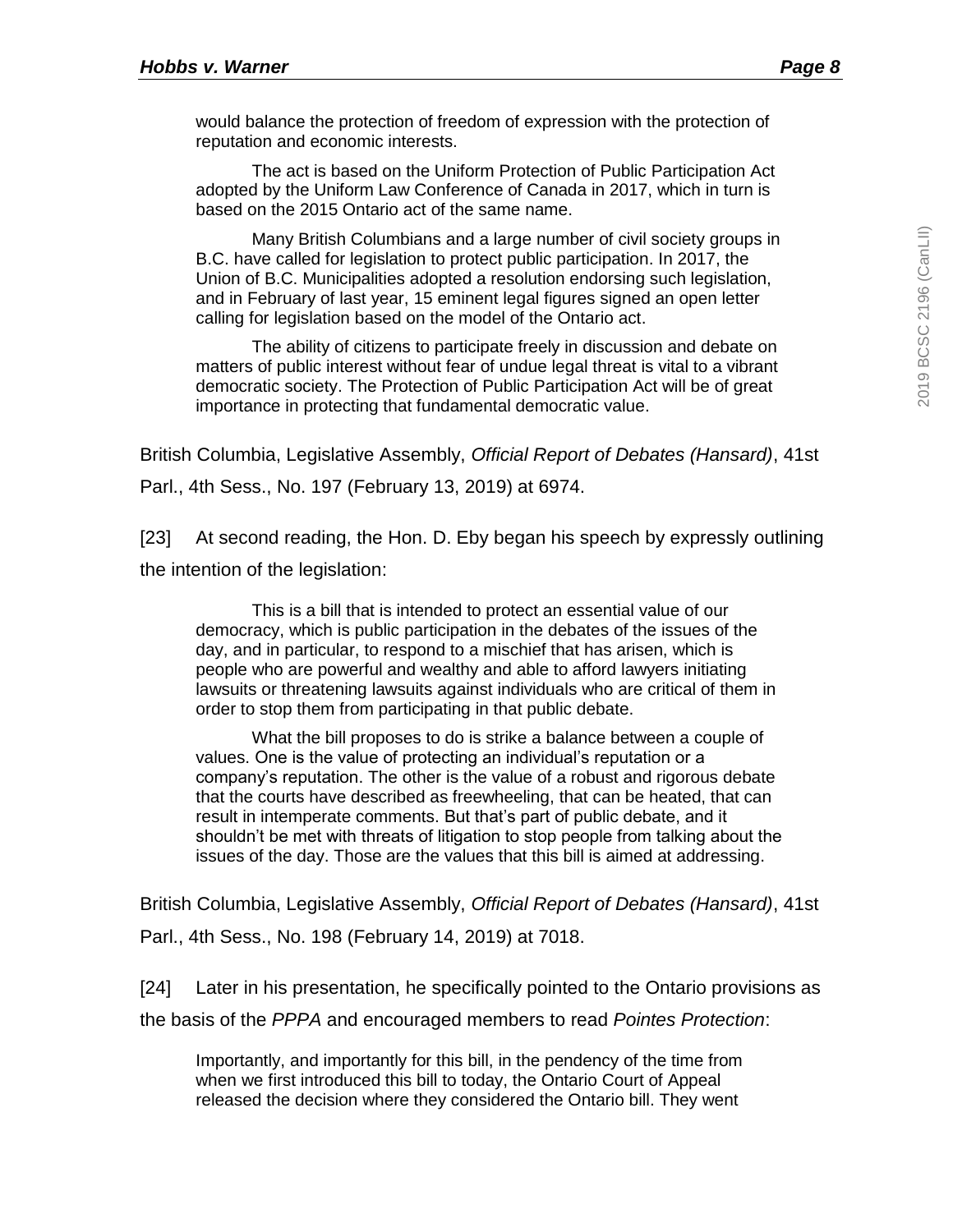> would balance the protection of freedom of expression with the protection of reputation and economic interests.
>
> The act is based on the Uniform Protection of Public Participation Act adopted by the Uniform Law Conference of Canada in 2017, which in turn is based on the 2015 Ontario act of the same name.
>
> Many British Columbians and a large number of civil society groups in B.C. have called for legislation to protect public participation. In 2017, the Union of B.C. Municipalities adopted a resolution endorsing such legislation, and in February of last year, 15 eminent legal figures signed an open letter calling for legislation based on the model of the Ontario act.
>
> The ability of citizens to participate freely in discussion and debate on matters of public interest without fear of undue legal threat is vital to a vibrant democratic society. The Protection of Public Participation Act will be of great importance in protecting that fundamental democratic value.

British Columbia, Legislative Assembly, *Official Report of Debates (Hansard)*, 41st Parl., 4th Sess., No. 197 (February 13, 2019) at 6974.

[23] At second reading, the Hon. D. Eby began his speech by expressly outlining the intention of the legislation:

> This is a bill that is intended to protect an essential value of our democracy, which is public participation in the debates of the issues of the day, and in particular, to respond to a mischief that has arisen, which is people who are powerful and wealthy and able to afford lawyers initiating lawsuits or threatening lawsuits against individuals who are critical of them in order to stop them from participating in that public debate.
>
> What the bill proposes to do is strike a balance between a couple of values. One is the value of protecting an individual's reputation or a company's reputation. The other is the value of a robust and rigorous debate that the courts have described as freewheeling, that can be heated, that can result in intemperate comments. But that's part of public debate, and it shouldn't be met with threats of litigation to stop people from talking about the issues of the day. Those are the values that this bill is aimed at addressing.

British Columbia, Legislative Assembly, *Official Report of Debates (Hansard)*, 41st Parl., 4th Sess., No. 198 (February 14, 2019) at 7018.

[24] Later in his presentation, he specifically pointed to the Ontario provisions as the basis of the *PPPA* and encouraged members to read *Pointes Protection*:

> Importantly, and importantly for this bill, in the pendency of the time from when we first introduced this bill to today, the Ontario Court of Appeal released the decision where they considered the Ontario bill. They went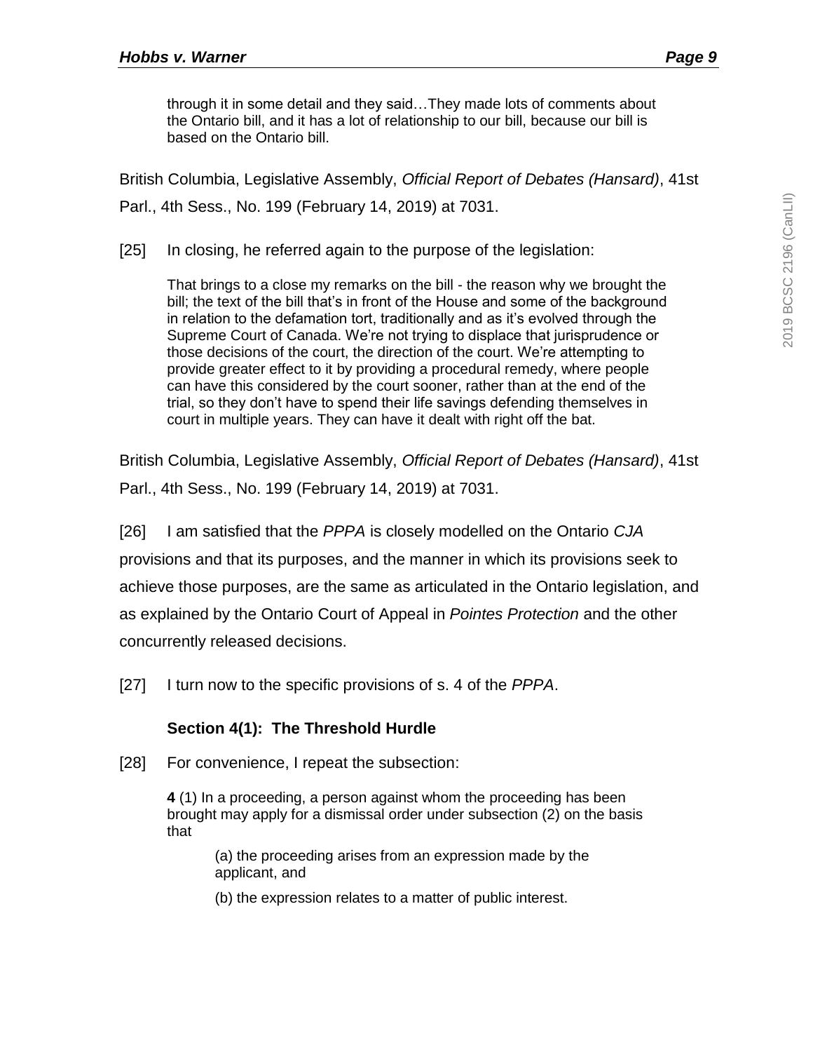> through it in some detail and they said…They made lots of comments about the Ontario bill, and it has a lot of relationship to our bill, because our bill is based on the Ontario bill.

British Columbia, Legislative Assembly, *Official Report of Debates (Hansard)*, 41st Parl., 4th Sess., No. 199 (February 14, 2019) at 7031.

[25] In closing, he referred again to the purpose of the legislation:

> That brings to a close my remarks on the bill - the reason why we brought the bill; the text of the bill that's in front of the House and some of the background in relation to the defamation tort, traditionally and as it's evolved through the Supreme Court of Canada. We're not trying to displace that jurisprudence or those decisions of the court, the direction of the court. We're attempting to provide greater effect to it by providing a procedural remedy, where people can have this considered by the court sooner, rather than at the end of the trial, so they don't have to spend their life savings defending themselves in court in multiple years. They can have it dealt with right off the bat.

British Columbia, Legislative Assembly, *Official Report of Debates (Hansard)*, 41st Parl., 4th Sess., No. 199 (February 14, 2019) at 7031.

[26] I am satisfied that the *PPPA* is closely modelled on the Ontario *CJA* provisions and that its purposes, and the manner in which its provisions seek to achieve those purposes, are the same as articulated in the Ontario legislation, and as explained by the Ontario Court of Appeal in *Pointes Protection* and the other concurrently released decisions.

[27] I turn now to the specific provisions of s. 4 of the *PPPA*.

### Section 4(1): The Threshold Hurdle

[28] For convenience, I repeat the subsection:

> **4** (1) In a proceeding, a person against whom the proceeding has been brought may apply for a dismissal order under subsection (2) on the basis that
>
> (a) the proceeding arises from an expression made by the applicant, and
>
> (b) the expression relates to a matter of public interest.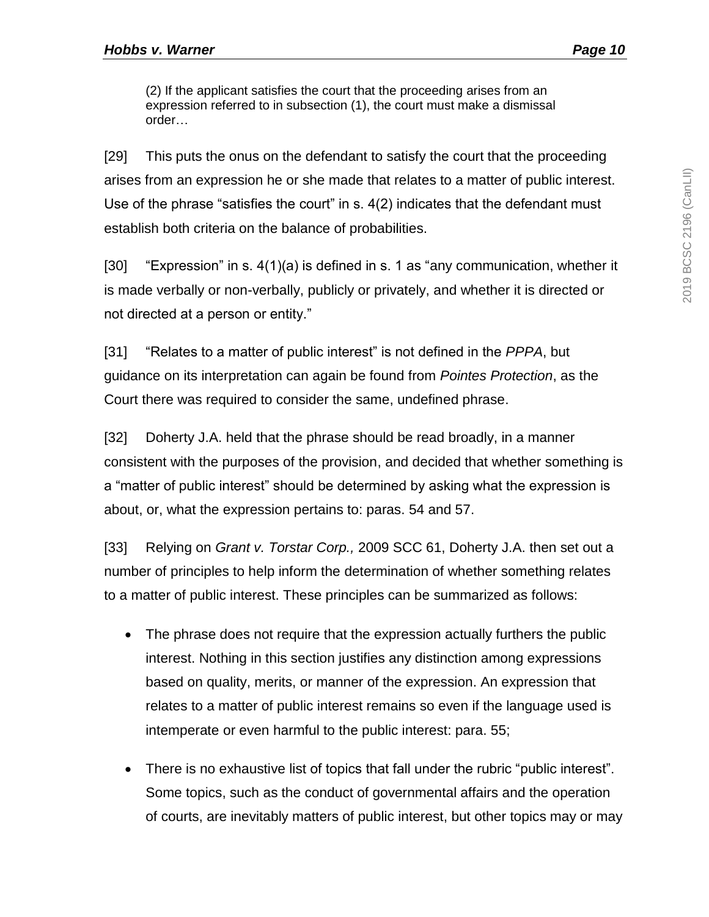> (2) If the applicant satisfies the court that the proceeding arises from an expression referred to in subsection (1), the court must make a dismissal order…

[29] This puts the onus on the defendant to satisfy the court that the proceeding arises from an expression he or she made that relates to a matter of public interest. Use of the phrase "satisfies the court" in s. 4(2) indicates that the defendant must establish both criteria on the balance of probabilities.

[30] "Expression" in s. 4(1)(a) is defined in s. 1 as "any communication, whether it is made verbally or non-verbally, publicly or privately, and whether it is directed or not directed at a person or entity."

[31] "Relates to a matter of public interest" is not defined in the *PPPA*, but guidance on its interpretation can again be found from *Pointes Protection*, as the Court there was required to consider the same, undefined phrase.

[32] Doherty J.A. held that the phrase should be read broadly, in a manner consistent with the purposes of the provision, and decided that whether something is a "matter of public interest" should be determined by asking what the expression is about, or, what the expression pertains to: paras. 54 and 57.

[33] Relying on *Grant v. Torstar Corp.,* 2009 SCC 61, Doherty J.A. then set out a number of principles to help inform the determination of whether something relates to a matter of public interest. These principles can be summarized as follows:

- The phrase does not require that the expression actually furthers the public interest. Nothing in this section justifies any distinction among expressions based on quality, merits, or manner of the expression. An expression that relates to a matter of public interest remains so even if the language used is intemperate or even harmful to the public interest: para. 55;
- There is no exhaustive list of topics that fall under the rubric "public interest". Some topics, such as the conduct of governmental affairs and the operation of courts, are inevitably matters of public interest, but other topics may or may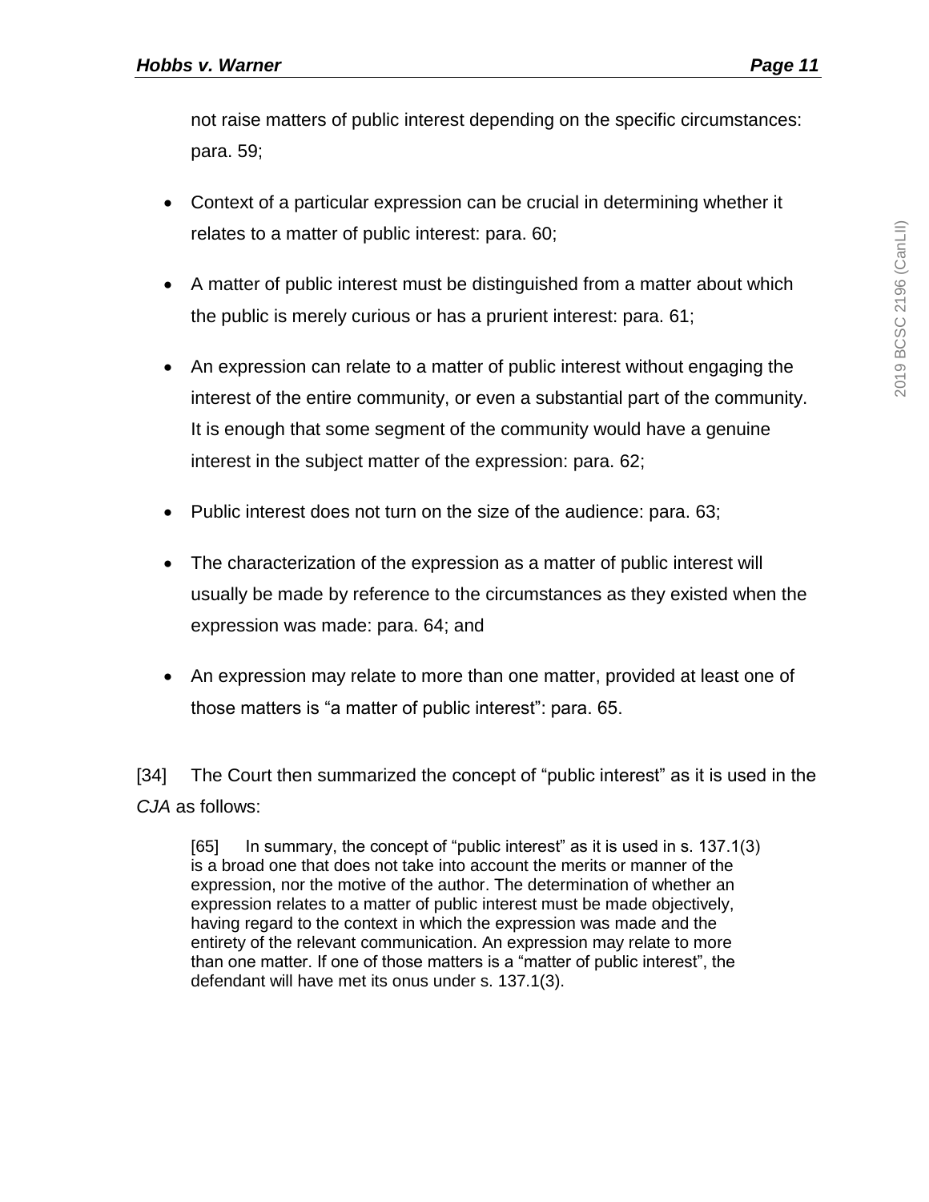not raise matters of public interest depending on the specific circumstances: para. 59;

- Context of a particular expression can be crucial in determining whether it relates to a matter of public interest: para. 60;
- A matter of public interest must be distinguished from a matter about which the public is merely curious or has a prurient interest: para. 61;
- An expression can relate to a matter of public interest without engaging the interest of the entire community, or even a substantial part of the community. It is enough that some segment of the community would have a genuine interest in the subject matter of the expression: para. 62;
- Public interest does not turn on the size of the audience: para. 63;
- The characterization of the expression as a matter of public interest will usually be made by reference to the circumstances as they existed when the expression was made: para. 64; and
- An expression may relate to more than one matter, provided at least one of those matters is "a matter of public interest": para. 65.

[34] The Court then summarized the concept of "public interest" as it is used in the *CJA* as follows:

> [65] In summary, the concept of "public interest" as it is used in s. 137.1(3) is a broad one that does not take into account the merits or manner of the expression, nor the motive of the author. The determination of whether an expression relates to a matter of public interest must be made objectively, having regard to the context in which the expression was made and the entirety of the relevant communication. An expression may relate to more than one matter. If one of those matters is a "matter of public interest", the defendant will have met its onus under s. 137.1(3).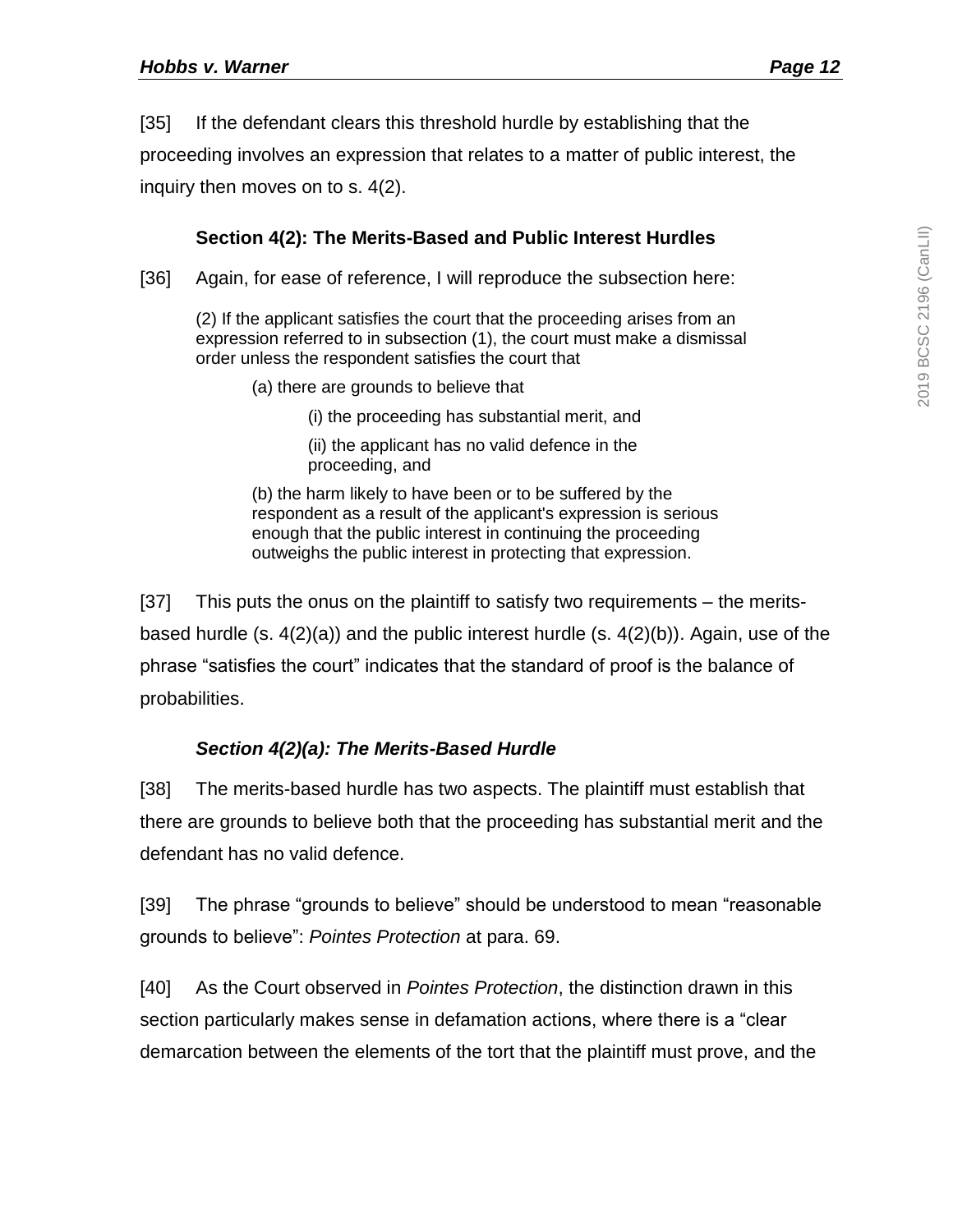[35] If the defendant clears this threshold hurdle by establishing that the proceeding involves an expression that relates to a matter of public interest, the inquiry then moves on to s. 4(2).

### Section 4(2): The Merits-Based and Public Interest Hurdles

[36] Again, for ease of reference, I will reproduce the subsection here:

> (2) If the applicant satisfies the court that the proceeding arises from an expression referred to in subsection (1), the court must make a dismissal order unless the respondent satisfies the court that
>
> (a) there are grounds to believe that
>
> (i) the proceeding has substantial merit, and
>
> (ii) the applicant has no valid defence in the proceeding, and
>
> (b) the harm likely to have been or to be suffered by the respondent as a result of the applicant's expression is serious enough that the public interest in continuing the proceeding outweighs the public interest in protecting that expression.

[37] This puts the onus on the plaintiff to satisfy two requirements – the merits-based hurdle (s. 4(2)(a)) and the public interest hurdle (s. 4(2)(b)). Again, use of the phrase “satisfies the court” indicates that the standard of proof is the balance of probabilities.

#### *Section 4(2)(a): The Merits-Based Hurdle*

[38] The merits-based hurdle has two aspects. The plaintiff must establish that there are grounds to believe both that the proceeding has substantial merit and the defendant has no valid defence.

[39] The phrase “grounds to believe” should be understood to mean “reasonable grounds to believe”: *Pointes Protection* at para. 69.

[40] As the Court observed in *Pointes Protection*, the distinction drawn in this section particularly makes sense in defamation actions, where there is a “clear demarcation between the elements of the tort that the plaintiff must prove, and the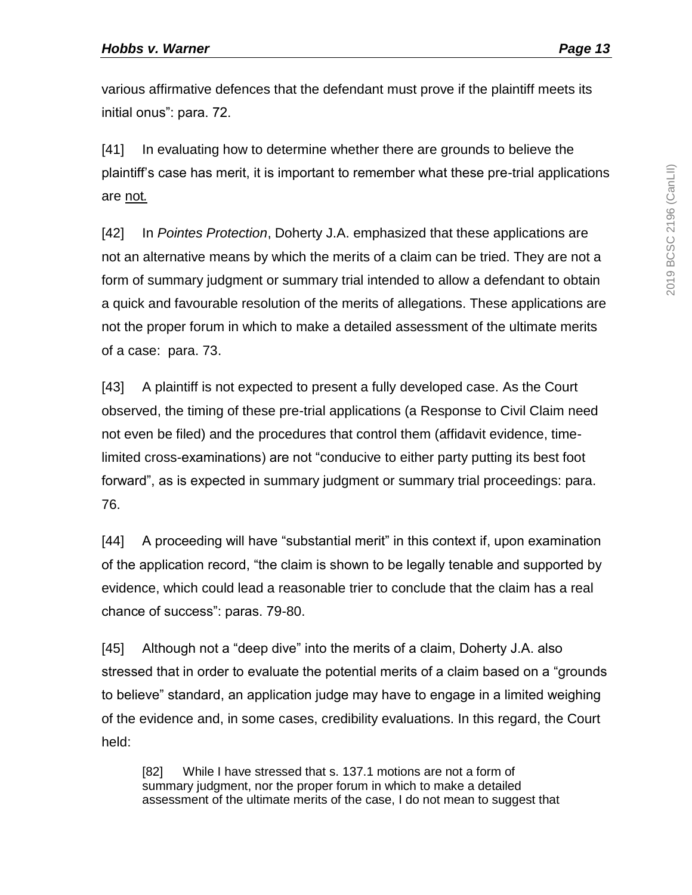various affirmative defences that the defendant must prove if the plaintiff meets its initial onus": para. 72.

[41] In evaluating how to determine whether there are grounds to believe the plaintiff's case has merit, it is important to remember what these pre-trial applications are <u>not</u>.

[42] In *Pointes Protection*, Doherty J.A. emphasized that these applications are not an alternative means by which the merits of a claim can be tried. They are not a form of summary judgment or summary trial intended to allow a defendant to obtain a quick and favourable resolution of the merits of allegations. These applications are not the proper forum in which to make a detailed assessment of the ultimate merits of a case: para. 73.

[43] A plaintiff is not expected to present a fully developed case. As the Court observed, the timing of these pre-trial applications (a Response to Civil Claim need not even be filed) and the procedures that control them (affidavit evidence, time-limited cross-examinations) are not "conducive to either party putting its best foot forward", as is expected in summary judgment or summary trial proceedings: para. 76.

[44] A proceeding will have "substantial merit" in this context if, upon examination of the application record, "the claim is shown to be legally tenable and supported by evidence, which could lead a reasonable trier to conclude that the claim has a real chance of success": paras. 79-80.

[45] Although not a "deep dive" into the merits of a claim, Doherty J.A. also stressed that in order to evaluate the potential merits of a claim based on a "grounds to believe" standard, an application judge may have to engage in a limited weighing of the evidence and, in some cases, credibility evaluations. In this regard, the Court held:

> [82] While I have stressed that s. 137.1 motions are not a form of summary judgment, nor the proper forum in which to make a detailed assessment of the ultimate merits of the case, I do not mean to suggest that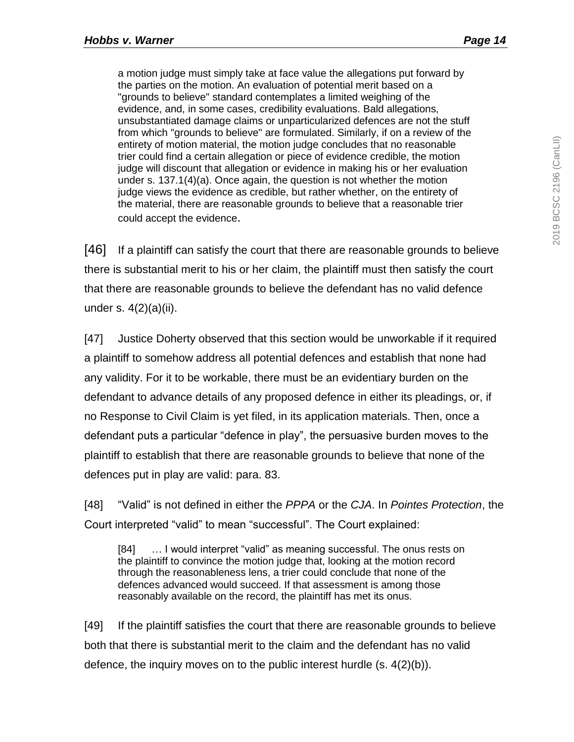> a motion judge must simply take at face value the allegations put forward by the parties on the motion. An evaluation of potential merit based on a "grounds to believe" standard contemplates a limited weighing of the evidence, and, in some cases, credibility evaluations. Bald allegations, unsubstantiated damage claims or unparticularized defences are not the stuff from which "grounds to believe" are formulated. Similarly, if on a review of the entirety of motion material, the motion judge concludes that no reasonable trier could find a certain allegation or piece of evidence credible, the motion judge will discount that allegation or evidence in making his or her evaluation under s. 137.1(4)(a). Once again, the question is not whether the motion judge views the evidence as credible, but rather whether, on the entirety of the material, there are reasonable grounds to believe that a reasonable trier could accept the evidence.

[46] If a plaintiff can satisfy the court that there are reasonable grounds to believe there is substantial merit to his or her claim, the plaintiff must then satisfy the court that there are reasonable grounds to believe the defendant has no valid defence under s. 4(2)(a)(ii).

[47] Justice Doherty observed that this section would be unworkable if it required a plaintiff to somehow address all potential defences and establish that none had any validity. For it to be workable, there must be an evidentiary burden on the defendant to advance details of any proposed defence in either its pleadings, or, if no Response to Civil Claim is yet filed, in its application materials. Then, once a defendant puts a particular "defence in play", the persuasive burden moves to the plaintiff to establish that there are reasonable grounds to believe that none of the defences put in play are valid: para. 83.

[48] "Valid" is not defined in either the *PPPA* or the *CJA*. In *Pointes Protection*, the Court interpreted "valid" to mean "successful". The Court explained:

> [84] … I would interpret "valid" as meaning successful. The onus rests on the plaintiff to convince the motion judge that, looking at the motion record through the reasonableness lens, a trier could conclude that none of the defences advanced would succeed. If that assessment is among those reasonably available on the record, the plaintiff has met its onus.

[49] If the plaintiff satisfies the court that there are reasonable grounds to believe both that there is substantial merit to the claim and the defendant has no valid defence, the inquiry moves on to the public interest hurdle (s. 4(2)(b)).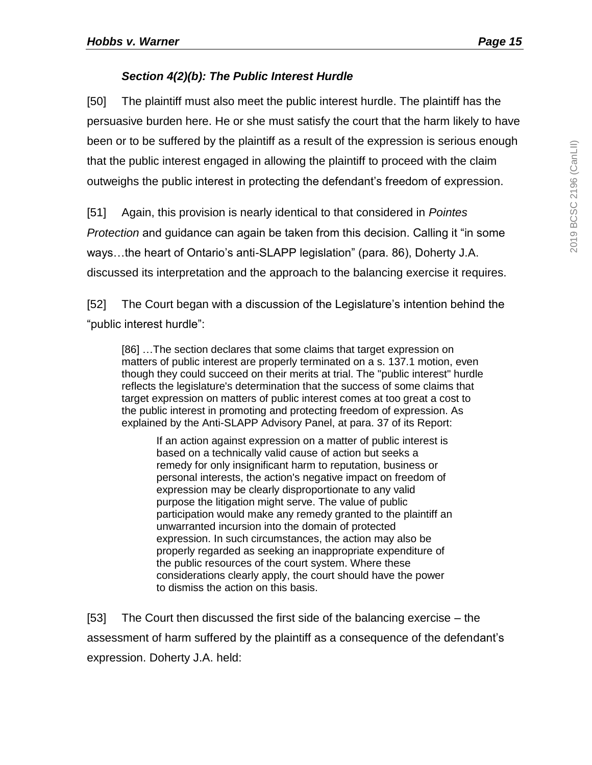### *Section 4(2)(b): The Public Interest Hurdle*

[50] The plaintiff must also meet the public interest hurdle. The plaintiff has the persuasive burden here. He or she must satisfy the court that the harm likely to have been or to be suffered by the plaintiff as a result of the expression is serious enough that the public interest engaged in allowing the plaintiff to proceed with the claim outweighs the public interest in protecting the defendant's freedom of expression.

[51] Again, this provision is nearly identical to that considered in *Pointes Protection* and guidance can again be taken from this decision. Calling it "in some ways…the heart of Ontario's anti-SLAPP legislation" (para. 86), Doherty J.A. discussed its interpretation and the approach to the balancing exercise it requires.

[52] The Court began with a discussion of the Legislature's intention behind the "public interest hurdle":

> [86] …The section declares that some claims that target expression on matters of public interest are properly terminated on a s. 137.1 motion, even though they could succeed on their merits at trial. The "public interest" hurdle reflects the legislature's determination that the success of some claims that target expression on matters of public interest comes at too great a cost to the public interest in promoting and protecting freedom of expression. As explained by the Anti-SLAPP Advisory Panel, at para. 37 of its Report:
>
> > If an action against expression on a matter of public interest is based on a technically valid cause of action but seeks a remedy for only insignificant harm to reputation, business or personal interests, the action's negative impact on freedom of expression may be clearly disproportionate to any valid purpose the litigation might serve. The value of public participation would make any remedy granted to the plaintiff an unwarranted incursion into the domain of protected expression. In such circumstances, the action may also be properly regarded as seeking an inappropriate expenditure of the public resources of the court system. Where these considerations clearly apply, the court should have the power to dismiss the action on this basis.

[53] The Court then discussed the first side of the balancing exercise – the assessment of harm suffered by the plaintiff as a consequence of the defendant's expression. Doherty J.A. held: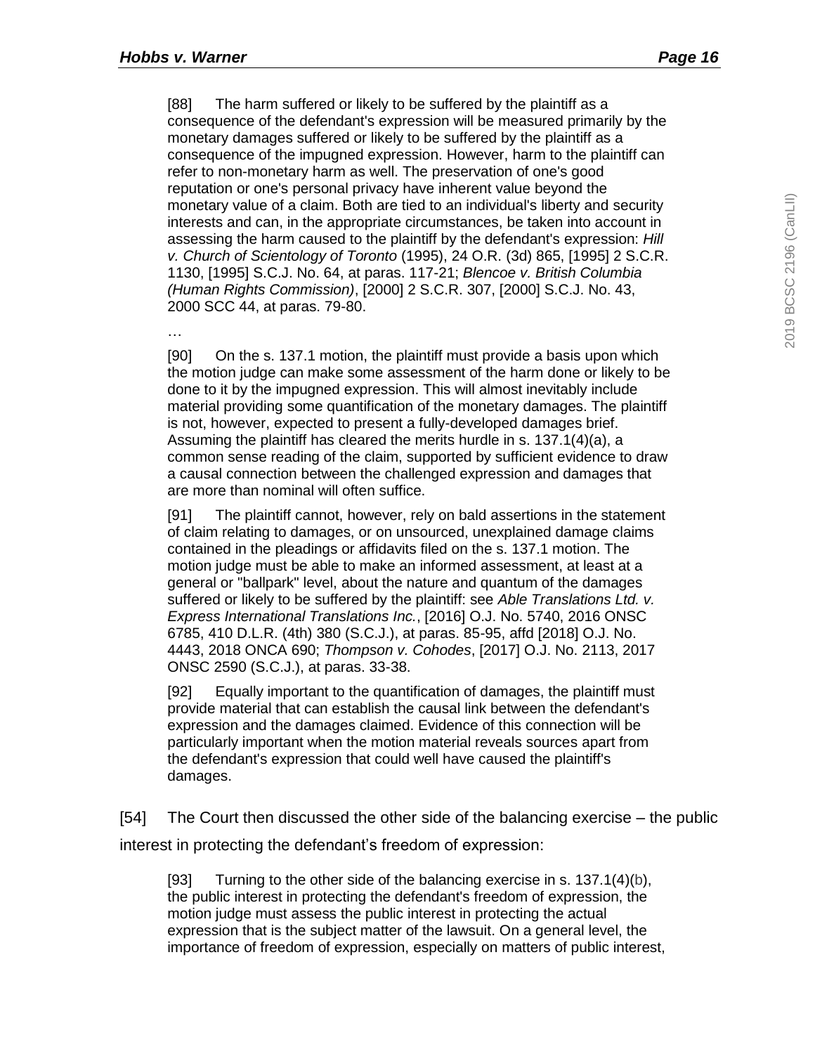> [88] The harm suffered or likely to be suffered by the plaintiff as a consequence of the defendant's expression will be measured primarily by the monetary damages suffered or likely to be suffered by the plaintiff as a consequence of the impugned expression. However, harm to the plaintiff can refer to non-monetary harm as well. The preservation of one's good reputation or one's personal privacy have inherent value beyond the monetary value of a claim. Both are tied to an individual's liberty and security interests and can, in the appropriate circumstances, be taken into account in assessing the harm caused to the plaintiff by the defendant's expression: *Hill v. Church of Scientology of Toronto* (1995), 24 O.R. (3d) 865, [1995] 2 S.C.R. 1130, [1995] S.C.J. No. 64, at paras. 117-21; *Blencoe v. British Columbia (Human Rights Commission)*, [2000] 2 S.C.R. 307, [2000] S.C.J. No. 43, 2000 SCC 44, at paras. 79-80.
>
> …
>
> [90] On the s. 137.1 motion, the plaintiff must provide a basis upon which the motion judge can make some assessment of the harm done or likely to be done to it by the impugned expression. This will almost inevitably include material providing some quantification of the monetary damages. The plaintiff is not, however, expected to present a fully-developed damages brief. Assuming the plaintiff has cleared the merits hurdle in s. 137.1(4)(a), a common sense reading of the claim, supported by sufficient evidence to draw a causal connection between the challenged expression and damages that are more than nominal will often suffice.
>
> [91] The plaintiff cannot, however, rely on bald assertions in the statement of claim relating to damages, or on unsourced, unexplained damage claims contained in the pleadings or affidavits filed on the s. 137.1 motion. The motion judge must be able to make an informed assessment, at least at a general or "ballpark" level, about the nature and quantum of the damages suffered or likely to be suffered by the plaintiff: see *Able Translations Ltd. v. Express International Translations Inc.*, [2016] O.J. No. 5740, 2016 ONSC 6785, 410 D.L.R. (4th) 380 (S.C.J.), at paras. 85-95, affd [2018] O.J. No. 4443, 2018 ONCA 690; *Thompson v. Cohodes*, [2017] O.J. No. 2113, 2017 ONSC 2590 (S.C.J.), at paras. 33-38.
>
> [92] Equally important to the quantification of damages, the plaintiff must provide material that can establish the causal link between the defendant's expression and the damages claimed. Evidence of this connection will be particularly important when the motion material reveals sources apart from the defendant's expression that could well have caused the plaintiff's damages.

[54] The Court then discussed the other side of the balancing exercise – the public interest in protecting the defendant's freedom of expression:

> [93] Turning to the other side of the balancing exercise in s. 137.1(4)(b), the public interest in protecting the defendant's freedom of expression, the motion judge must assess the public interest in protecting the actual expression that is the subject matter of the lawsuit. On a general level, the importance of freedom of expression, especially on matters of public interest,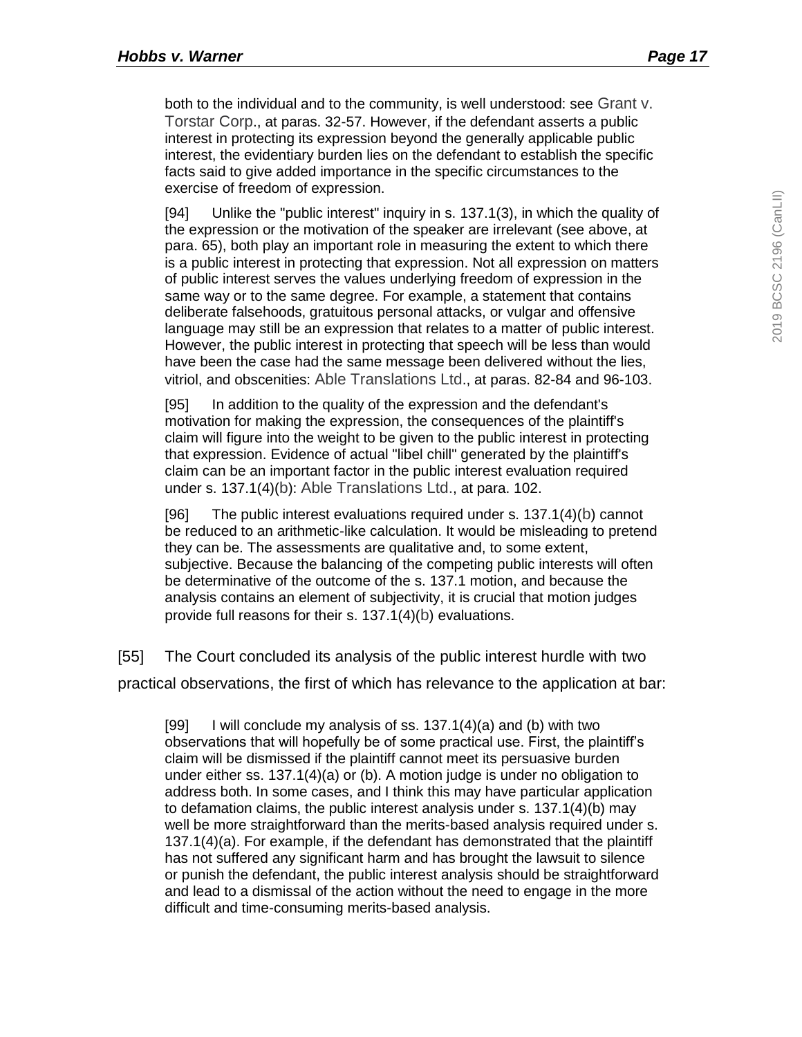both to the individual and to the community, is well understood: see Grant v. Torstar Corp., at paras. 32-57. However, if the defendant asserts a public interest in protecting its expression beyond the generally applicable public interest, the evidentiary burden lies on the defendant to establish the specific facts said to give added importance in the specific circumstances to the exercise of freedom of expression.

> [94] Unlike the "public interest" inquiry in s. 137.1(3), in which the quality of the expression or the motivation of the speaker are irrelevant (see above, at para. 65), both play an important role in measuring the extent to which there is a public interest in protecting that expression. Not all expression on matters of public interest serves the values underlying freedom of expression in the same way or to the same degree. For example, a statement that contains deliberate falsehoods, gratuitous personal attacks, or vulgar and offensive language may still be an expression that relates to a matter of public interest. However, the public interest in protecting that speech will be less than would have been the case had the same message been delivered without the lies, vitriol, and obscenities: Able Translations Ltd., at paras. 82-84 and 96-103.
>
> [95] In addition to the quality of the expression and the defendant's motivation for making the expression, the consequences of the plaintiff's claim will figure into the weight to be given to the public interest in protecting that expression. Evidence of actual "libel chill" generated by the plaintiff's claim can be an important factor in the public interest evaluation required under s. 137.1(4)(b): Able Translations Ltd., at para. 102.
>
> [96] The public interest evaluations required under s. 137.1(4)(b) cannot be reduced to an arithmetic-like calculation. It would be misleading to pretend they can be. The assessments are qualitative and, to some extent, subjective. Because the balancing of the competing public interests will often be determinative of the outcome of the s. 137.1 motion, and because the analysis contains an element of subjectivity, it is crucial that motion judges provide full reasons for their s. 137.1(4)(b) evaluations.

[55] The Court concluded its analysis of the public interest hurdle with two practical observations, the first of which has relevance to the application at bar:

> [99] I will conclude my analysis of ss. 137.1(4)(a) and (b) with two observations that will hopefully be of some practical use. First, the plaintiff's claim will be dismissed if the plaintiff cannot meet its persuasive burden under either ss. 137.1(4)(a) or (b). A motion judge is under no obligation to address both. In some cases, and I think this may have particular application to defamation claims, the public interest analysis under s. 137.1(4)(b) may well be more straightforward than the merits-based analysis required under s. 137.1(4)(a). For example, if the defendant has demonstrated that the plaintiff has not suffered any significant harm and has brought the lawsuit to silence or punish the defendant, the public interest analysis should be straightforward and lead to a dismissal of the action without the need to engage in the more difficult and time-consuming merits-based analysis.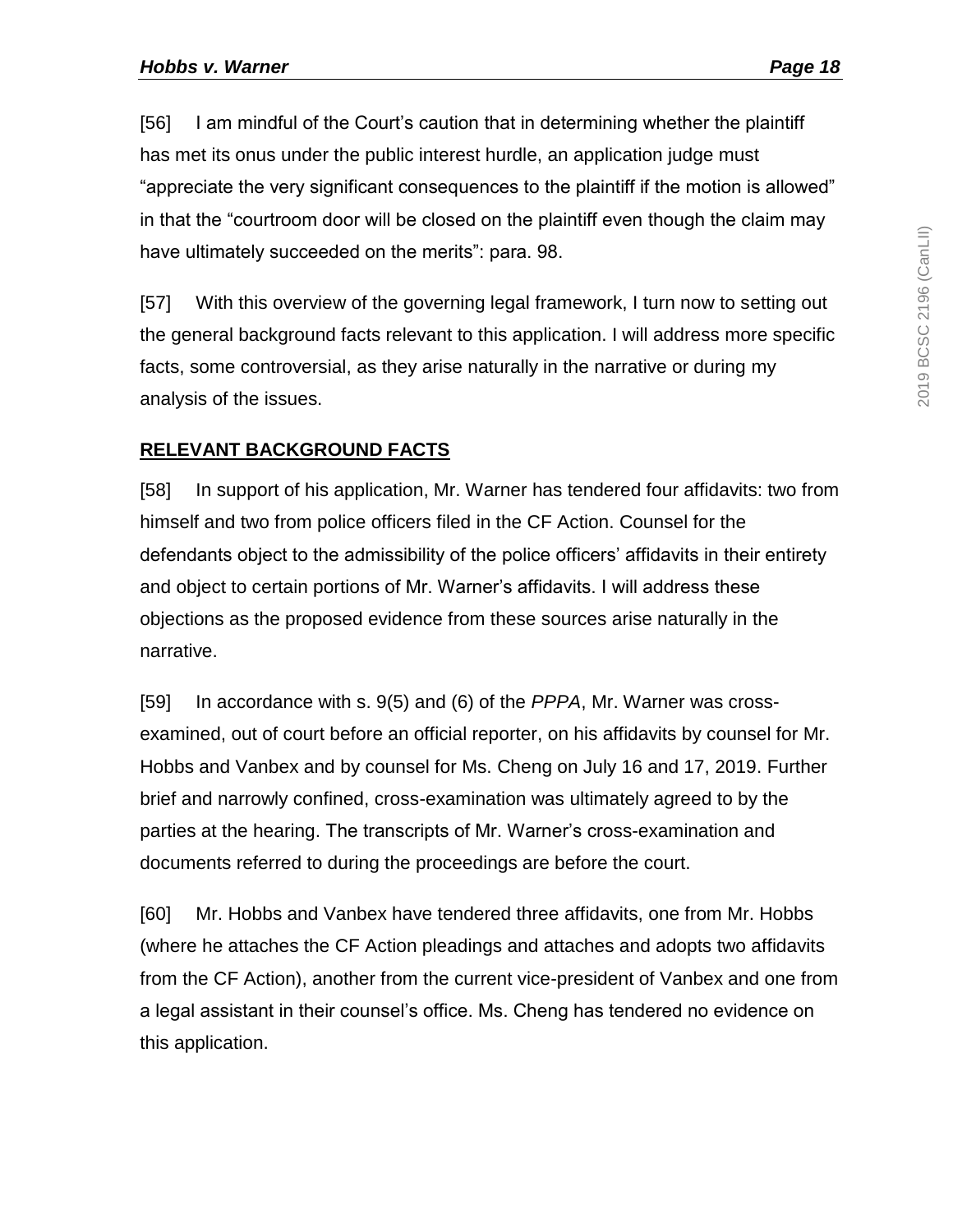[56] I am mindful of the Court's caution that in determining whether the plaintiff has met its onus under the public interest hurdle, an application judge must "appreciate the very significant consequences to the plaintiff if the motion is allowed" in that the "courtroom door will be closed on the plaintiff even though the claim may have ultimately succeeded on the merits": para. 98.

[57] With this overview of the governing legal framework, I turn now to setting out the general background facts relevant to this application. I will address more specific facts, some controversial, as they arise naturally in the narrative or during my analysis of the issues.

## RELEVANT BACKGROUND FACTS

[58] In support of his application, Mr. Warner has tendered four affidavits: two from himself and two from police officers filed in the CF Action. Counsel for the defendants object to the admissibility of the police officers' affidavits in their entirety and object to certain portions of Mr. Warner's affidavits. I will address these objections as the proposed evidence from these sources arise naturally in the narrative.

[59] In accordance with s. 9(5) and (6) of the *PPPA*, Mr. Warner was cross-examined, out of court before an official reporter, on his affidavits by counsel for Mr. Hobbs and Vanbex and by counsel for Ms. Cheng on July 16 and 17, 2019. Further brief and narrowly confined, cross-examination was ultimately agreed to by the parties at the hearing. The transcripts of Mr. Warner's cross-examination and documents referred to during the proceedings are before the court.

[60] Mr. Hobbs and Vanbex have tendered three affidavits, one from Mr. Hobbs (where he attaches the CF Action pleadings and attaches and adopts two affidavits from the CF Action), another from the current vice-president of Vanbex and one from a legal assistant in their counsel's office. Ms. Cheng has tendered no evidence on this application.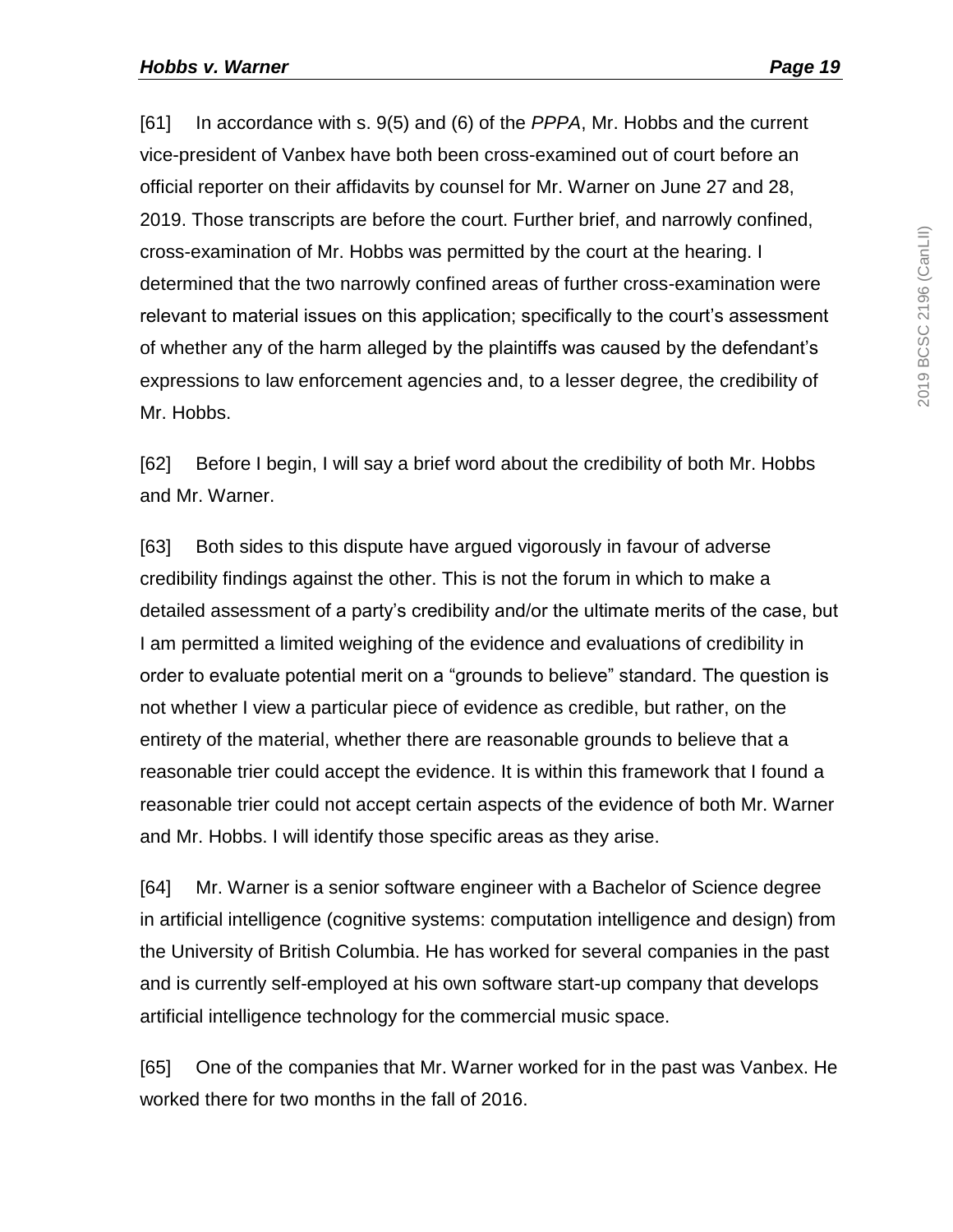[61] In accordance with s. 9(5) and (6) of the *PPPA*, Mr. Hobbs and the current vice-president of Vanbex have both been cross-examined out of court before an official reporter on their affidavits by counsel for Mr. Warner on June 27 and 28, 2019. Those transcripts are before the court. Further brief, and narrowly confined, cross-examination of Mr. Hobbs was permitted by the court at the hearing. I determined that the two narrowly confined areas of further cross-examination were relevant to material issues on this application; specifically to the court's assessment of whether any of the harm alleged by the plaintiffs was caused by the defendant's expressions to law enforcement agencies and, to a lesser degree, the credibility of Mr. Hobbs.

[62] Before I begin, I will say a brief word about the credibility of both Mr. Hobbs and Mr. Warner.

[63] Both sides to this dispute have argued vigorously in favour of adverse credibility findings against the other. This is not the forum in which to make a detailed assessment of a party's credibility and/or the ultimate merits of the case, but I am permitted a limited weighing of the evidence and evaluations of credibility in order to evaluate potential merit on a "grounds to believe" standard. The question is not whether I view a particular piece of evidence as credible, but rather, on the entirety of the material, whether there are reasonable grounds to believe that a reasonable trier could accept the evidence. It is within this framework that I found a reasonable trier could not accept certain aspects of the evidence of both Mr. Warner and Mr. Hobbs. I will identify those specific areas as they arise.

[64] Mr. Warner is a senior software engineer with a Bachelor of Science degree in artificial intelligence (cognitive systems: computation intelligence and design) from the University of British Columbia. He has worked for several companies in the past and is currently self-employed at his own software start-up company that develops artificial intelligence technology for the commercial music space.

[65] One of the companies that Mr. Warner worked for in the past was Vanbex. He worked there for two months in the fall of 2016.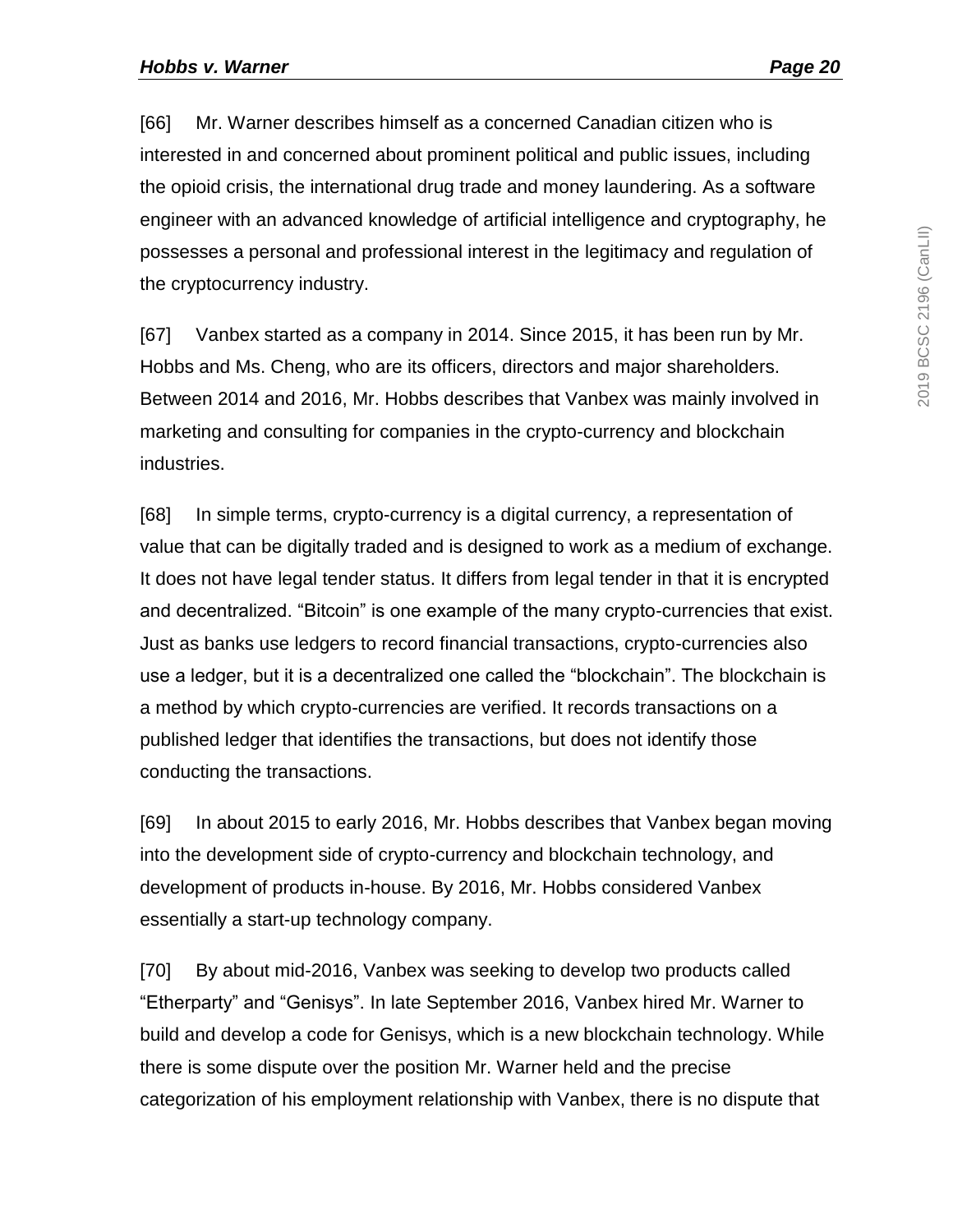[66] Mr. Warner describes himself as a concerned Canadian citizen who is interested in and concerned about prominent political and public issues, including the opioid crisis, the international drug trade and money laundering. As a software engineer with an advanced knowledge of artificial intelligence and cryptography, he possesses a personal and professional interest in the legitimacy and regulation of the cryptocurrency industry.

[67] Vanbex started as a company in 2014. Since 2015, it has been run by Mr. Hobbs and Ms. Cheng, who are its officers, directors and major shareholders. Between 2014 and 2016, Mr. Hobbs describes that Vanbex was mainly involved in marketing and consulting for companies in the crypto-currency and blockchain industries.

[68] In simple terms, crypto-currency is a digital currency, a representation of value that can be digitally traded and is designed to work as a medium of exchange. It does not have legal tender status. It differs from legal tender in that it is encrypted and decentralized. "Bitcoin" is one example of the many crypto-currencies that exist. Just as banks use ledgers to record financial transactions, crypto-currencies also use a ledger, but it is a decentralized one called the "blockchain". The blockchain is a method by which crypto-currencies are verified. It records transactions on a published ledger that identifies the transactions, but does not identify those conducting the transactions.

[69] In about 2015 to early 2016, Mr. Hobbs describes that Vanbex began moving into the development side of crypto-currency and blockchain technology, and development of products in-house. By 2016, Mr. Hobbs considered Vanbex essentially a start-up technology company.

[70] By about mid-2016, Vanbex was seeking to develop two products called "Etherparty" and "Genisys". In late September 2016, Vanbex hired Mr. Warner to build and develop a code for Genisys, which is a new blockchain technology. While there is some dispute over the position Mr. Warner held and the precise categorization of his employment relationship with Vanbex, there is no dispute that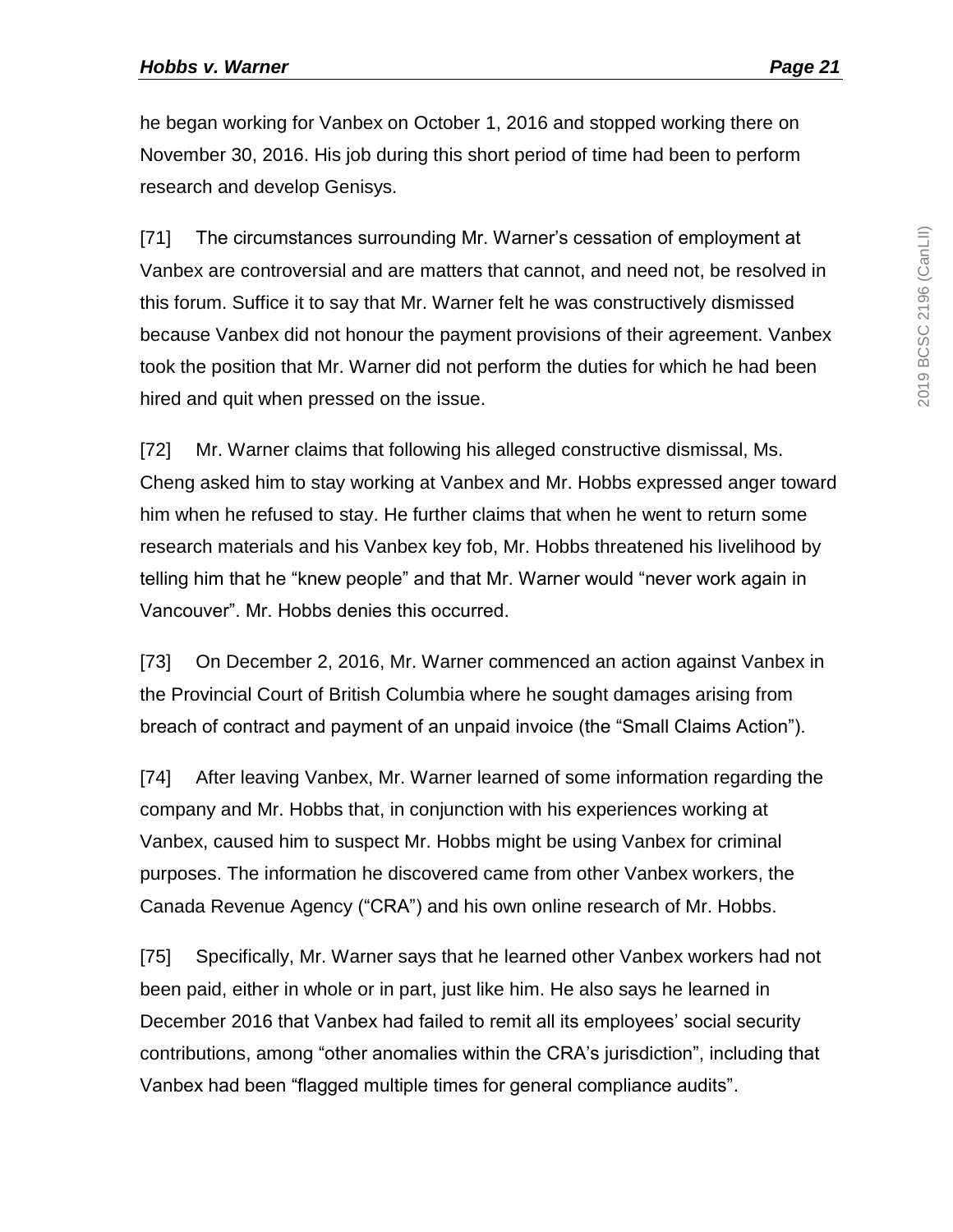he began working for Vanbex on October 1, 2016 and stopped working there on November 30, 2016. His job during this short period of time had been to perform research and develop Genisys.

[71] The circumstances surrounding Mr. Warner's cessation of employment at Vanbex are controversial and are matters that cannot, and need not, be resolved in this forum. Suffice it to say that Mr. Warner felt he was constructively dismissed because Vanbex did not honour the payment provisions of their agreement. Vanbex took the position that Mr. Warner did not perform the duties for which he had been hired and quit when pressed on the issue.

[72] Mr. Warner claims that following his alleged constructive dismissal, Ms. Cheng asked him to stay working at Vanbex and Mr. Hobbs expressed anger toward him when he refused to stay. He further claims that when he went to return some research materials and his Vanbex key fob, Mr. Hobbs threatened his livelihood by telling him that he "knew people" and that Mr. Warner would "never work again in Vancouver". Mr. Hobbs denies this occurred.

[73] On December 2, 2016, Mr. Warner commenced an action against Vanbex in the Provincial Court of British Columbia where he sought damages arising from breach of contract and payment of an unpaid invoice (the "Small Claims Action").

[74] After leaving Vanbex, Mr. Warner learned of some information regarding the company and Mr. Hobbs that, in conjunction with his experiences working at Vanbex, caused him to suspect Mr. Hobbs might be using Vanbex for criminal purposes. The information he discovered came from other Vanbex workers, the Canada Revenue Agency ("CRA") and his own online research of Mr. Hobbs.

[75] Specifically, Mr. Warner says that he learned other Vanbex workers had not been paid, either in whole or in part, just like him. He also says he learned in December 2016 that Vanbex had failed to remit all its employees' social security contributions, among "other anomalies within the CRA's jurisdiction", including that Vanbex had been "flagged multiple times for general compliance audits".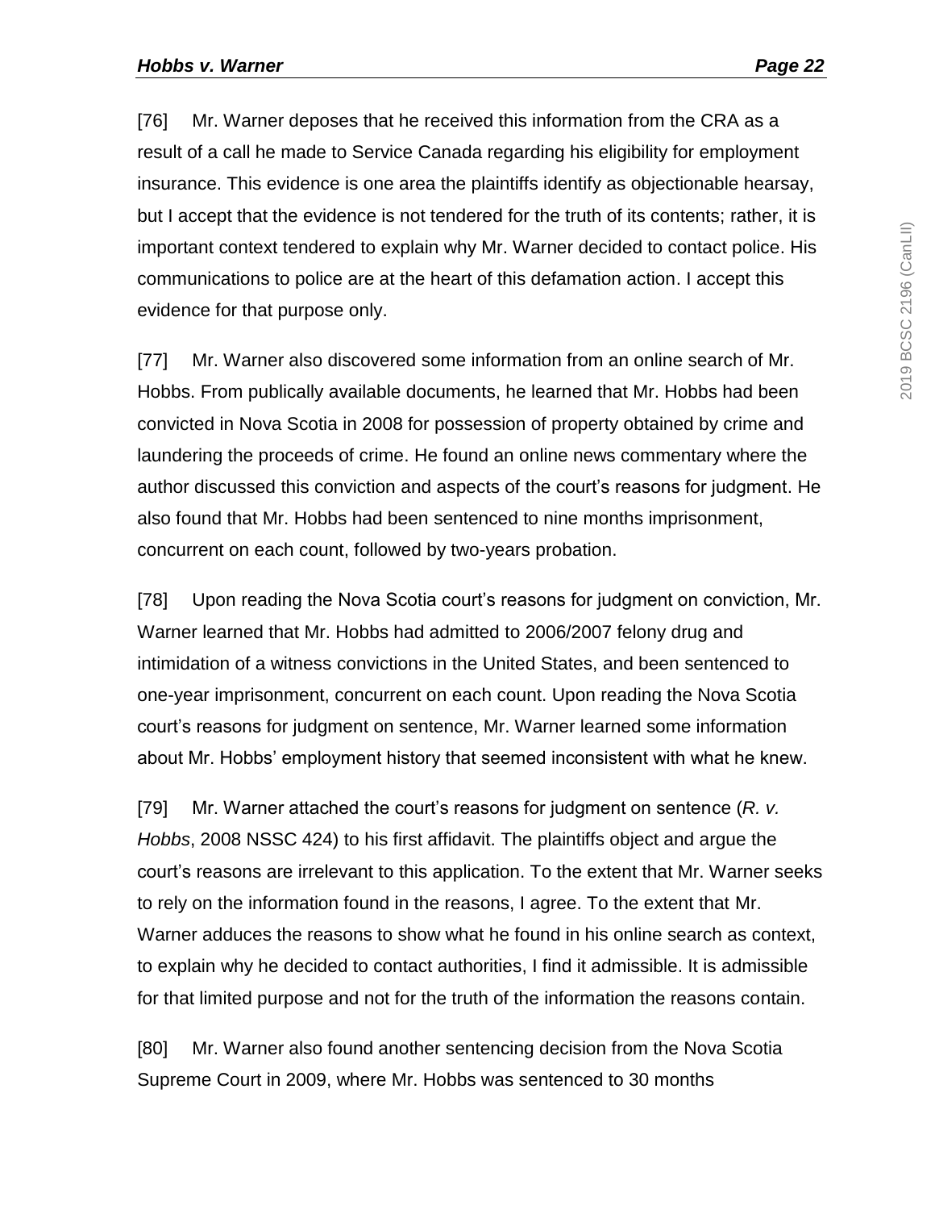[76] Mr. Warner deposes that he received this information from the CRA as a result of a call he made to Service Canada regarding his eligibility for employment insurance. This evidence is one area the plaintiffs identify as objectionable hearsay, but I accept that the evidence is not tendered for the truth of its contents; rather, it is important context tendered to explain why Mr. Warner decided to contact police. His communications to police are at the heart of this defamation action. I accept this evidence for that purpose only.

[77] Mr. Warner also discovered some information from an online search of Mr. Hobbs. From publically available documents, he learned that Mr. Hobbs had been convicted in Nova Scotia in 2008 for possession of property obtained by crime and laundering the proceeds of crime. He found an online news commentary where the author discussed this conviction and aspects of the court's reasons for judgment. He also found that Mr. Hobbs had been sentenced to nine months imprisonment, concurrent on each count, followed by two-years probation.

[78] Upon reading the Nova Scotia court's reasons for judgment on conviction, Mr. Warner learned that Mr. Hobbs had admitted to 2006/2007 felony drug and intimidation of a witness convictions in the United States, and been sentenced to one-year imprisonment, concurrent on each count. Upon reading the Nova Scotia court's reasons for judgment on sentence, Mr. Warner learned some information about Mr. Hobbs' employment history that seemed inconsistent with what he knew.

[79] Mr. Warner attached the court's reasons for judgment on sentence (*R. v. Hobbs*, 2008 NSSC 424) to his first affidavit. The plaintiffs object and argue the court's reasons are irrelevant to this application. To the extent that Mr. Warner seeks to rely on the information found in the reasons, I agree. To the extent that Mr. Warner adduces the reasons to show what he found in his online search as context, to explain why he decided to contact authorities, I find it admissible. It is admissible for that limited purpose and not for the truth of the information the reasons contain.

[80] Mr. Warner also found another sentencing decision from the Nova Scotia Supreme Court in 2009, where Mr. Hobbs was sentenced to 30 months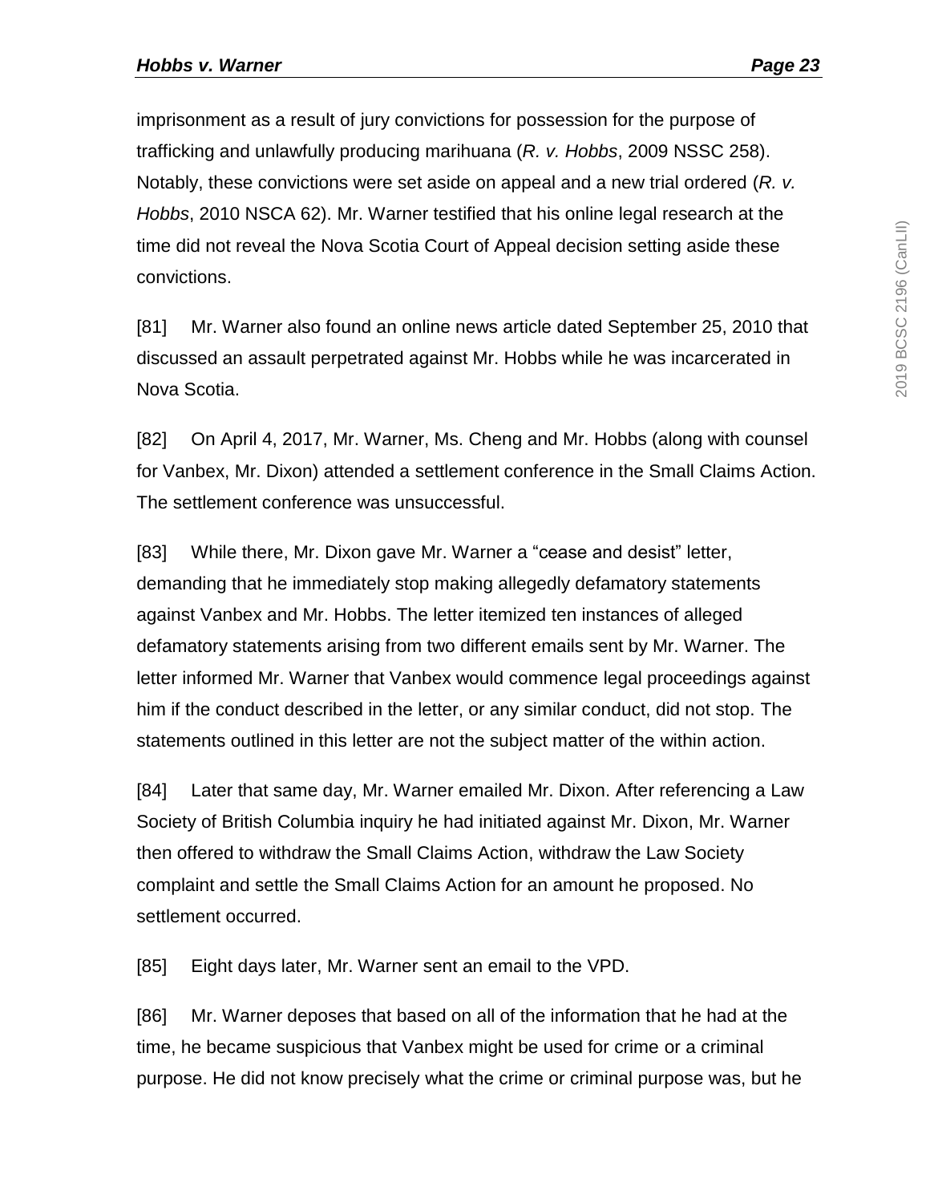imprisonment as a result of jury convictions for possession for the purpose of trafficking and unlawfully producing marihuana (*R. v. Hobbs*, 2009 NSSC 258). Notably, these convictions were set aside on appeal and a new trial ordered (*R. v. Hobbs*, 2010 NSCA 62). Mr. Warner testified that his online legal research at the time did not reveal the Nova Scotia Court of Appeal decision setting aside these convictions.

[81] Mr. Warner also found an online news article dated September 25, 2010 that discussed an assault perpetrated against Mr. Hobbs while he was incarcerated in Nova Scotia.

[82] On April 4, 2017, Mr. Warner, Ms. Cheng and Mr. Hobbs (along with counsel for Vanbex, Mr. Dixon) attended a settlement conference in the Small Claims Action. The settlement conference was unsuccessful.

[83] While there, Mr. Dixon gave Mr. Warner a "cease and desist" letter, demanding that he immediately stop making allegedly defamatory statements against Vanbex and Mr. Hobbs. The letter itemized ten instances of alleged defamatory statements arising from two different emails sent by Mr. Warner. The letter informed Mr. Warner that Vanbex would commence legal proceedings against him if the conduct described in the letter, or any similar conduct, did not stop. The statements outlined in this letter are not the subject matter of the within action.

[84] Later that same day, Mr. Warner emailed Mr. Dixon. After referencing a Law Society of British Columbia inquiry he had initiated against Mr. Dixon, Mr. Warner then offered to withdraw the Small Claims Action, withdraw the Law Society complaint and settle the Small Claims Action for an amount he proposed. No settlement occurred.

[85] Eight days later, Mr. Warner sent an email to the VPD.

[86] Mr. Warner deposes that based on all of the information that he had at the time, he became suspicious that Vanbex might be used for crime or a criminal purpose. He did not know precisely what the crime or criminal purpose was, but he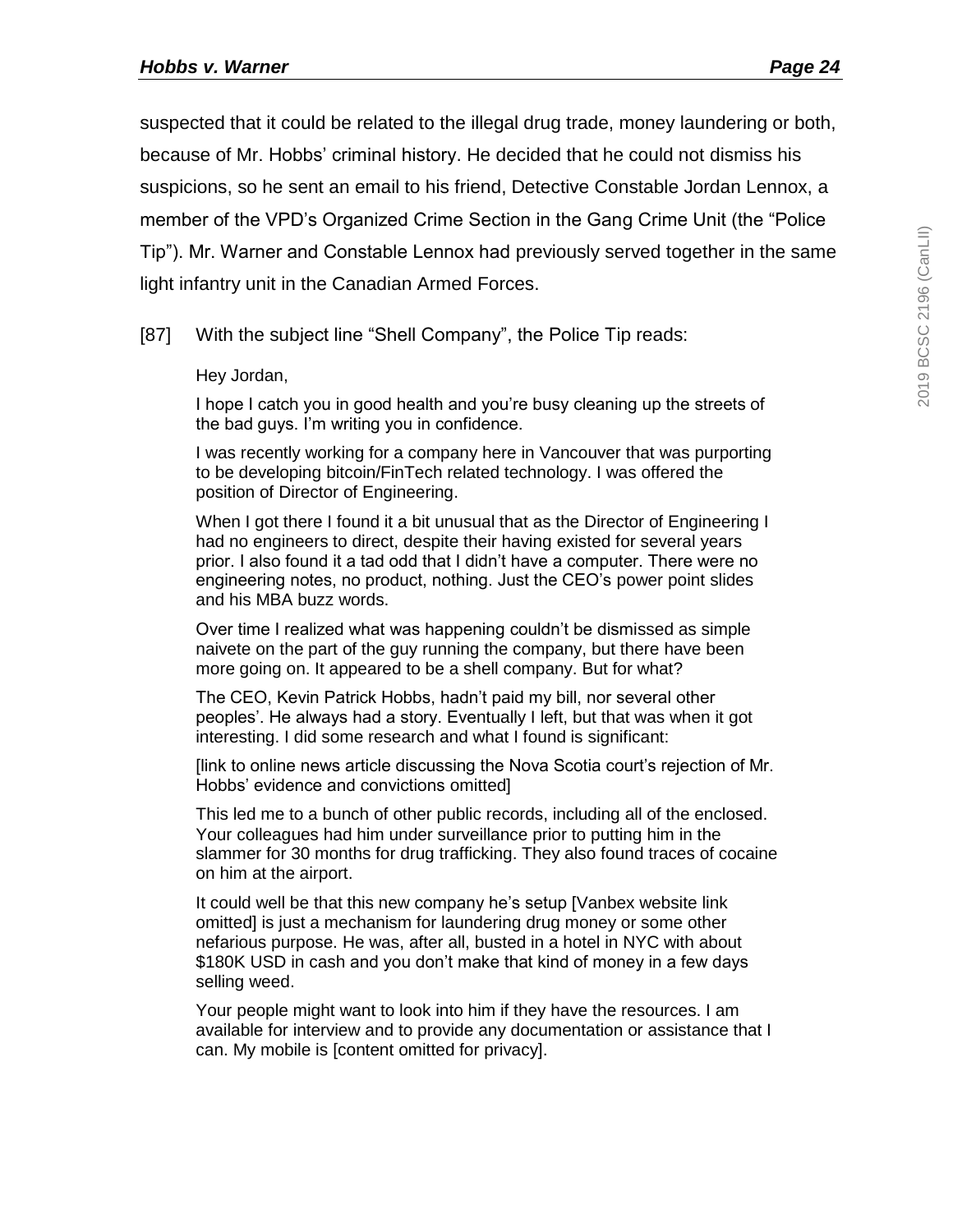suspected that it could be related to the illegal drug trade, money laundering or both, because of Mr. Hobbs' criminal history. He decided that he could not dismiss his suspicions, so he sent an email to his friend, Detective Constable Jordan Lennox, a member of the VPD's Organized Crime Section in the Gang Crime Unit (the "Police Tip"). Mr. Warner and Constable Lennox had previously served together in the same light infantry unit in the Canadian Armed Forces.

[87] With the subject line "Shell Company", the Police Tip reads:

> Hey Jordan,
>
> I hope I catch you in good health and you're busy cleaning up the streets of the bad guys. I'm writing you in confidence.
>
> I was recently working for a company here in Vancouver that was purporting to be developing bitcoin/FinTech related technology. I was offered the position of Director of Engineering.
>
> When I got there I found it a bit unusual that as the Director of Engineering I had no engineers to direct, despite their having existed for several years prior. I also found it a tad odd that I didn't have a computer. There were no engineering notes, no product, nothing. Just the CEO's power point slides and his MBA buzz words.
>
> Over time I realized what was happening couldn't be dismissed as simple naivete on the part of the guy running the company, but there have been more going on. It appeared to be a shell company. But for what?
>
> The CEO, Kevin Patrick Hobbs, hadn't paid my bill, nor several other peoples'. He always had a story. Eventually I left, but that was when it got interesting. I did some research and what I found is significant:
>
> [link to online news article discussing the Nova Scotia court's rejection of Mr. Hobbs' evidence and convictions omitted]
>
> This led me to a bunch of other public records, including all of the enclosed. Your colleagues had him under surveillance prior to putting him in the slammer for 30 months for drug trafficking. They also found traces of cocaine on him at the airport.
>
> It could well be that this new company he's setup [Vanbex website link omitted] is just a mechanism for laundering drug money or some other nefarious purpose. He was, after all, busted in a hotel in NYC with about $180K USD in cash and you don't make that kind of money in a few days selling weed.
>
> Your people might want to look into him if they have the resources. I am available for interview and to provide any documentation or assistance that I can. My mobile is [content omitted for privacy].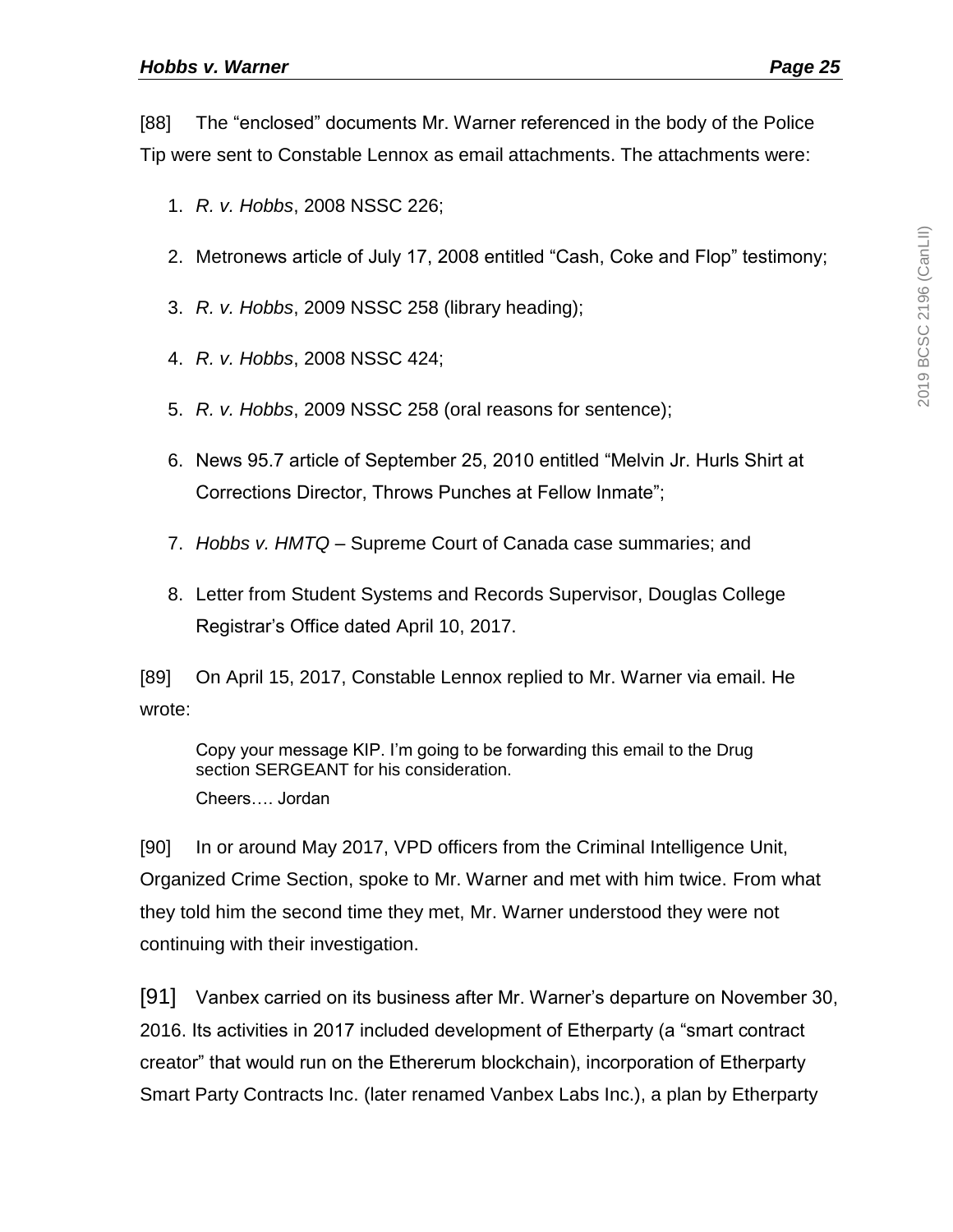[88] The “enclosed” documents Mr. Warner referenced in the body of the Police Tip were sent to Constable Lennox as email attachments. The attachments were:

1. *R. v. Hobbs*, 2008 NSSC 226;
2. Metronews article of July 17, 2008 entitled “Cash, Coke and Flop” testimony;
3. *R. v. Hobbs*, 2009 NSSC 258 (library heading);
4. *R. v. Hobbs*, 2008 NSSC 424;
5. *R. v. Hobbs*, 2009 NSSC 258 (oral reasons for sentence);
6. News 95.7 article of September 25, 2010 entitled “Melvin Jr. Hurls Shirt at Corrections Director, Throws Punches at Fellow Inmate”;
7. *Hobbs v. HMTQ* – Supreme Court of Canada case summaries; and
8. Letter from Student Systems and Records Supervisor, Douglas College Registrar’s Office dated April 10, 2017.

[89] On April 15, 2017, Constable Lennox replied to Mr. Warner via email. He wrote:

> Copy your message KIP. I’m going to be forwarding this email to the Drug section SERGEANT for his consideration.
>
> Cheers…. Jordan

[90] In or around May 2017, VPD officers from the Criminal Intelligence Unit, Organized Crime Section, spoke to Mr. Warner and met with him twice. From what they told him the second time they met, Mr. Warner understood they were not continuing with their investigation.

[91] Vanbex carried on its business after Mr. Warner’s departure on November 30, 2016. Its activities in 2017 included development of Etherparty (a “smart contract creator” that would run on the Ethererum blockchain), incorporation of Etherparty Smart Party Contracts Inc. (later renamed Vanbex Labs Inc.), a plan by Etherparty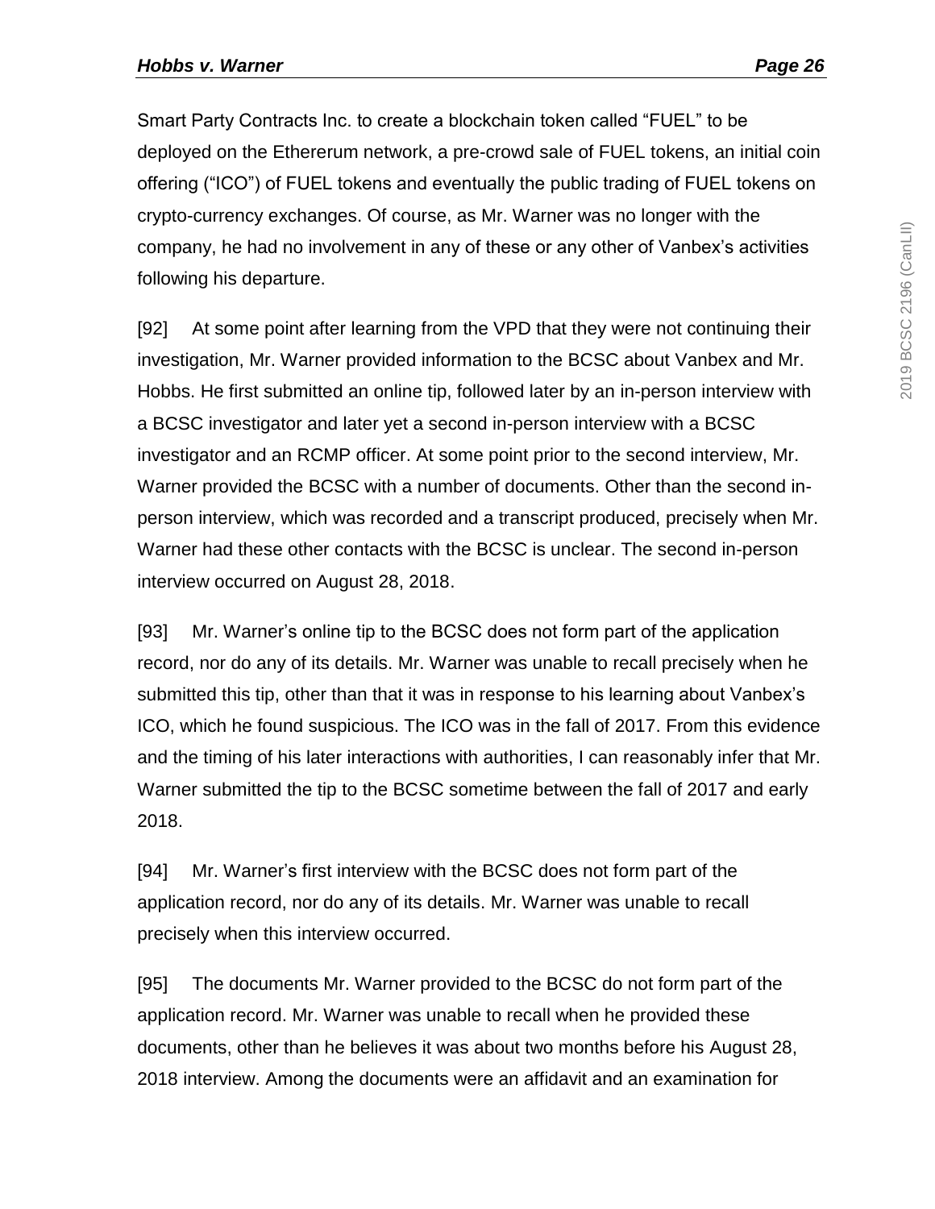Smart Party Contracts Inc. to create a blockchain token called “FUEL” to be deployed on the Ethererum network, a pre-crowd sale of FUEL tokens, an initial coin offering (“ICO”) of FUEL tokens and eventually the public trading of FUEL tokens on crypto-currency exchanges. Of course, as Mr. Warner was no longer with the company, he had no involvement in any of these or any other of Vanbex’s activities following his departure.

[92] At some point after learning from the VPD that they were not continuing their investigation, Mr. Warner provided information to the BCSC about Vanbex and Mr. Hobbs. He first submitted an online tip, followed later by an in-person interview with a BCSC investigator and later yet a second in-person interview with a BCSC investigator and an RCMP officer. At some point prior to the second interview, Mr. Warner provided the BCSC with a number of documents. Other than the second in-person interview, which was recorded and a transcript produced, precisely when Mr. Warner had these other contacts with the BCSC is unclear. The second in-person interview occurred on August 28, 2018.

[93] Mr. Warner’s online tip to the BCSC does not form part of the application record, nor do any of its details. Mr. Warner was unable to recall precisely when he submitted this tip, other than that it was in response to his learning about Vanbex’s ICO, which he found suspicious. The ICO was in the fall of 2017. From this evidence and the timing of his later interactions with authorities, I can reasonably infer that Mr. Warner submitted the tip to the BCSC sometime between the fall of 2017 and early 2018.

[94] Mr. Warner’s first interview with the BCSC does not form part of the application record, nor do any of its details. Mr. Warner was unable to recall precisely when this interview occurred.

[95] The documents Mr. Warner provided to the BCSC do not form part of the application record. Mr. Warner was unable to recall when he provided these documents, other than he believes it was about two months before his August 28, 2018 interview. Among the documents were an affidavit and an examination for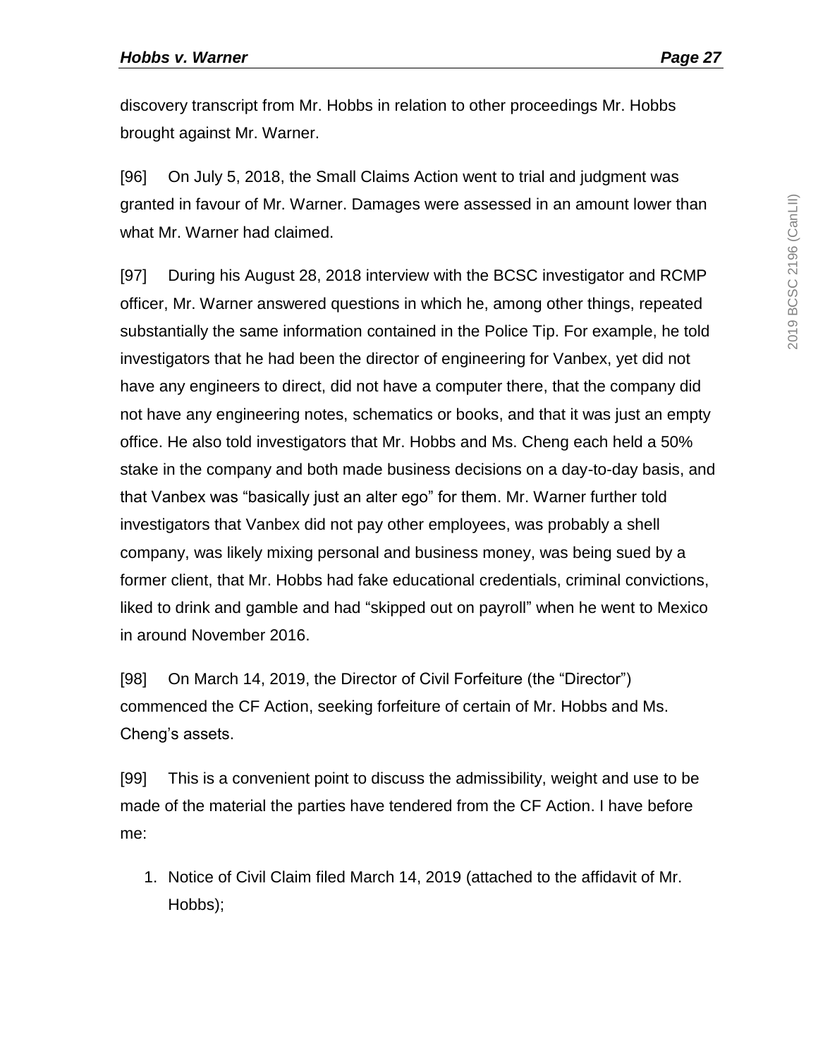discovery transcript from Mr. Hobbs in relation to other proceedings Mr. Hobbs brought against Mr. Warner.

[96] On July 5, 2018, the Small Claims Action went to trial and judgment was granted in favour of Mr. Warner. Damages were assessed in an amount lower than what Mr. Warner had claimed.

[97] During his August 28, 2018 interview with the BCSC investigator and RCMP officer, Mr. Warner answered questions in which he, among other things, repeated substantially the same information contained in the Police Tip. For example, he told investigators that he had been the director of engineering for Vanbex, yet did not have any engineers to direct, did not have a computer there, that the company did not have any engineering notes, schematics or books, and that it was just an empty office. He also told investigators that Mr. Hobbs and Ms. Cheng each held a 50% stake in the company and both made business decisions on a day-to-day basis, and that Vanbex was "basically just an alter ego" for them. Mr. Warner further told investigators that Vanbex did not pay other employees, was probably a shell company, was likely mixing personal and business money, was being sued by a former client, that Mr. Hobbs had fake educational credentials, criminal convictions, liked to drink and gamble and had "skipped out on payroll" when he went to Mexico in around November 2016.

[98] On March 14, 2019, the Director of Civil Forfeiture (the "Director") commenced the CF Action, seeking forfeiture of certain of Mr. Hobbs and Ms. Cheng's assets.

[99] This is a convenient point to discuss the admissibility, weight and use to be made of the material the parties have tendered from the CF Action. I have before me:

1. Notice of Civil Claim filed March 14, 2019 (attached to the affidavit of Mr. Hobbs);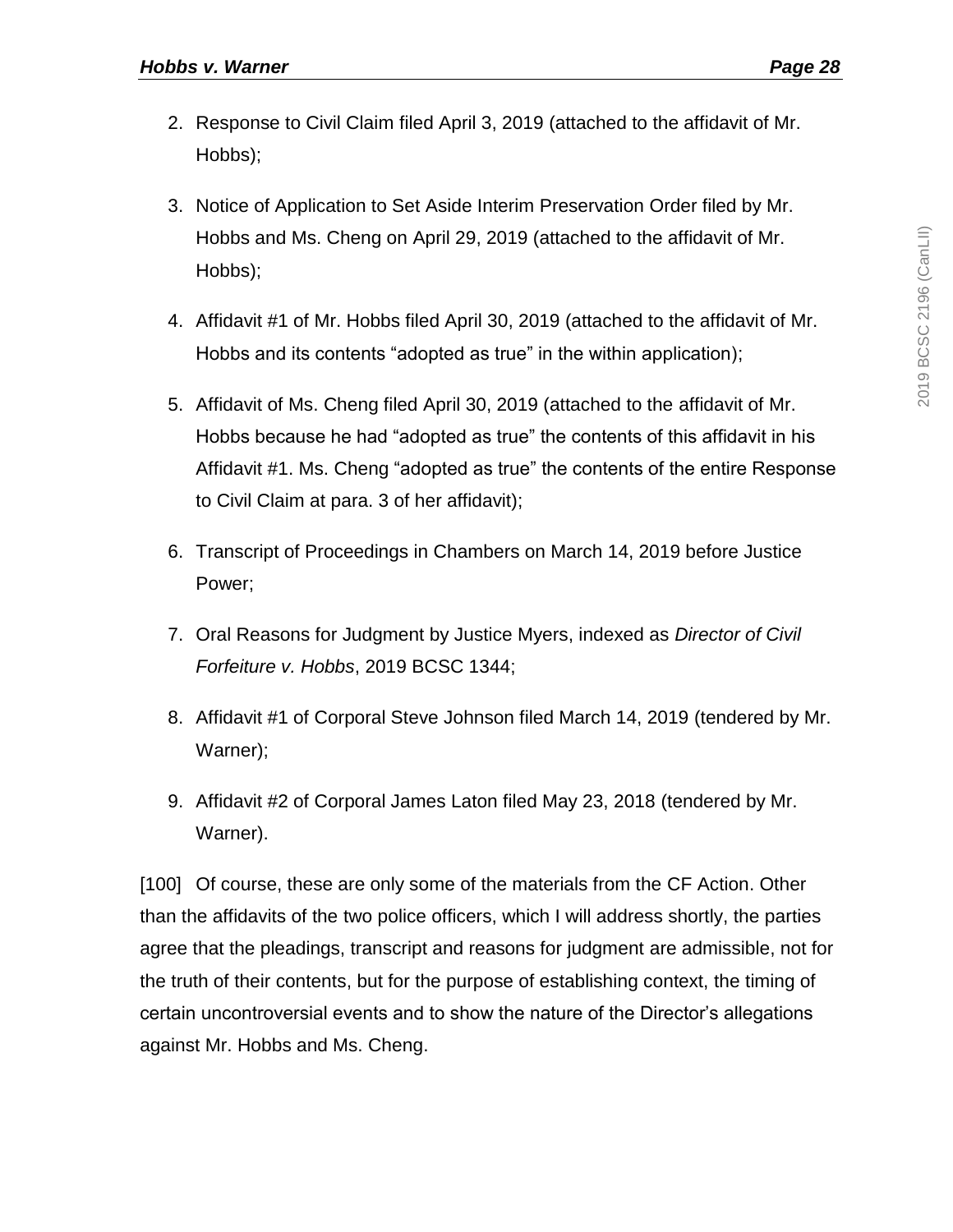2. Response to Civil Claim filed April 3, 2019 (attached to the affidavit of Mr. Hobbs);
3. Notice of Application to Set Aside Interim Preservation Order filed by Mr. Hobbs and Ms. Cheng on April 29, 2019 (attached to the affidavit of Mr. Hobbs);
4. Affidavit #1 of Mr. Hobbs filed April 30, 2019 (attached to the affidavit of Mr. Hobbs and its contents "adopted as true" in the within application);
5. Affidavit of Ms. Cheng filed April 30, 2019 (attached to the affidavit of Mr. Hobbs because he had "adopted as true" the contents of this affidavit in his Affidavit #1. Ms. Cheng "adopted as true" the contents of the entire Response to Civil Claim at para. 3 of her affidavit);
6. Transcript of Proceedings in Chambers on March 14, 2019 before Justice Power;
7. Oral Reasons for Judgment by Justice Myers, indexed as *Director of Civil Forfeiture v. Hobbs*, 2019 BCSC 1344;
8. Affidavit #1 of Corporal Steve Johnson filed March 14, 2019 (tendered by Mr. Warner);
9. Affidavit #2 of Corporal James Laton filed May 23, 2018 (tendered by Mr. Warner).

[100] Of course, these are only some of the materials from the CF Action. Other than the affidavits of the two police officers, which I will address shortly, the parties agree that the pleadings, transcript and reasons for judgment are admissible, not for the truth of their contents, but for the purpose of establishing context, the timing of certain uncontroversial events and to show the nature of the Director's allegations against Mr. Hobbs and Ms. Cheng.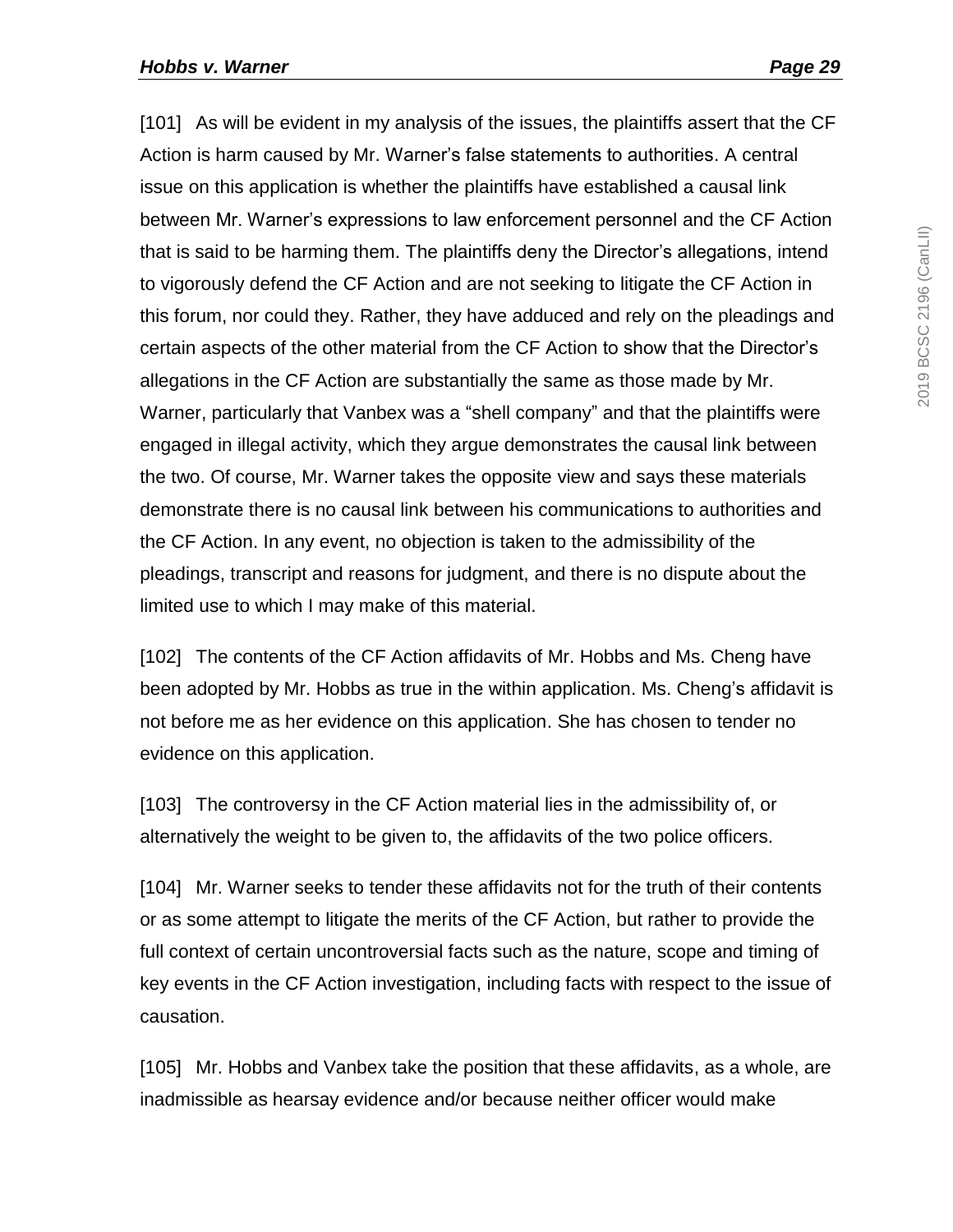[101] As will be evident in my analysis of the issues, the plaintiffs assert that the CF Action is harm caused by Mr. Warner's false statements to authorities. A central issue on this application is whether the plaintiffs have established a causal link between Mr. Warner's expressions to law enforcement personnel and the CF Action that is said to be harming them. The plaintiffs deny the Director's allegations, intend to vigorously defend the CF Action and are not seeking to litigate the CF Action in this forum, nor could they. Rather, they have adduced and rely on the pleadings and certain aspects of the other material from the CF Action to show that the Director's allegations in the CF Action are substantially the same as those made by Mr. Warner, particularly that Vanbex was a "shell company" and that the plaintiffs were engaged in illegal activity, which they argue demonstrates the causal link between the two. Of course, Mr. Warner takes the opposite view and says these materials demonstrate there is no causal link between his communications to authorities and the CF Action. In any event, no objection is taken to the admissibility of the pleadings, transcript and reasons for judgment, and there is no dispute about the limited use to which I may make of this material.

[102] The contents of the CF Action affidavits of Mr. Hobbs and Ms. Cheng have been adopted by Mr. Hobbs as true in the within application. Ms. Cheng's affidavit is not before me as her evidence on this application. She has chosen to tender no evidence on this application.

[103] The controversy in the CF Action material lies in the admissibility of, or alternatively the weight to be given to, the affidavits of the two police officers.

[104] Mr. Warner seeks to tender these affidavits not for the truth of their contents or as some attempt to litigate the merits of the CF Action, but rather to provide the full context of certain uncontroversial facts such as the nature, scope and timing of key events in the CF Action investigation, including facts with respect to the issue of causation.

[105] Mr. Hobbs and Vanbex take the position that these affidavits, as a whole, are inadmissible as hearsay evidence and/or because neither officer would make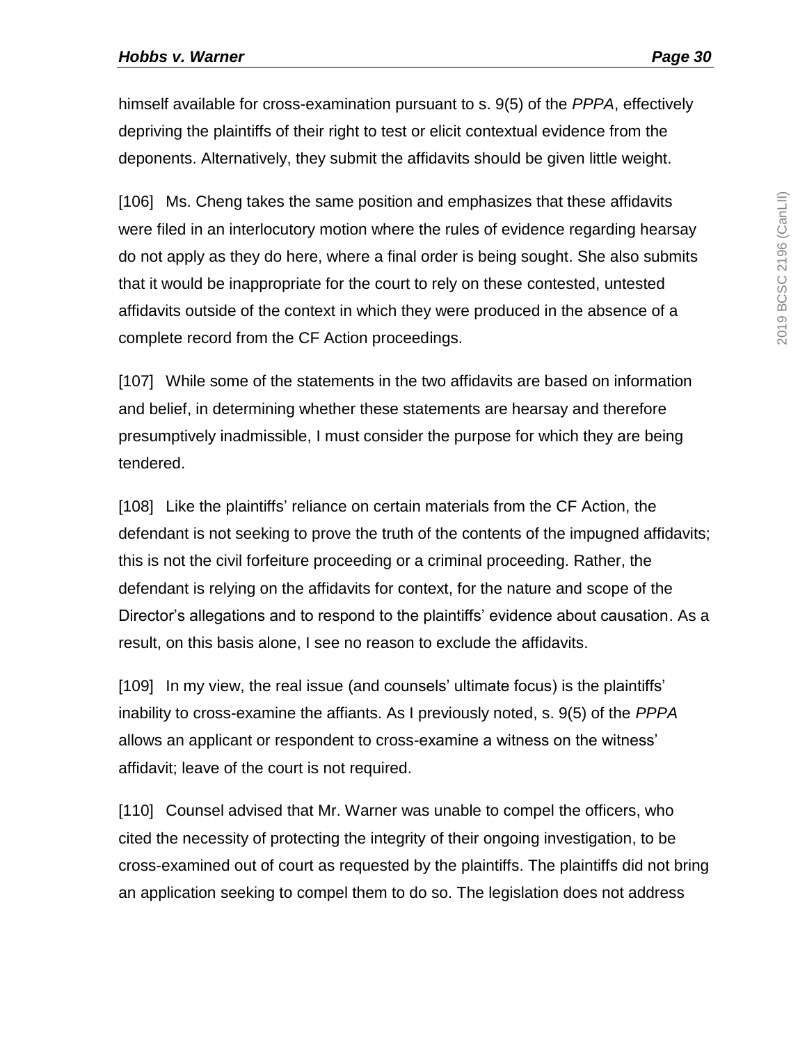himself available for cross-examination pursuant to s. 9(5) of the *PPPA*, effectively depriving the plaintiffs of their right to test or elicit contextual evidence from the deponents. Alternatively, they submit the affidavits should be given little weight.

[106] Ms. Cheng takes the same position and emphasizes that these affidavits were filed in an interlocutory motion where the rules of evidence regarding hearsay do not apply as they do here, where a final order is being sought. She also submits that it would be inappropriate for the court to rely on these contested, untested affidavits outside of the context in which they were produced in the absence of a complete record from the CF Action proceedings.

[107] While some of the statements in the two affidavits are based on information and belief, in determining whether these statements are hearsay and therefore presumptively inadmissible, I must consider the purpose for which they are being tendered.

[108] Like the plaintiffs' reliance on certain materials from the CF Action, the defendant is not seeking to prove the truth of the contents of the impugned affidavits; this is not the civil forfeiture proceeding or a criminal proceeding. Rather, the defendant is relying on the affidavits for context, for the nature and scope of the Director's allegations and to respond to the plaintiffs' evidence about causation. As a result, on this basis alone, I see no reason to exclude the affidavits.

[109] In my view, the real issue (and counsels' ultimate focus) is the plaintiffs' inability to cross-examine the affiants. As I previously noted, s. 9(5) of the *PPPA* allows an applicant or respondent to cross-examine a witness on the witness' affidavit; leave of the court is not required.

[110] Counsel advised that Mr. Warner was unable to compel the officers, who cited the necessity of protecting the integrity of their ongoing investigation, to be cross-examined out of court as requested by the plaintiffs. The plaintiffs did not bring an application seeking to compel them to do so. The legislation does not address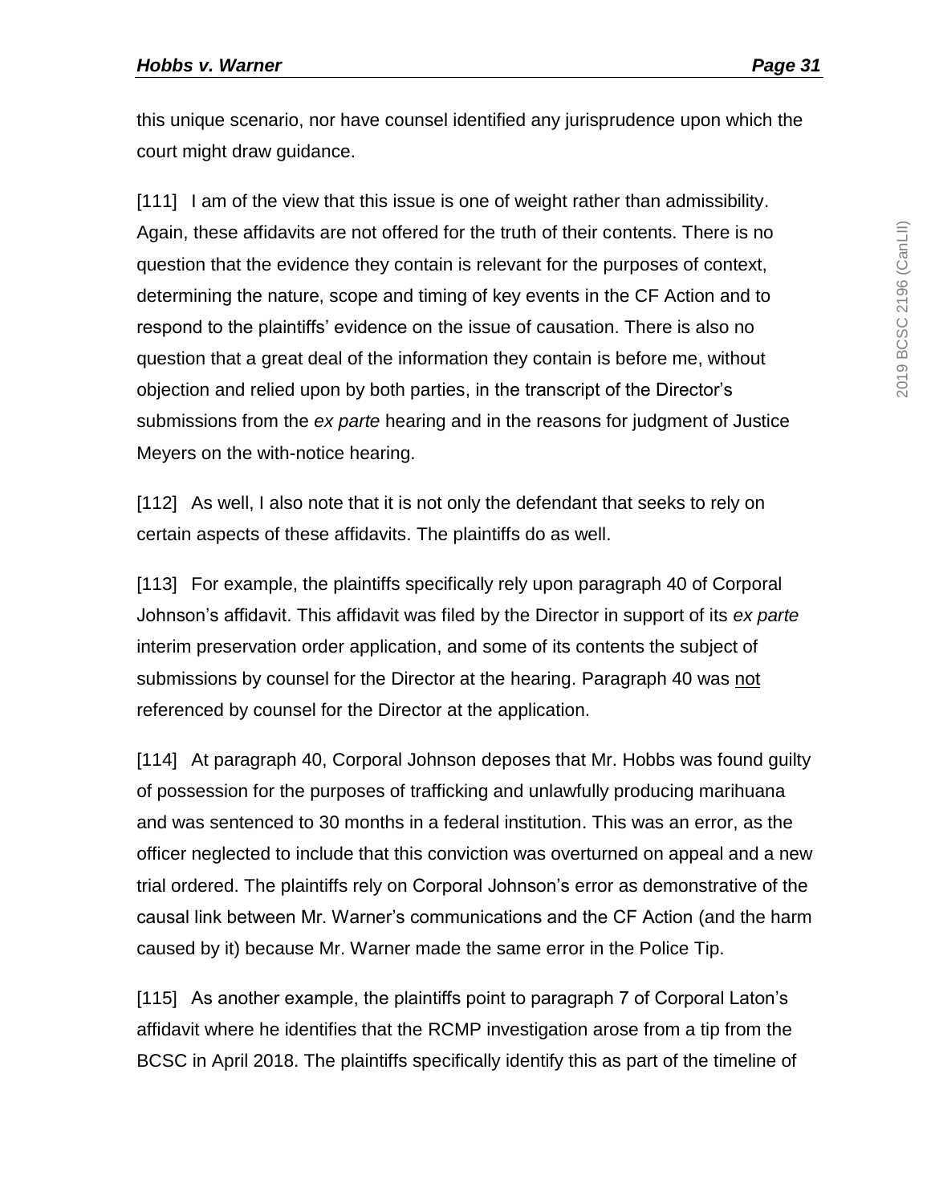this unique scenario, nor have counsel identified any jurisprudence upon which the court might draw guidance.

[111] I am of the view that this issue is one of weight rather than admissibility. Again, these affidavits are not offered for the truth of their contents. There is no question that the evidence they contain is relevant for the purposes of context, determining the nature, scope and timing of key events in the CF Action and to respond to the plaintiffs' evidence on the issue of causation. There is also no question that a great deal of the information they contain is before me, without objection and relied upon by both parties, in the transcript of the Director's submissions from the *ex parte* hearing and in the reasons for judgment of Justice Meyers on the with-notice hearing.

[112] As well, I also note that it is not only the defendant that seeks to rely on certain aspects of these affidavits. The plaintiffs do as well.

[113] For example, the plaintiffs specifically rely upon paragraph 40 of Corporal Johnson's affidavit. This affidavit was filed by the Director in support of its *ex parte* interim preservation order application, and some of its contents the subject of submissions by counsel for the Director at the hearing. Paragraph 40 was <u>not</u> referenced by counsel for the Director at the application.

[114] At paragraph 40, Corporal Johnson deposes that Mr. Hobbs was found guilty of possession for the purposes of trafficking and unlawfully producing marihuana and was sentenced to 30 months in a federal institution. This was an error, as the officer neglected to include that this conviction was overturned on appeal and a new trial ordered. The plaintiffs rely on Corporal Johnson's error as demonstrative of the causal link between Mr. Warner's communications and the CF Action (and the harm caused by it) because Mr. Warner made the same error in the Police Tip.

[115] As another example, the plaintiffs point to paragraph 7 of Corporal Laton's affidavit where he identifies that the RCMP investigation arose from a tip from the BCSC in April 2018. The plaintiffs specifically identify this as part of the timeline of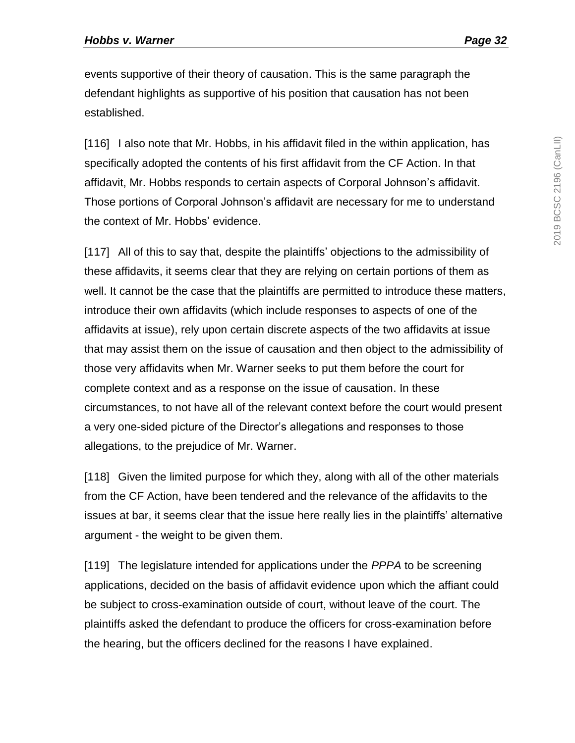events supportive of their theory of causation. This is the same paragraph the defendant highlights as supportive of his position that causation has not been established.

[116] I also note that Mr. Hobbs, in his affidavit filed in the within application, has specifically adopted the contents of his first affidavit from the CF Action. In that affidavit, Mr. Hobbs responds to certain aspects of Corporal Johnson's affidavit. Those portions of Corporal Johnson's affidavit are necessary for me to understand the context of Mr. Hobbs' evidence.

[117] All of this to say that, despite the plaintiffs' objections to the admissibility of these affidavits, it seems clear that they are relying on certain portions of them as well. It cannot be the case that the plaintiffs are permitted to introduce these matters, introduce their own affidavits (which include responses to aspects of one of the affidavits at issue), rely upon certain discrete aspects of the two affidavits at issue that may assist them on the issue of causation and then object to the admissibility of those very affidavits when Mr. Warner seeks to put them before the court for complete context and as a response on the issue of causation. In these circumstances, to not have all of the relevant context before the court would present a very one-sided picture of the Director's allegations and responses to those allegations, to the prejudice of Mr. Warner.

[118] Given the limited purpose for which they, along with all of the other materials from the CF Action, have been tendered and the relevance of the affidavits to the issues at bar, it seems clear that the issue here really lies in the plaintiffs' alternative argument - the weight to be given them.

[119] The legislature intended for applications under the *PPPA* to be screening applications, decided on the basis of affidavit evidence upon which the affiant could be subject to cross-examination outside of court, without leave of the court. The plaintiffs asked the defendant to produce the officers for cross-examination before the hearing, but the officers declined for the reasons I have explained.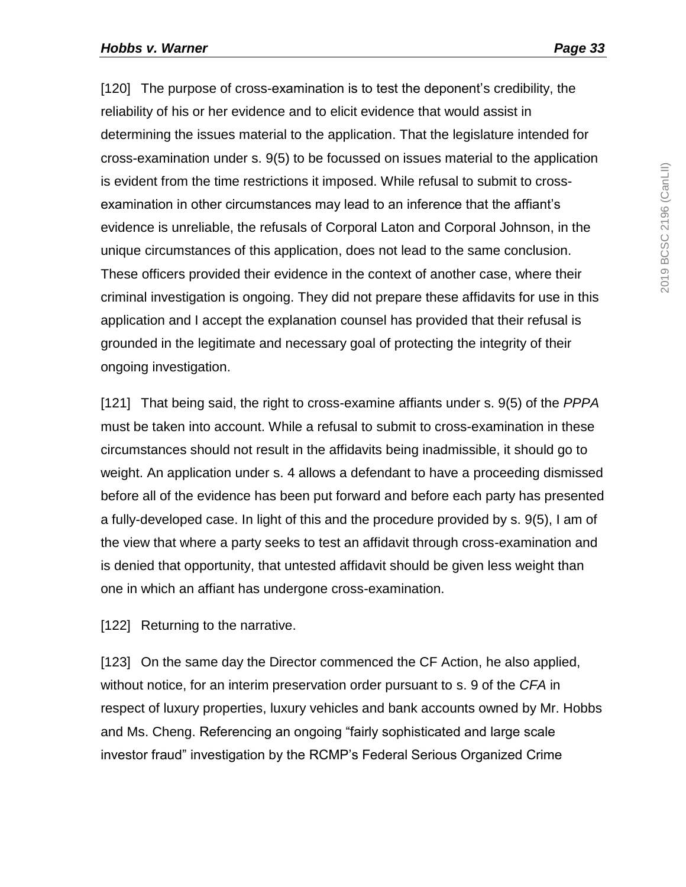[120] The purpose of cross-examination is to test the deponent's credibility, the reliability of his or her evidence and to elicit evidence that would assist in determining the issues material to the application. That the legislature intended for cross-examination under s. 9(5) to be focussed on issues material to the application is evident from the time restrictions it imposed. While refusal to submit to cross-examination in other circumstances may lead to an inference that the affiant's evidence is unreliable, the refusals of Corporal Laton and Corporal Johnson, in the unique circumstances of this application, does not lead to the same conclusion. These officers provided their evidence in the context of another case, where their criminal investigation is ongoing. They did not prepare these affidavits for use in this application and I accept the explanation counsel has provided that their refusal is grounded in the legitimate and necessary goal of protecting the integrity of their ongoing investigation.

[121] That being said, the right to cross-examine affiants under s. 9(5) of the *PPPA* must be taken into account. While a refusal to submit to cross-examination in these circumstances should not result in the affidavits being inadmissible, it should go to weight. An application under s. 4 allows a defendant to have a proceeding dismissed before all of the evidence has been put forward and before each party has presented a fully-developed case. In light of this and the procedure provided by s. 9(5), I am of the view that where a party seeks to test an affidavit through cross-examination and is denied that opportunity, that untested affidavit should be given less weight than one in which an affiant has undergone cross-examination.

[122] Returning to the narrative.

[123] On the same day the Director commenced the CF Action, he also applied, without notice, for an interim preservation order pursuant to s. 9 of the *CFA* in respect of luxury properties, luxury vehicles and bank accounts owned by Mr. Hobbs and Ms. Cheng. Referencing an ongoing "fairly sophisticated and large scale investor fraud" investigation by the RCMP's Federal Serious Organized Crime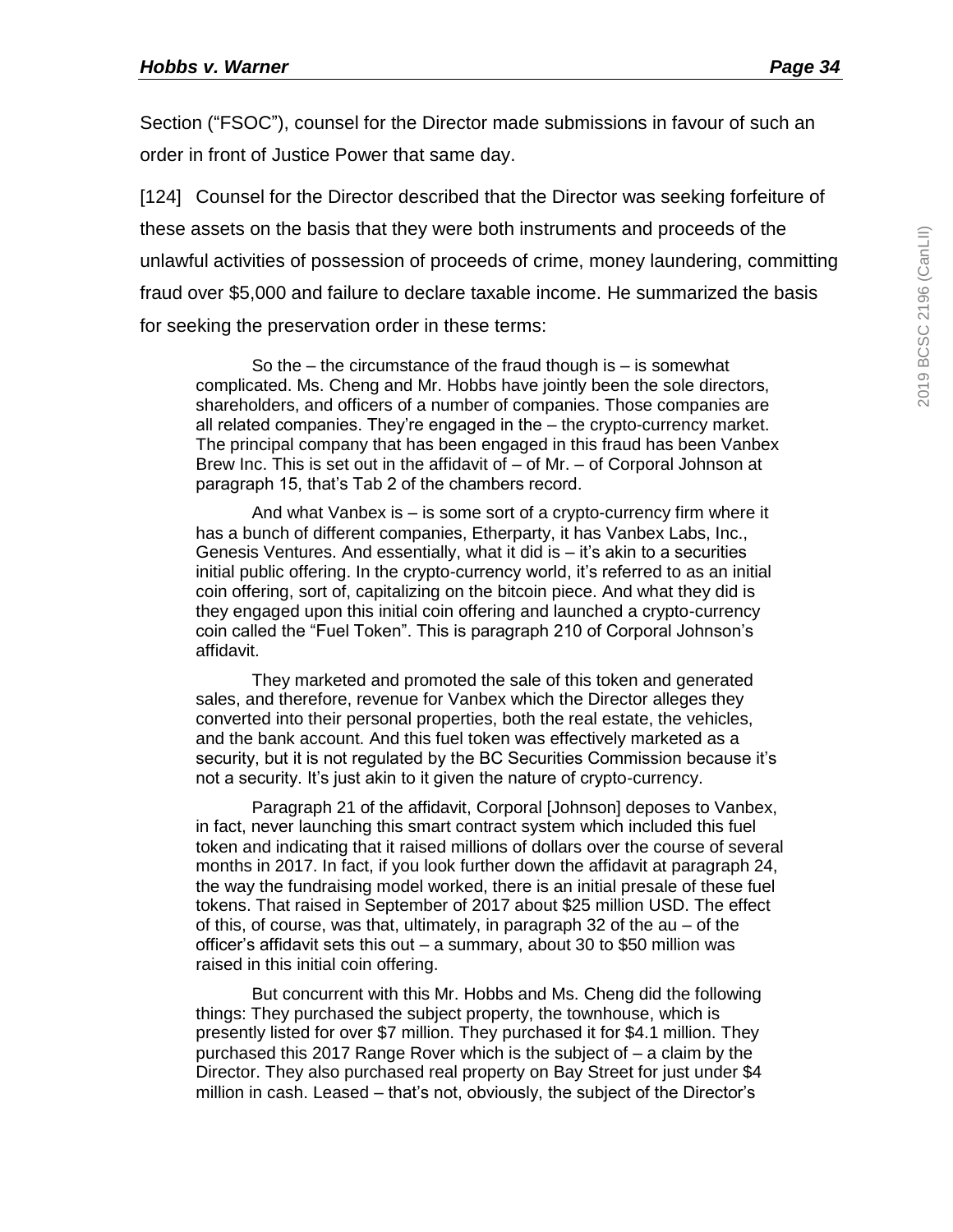Section ("FSOC"), counsel for the Director made submissions in favour of such an order in front of Justice Power that same day.

[124] Counsel for the Director described that the Director was seeking forfeiture of these assets on the basis that they were both instruments and proceeds of the unlawful activities of possession of proceeds of crime, money laundering, committing fraud over $5,000 and failure to declare taxable income. He summarized the basis for seeking the preservation order in these terms:

> So the – the circumstance of the fraud though is – is somewhat complicated. Ms. Cheng and Mr. Hobbs have jointly been the sole directors, shareholders, and officers of a number of companies. Those companies are all related companies. They're engaged in the – the crypto-currency market. The principal company that has been engaged in this fraud has been Vanbex Brew Inc. This is set out in the affidavit of – of Mr. – of Corporal Johnson at paragraph 15, that's Tab 2 of the chambers record.
>
> And what Vanbex is – is some sort of a crypto-currency firm where it has a bunch of different companies, Etherparty, it has Vanbex Labs, Inc., Genesis Ventures. And essentially, what it did is – it's akin to a securities initial public offering. In the crypto-currency world, it's referred to as an initial coin offering, sort of, capitalizing on the bitcoin piece. And what they did is they engaged upon this initial coin offering and launched a crypto-currency coin called the "Fuel Token". This is paragraph 210 of Corporal Johnson's affidavit.
>
> They marketed and promoted the sale of this token and generated sales, and therefore, revenue for Vanbex which the Director alleges they converted into their personal properties, both the real estate, the vehicles, and the bank account. And this fuel token was effectively marketed as a security, but it is not regulated by the BC Securities Commission because it's not a security. It's just akin to it given the nature of crypto-currency.
>
> Paragraph 21 of the affidavit, Corporal [Johnson] deposes to Vanbex, in fact, never launching this smart contract system which included this fuel token and indicating that it raised millions of dollars over the course of several months in 2017. In fact, if you look further down the affidavit at paragraph 24, the way the fundraising model worked, there is an initial presale of these fuel tokens. That raised in September of 2017 about $25 million USD. The effect of this, of course, was that, ultimately, in paragraph 32 of the au – of the officer's affidavit sets this out – a summary, about 30 to $50 million was raised in this initial coin offering.
>
> But concurrent with this Mr. Hobbs and Ms. Cheng did the following things: They purchased the subject property, the townhouse, which is presently listed for over $7 million. They purchased it for $4.1 million. They purchased this 2017 Range Rover which is the subject of – a claim by the Director. They also purchased real property on Bay Street for just under $4 million in cash. Leased – that's not, obviously, the subject of the Director's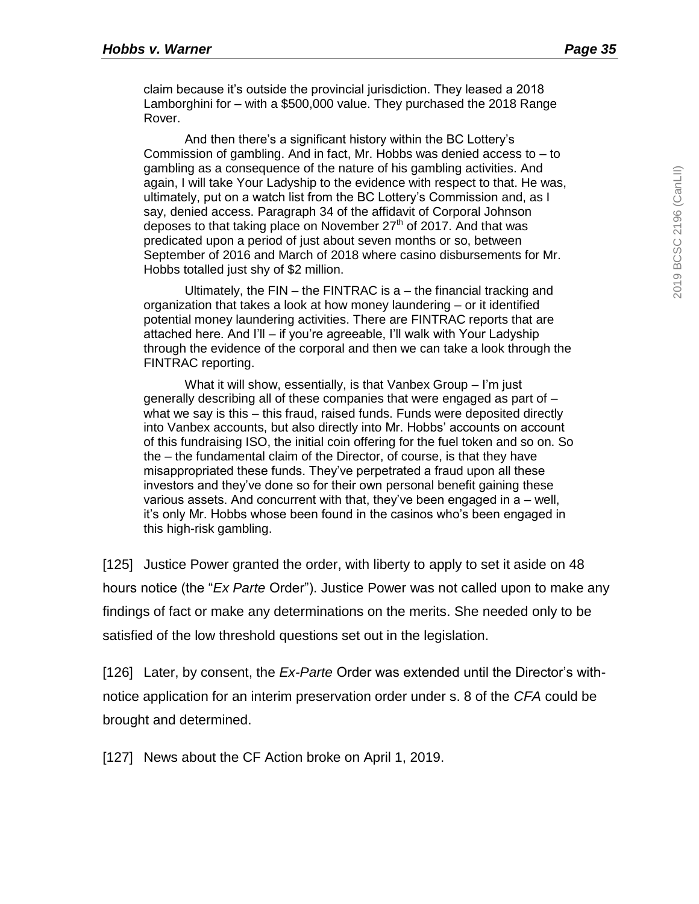> claim because it's outside the provincial jurisdiction. They leased a 2018 Lamborghini for – with a $500,000 value. They purchased the 2018 Range Rover.
>
> And then there's a significant history within the BC Lottery's Commission of gambling. And in fact, Mr. Hobbs was denied access to – to gambling as a consequence of the nature of his gambling activities. And again, I will take Your Ladyship to the evidence with respect to that. He was, ultimately, put on a watch list from the BC Lottery's Commission and, as I say, denied access. Paragraph 34 of the affidavit of Corporal Johnson deposes to that taking place on November 27th of 2017. And that was predicated upon a period of just about seven months or so, between September of 2016 and March of 2018 where casino disbursements for Mr. Hobbs totalled just shy of $2 million.
>
> Ultimately, the FIN – the FINTRAC is a – the financial tracking and organization that takes a look at how money laundering – or it identified potential money laundering activities. There are FINTRAC reports that are attached here. And I'll – if you're agreeable, I'll walk with Your Ladyship through the evidence of the corporal and then we can take a look through the FINTRAC reporting.
>
> What it will show, essentially, is that Vanbex Group – I'm just generally describing all of these companies that were engaged as part of – what we say is this – this fraud, raised funds. Funds were deposited directly into Vanbex accounts, but also directly into Mr. Hobbs' accounts on account of this fundraising ISO, the initial coin offering for the fuel token and so on. So the – the fundamental claim of the Director, of course, is that they have misappropriated these funds. They've perpetrated a fraud upon all these investors and they've done so for their own personal benefit gaining these various assets. And concurrent with that, they've been engaged in a – well, it's only Mr. Hobbs whose been found in the casinos who's been engaged in this high-risk gambling.

[125] Justice Power granted the order, with liberty to apply to set it aside on 48 hours notice (the "*Ex Parte* Order"). Justice Power was not called upon to make any findings of fact or make any determinations on the merits. She needed only to be satisfied of the low threshold questions set out in the legislation.

[126] Later, by consent, the *Ex-Parte* Order was extended until the Director's with-notice application for an interim preservation order under s. 8 of the *CFA* could be brought and determined.

[127] News about the CF Action broke on April 1, 2019.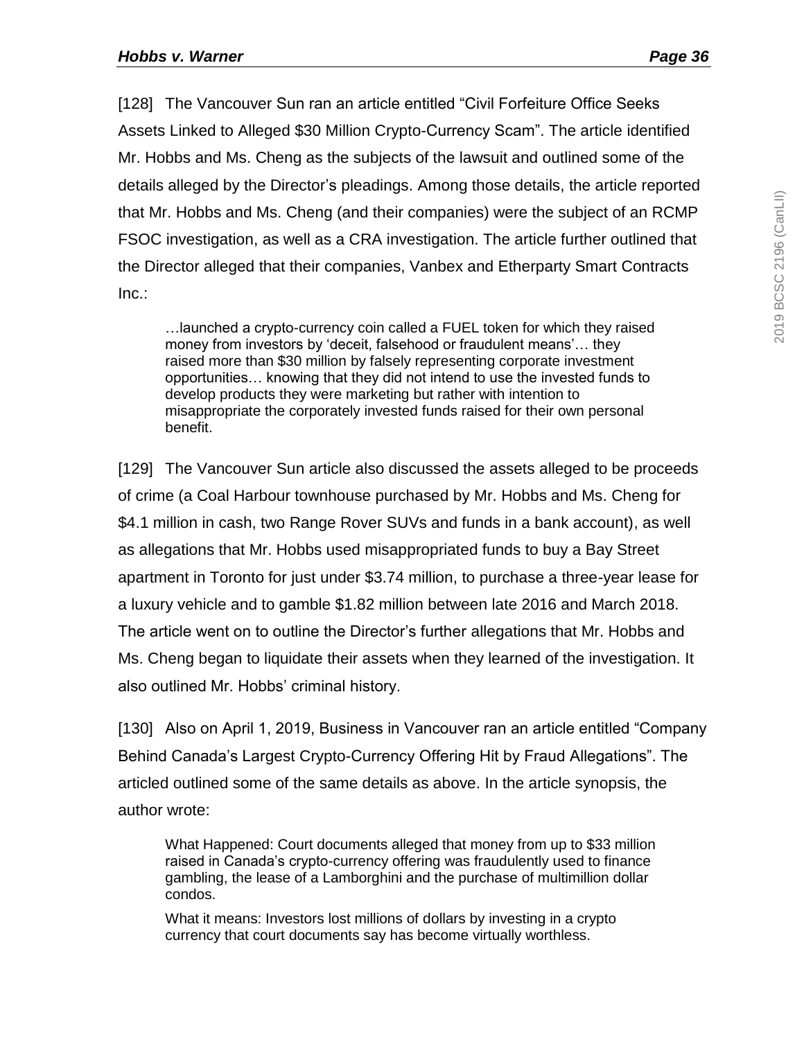[128] The Vancouver Sun ran an article entitled "Civil Forfeiture Office Seeks Assets Linked to Alleged $30 Million Crypto-Currency Scam". The article identified Mr. Hobbs and Ms. Cheng as the subjects of the lawsuit and outlined some of the details alleged by the Director's pleadings. Among those details, the article reported that Mr. Hobbs and Ms. Cheng (and their companies) were the subject of an RCMP FSOC investigation, as well as a CRA investigation. The article further outlined that the Director alleged that their companies, Vanbex and Etherparty Smart Contracts Inc.:

> …launched a crypto-currency coin called a FUEL token for which they raised money from investors by 'deceit, falsehood or fraudulent means'… they raised more than $30 million by falsely representing corporate investment opportunities… knowing that they did not intend to use the invested funds to develop products they were marketing but rather with intention to misappropriate the corporately invested funds raised for their own personal benefit.

[129] The Vancouver Sun article also discussed the assets alleged to be proceeds of crime (a Coal Harbour townhouse purchased by Mr. Hobbs and Ms. Cheng for $4.1 million in cash, two Range Rover SUVs and funds in a bank account), as well as allegations that Mr. Hobbs used misappropriated funds to buy a Bay Street apartment in Toronto for just under $3.74 million, to purchase a three-year lease for a luxury vehicle and to gamble $1.82 million between late 2016 and March 2018. The article went on to outline the Director's further allegations that Mr. Hobbs and Ms. Cheng began to liquidate their assets when they learned of the investigation. It also outlined Mr. Hobbs' criminal history.

[130] Also on April 1, 2019, Business in Vancouver ran an article entitled "Company Behind Canada's Largest Crypto-Currency Offering Hit by Fraud Allegations". The articled outlined some of the same details as above. In the article synopsis, the author wrote:

> What Happened: Court documents alleged that money from up to $33 million raised in Canada's crypto-currency offering was fraudulently used to finance gambling, the lease of a Lamborghini and the purchase of multimillion dollar condos.
>
> What it means: Investors lost millions of dollars by investing in a crypto currency that court documents say has become virtually worthless.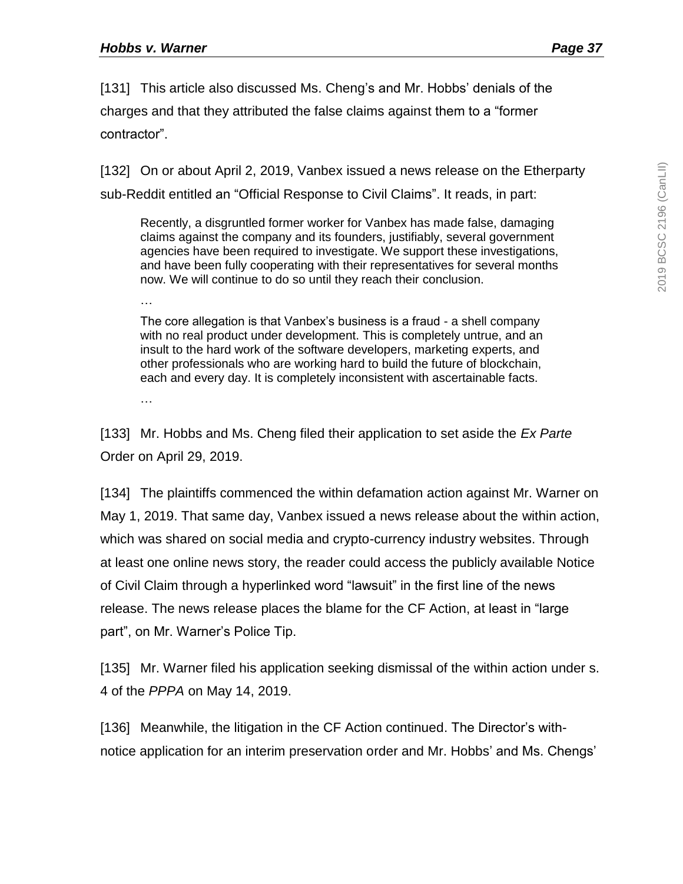[131] This article also discussed Ms. Cheng's and Mr. Hobbs' denials of the charges and that they attributed the false claims against them to a "former contractor".

[132] On or about April 2, 2019, Vanbex issued a news release on the Etherparty sub-Reddit entitled an "Official Response to Civil Claims". It reads, in part:

> Recently, a disgruntled former worker for Vanbex has made false, damaging claims against the company and its founders, justifiably, several government agencies have been required to investigate. We support these investigations, and have been fully cooperating with their representatives for several months now. We will continue to do so until they reach their conclusion.
>
> …
>
> The core allegation is that Vanbex's business is a fraud - a shell company with no real product under development. This is completely untrue, and an insult to the hard work of the software developers, marketing experts, and other professionals who are working hard to build the future of blockchain, each and every day. It is completely inconsistent with ascertainable facts.
>
> …

[133] Mr. Hobbs and Ms. Cheng filed their application to set aside the *Ex Parte* Order on April 29, 2019.

[134] The plaintiffs commenced the within defamation action against Mr. Warner on May 1, 2019. That same day, Vanbex issued a news release about the within action, which was shared on social media and crypto-currency industry websites. Through at least one online news story, the reader could access the publicly available Notice of Civil Claim through a hyperlinked word "lawsuit" in the first line of the news release. The news release places the blame for the CF Action, at least in "large part", on Mr. Warner's Police Tip.

[135] Mr. Warner filed his application seeking dismissal of the within action under s. 4 of the *PPPA* on May 14, 2019.

[136] Meanwhile, the litigation in the CF Action continued. The Director's with-notice application for an interim preservation order and Mr. Hobbs' and Ms. Chengs'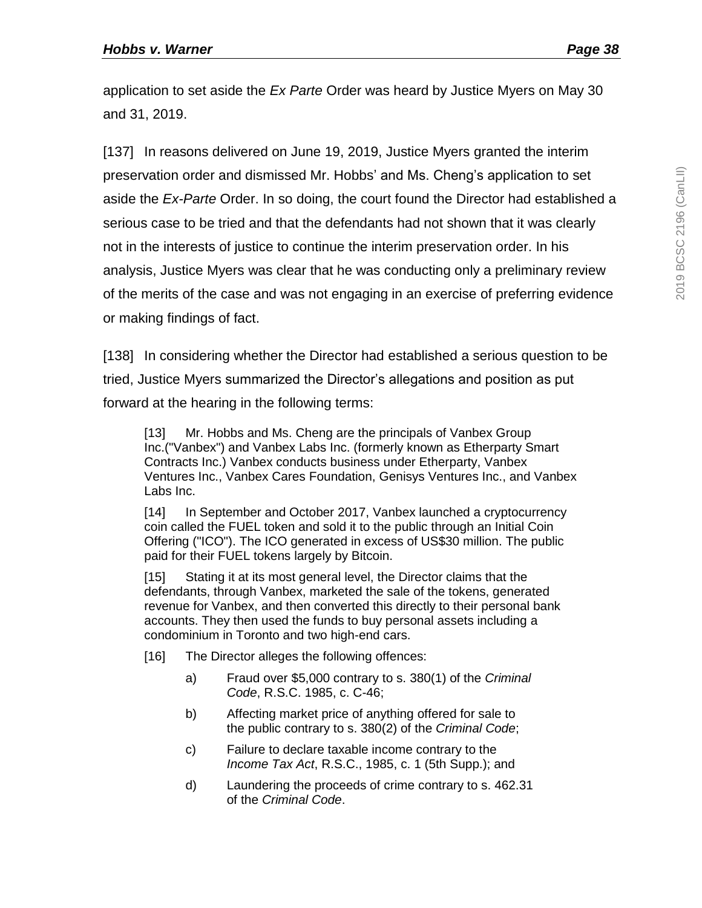application to set aside the *Ex Parte* Order was heard by Justice Myers on May 30 and 31, 2019.

[137] In reasons delivered on June 19, 2019, Justice Myers granted the interim preservation order and dismissed Mr. Hobbs' and Ms. Cheng's application to set aside the *Ex-Parte* Order. In so doing, the court found the Director had established a serious case to be tried and that the defendants had not shown that it was clearly not in the interests of justice to continue the interim preservation order. In his analysis, Justice Myers was clear that he was conducting only a preliminary review of the merits of the case and was not engaging in an exercise of preferring evidence or making findings of fact.

[138] In considering whether the Director had established a serious question to be tried, Justice Myers summarized the Director's allegations and position as put forward at the hearing in the following terms:

> [13] Mr. Hobbs and Ms. Cheng are the principals of Vanbex Group Inc.("Vanbex") and Vanbex Labs Inc. (formerly known as Etherparty Smart Contracts Inc.) Vanbex conducts business under Etherparty, Vanbex Ventures Inc., Vanbex Cares Foundation, Genisys Ventures Inc., and Vanbex Labs Inc.
>
> [14] In September and October 2017, Vanbex launched a cryptocurrency coin called the FUEL token and sold it to the public through an Initial Coin Offering ("ICO"). The ICO generated in excess of US$30 million. The public paid for their FUEL tokens largely by Bitcoin.
>
> [15] Stating it at its most general level, the Director claims that the defendants, through Vanbex, marketed the sale of the tokens, generated revenue for Vanbex, and then converted this directly to their personal bank accounts. They then used the funds to buy personal assets including a condominium in Toronto and two high-end cars.
>
> [16] The Director alleges the following offences:
>
> > a) Fraud over $5,000 contrary to s. 380(1) of the *Criminal Code*, R.S.C. 1985, c. C-46;
> >
> > b) Affecting market price of anything offered for sale to the public contrary to s. 380(2) of the *Criminal Code*;
> >
> > c) Failure to declare taxable income contrary to the *Income Tax Act*, R.S.C., 1985, c. 1 (5th Supp.); and
> >
> > d) Laundering the proceeds of crime contrary to s. 462.31 of the *Criminal Code*.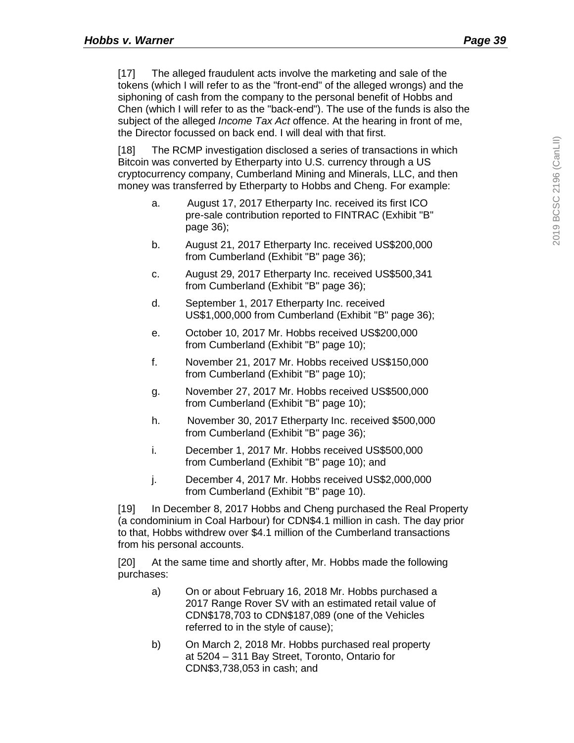[17] The alleged fraudulent acts involve the marketing and sale of the tokens (which I will refer to as the "front-end" of the alleged wrongs) and the siphoning of cash from the company to the personal benefit of Hobbs and Chen (which I will refer to as the "back-end"). The use of the funds is also the subject of the alleged *Income Tax Act* offence. At the hearing in front of me, the Director focussed on back end. I will deal with that first.

[18] The RCMP investigation disclosed a series of transactions in which Bitcoin was converted by Etherparty into U.S. currency through a US cryptocurrency company, Cumberland Mining and Minerals, LLC, and then money was transferred by Etherparty to Hobbs and Cheng. For example:

a. August 17, 2017 Etherparty Inc. received its first ICO pre-sale contribution reported to FINTRAC (Exhibit "B" page 36);

b. August 21, 2017 Etherparty Inc. received US$200,000 from Cumberland (Exhibit "B" page 36);

c. August 29, 2017 Etherparty Inc. received US$500,341 from Cumberland (Exhibit "B" page 36);

d. September 1, 2017 Etherparty Inc. received US$1,000,000 from Cumberland (Exhibit "B" page 36);

e. October 10, 2017 Mr. Hobbs received US$200,000 from Cumberland (Exhibit "B" page 10);

f. November 21, 2017 Mr. Hobbs received US$150,000 from Cumberland (Exhibit "B" page 10);

g. November 27, 2017 Mr. Hobbs received US$500,000 from Cumberland (Exhibit "B" page 10);

h. November 30, 2017 Etherparty Inc. received $500,000 from Cumberland (Exhibit "B" page 36);

i. December 1, 2017 Mr. Hobbs received US$500,000 from Cumberland (Exhibit "B" page 10); and

j. December 4, 2017 Mr. Hobbs received US$2,000,000 from Cumberland (Exhibit "B" page 10).

[19] In December 8, 2017 Hobbs and Cheng purchased the Real Property (a condominium in Coal Harbour) for CDN$4.1 million in cash. The day prior to that, Hobbs withdrew over $4.1 million of the Cumberland transactions from his personal accounts.

[20] At the same time and shortly after, Mr. Hobbs made the following purchases:

a) On or about February 16, 2018 Mr. Hobbs purchased a 2017 Range Rover SV with an estimated retail value of CDN$178,703 to CDN$187,089 (one of the Vehicles referred to in the style of cause);

b) On March 2, 2018 Mr. Hobbs purchased real property at 5204 – 311 Bay Street, Toronto, Ontario for CDN$3,738,053 in cash; and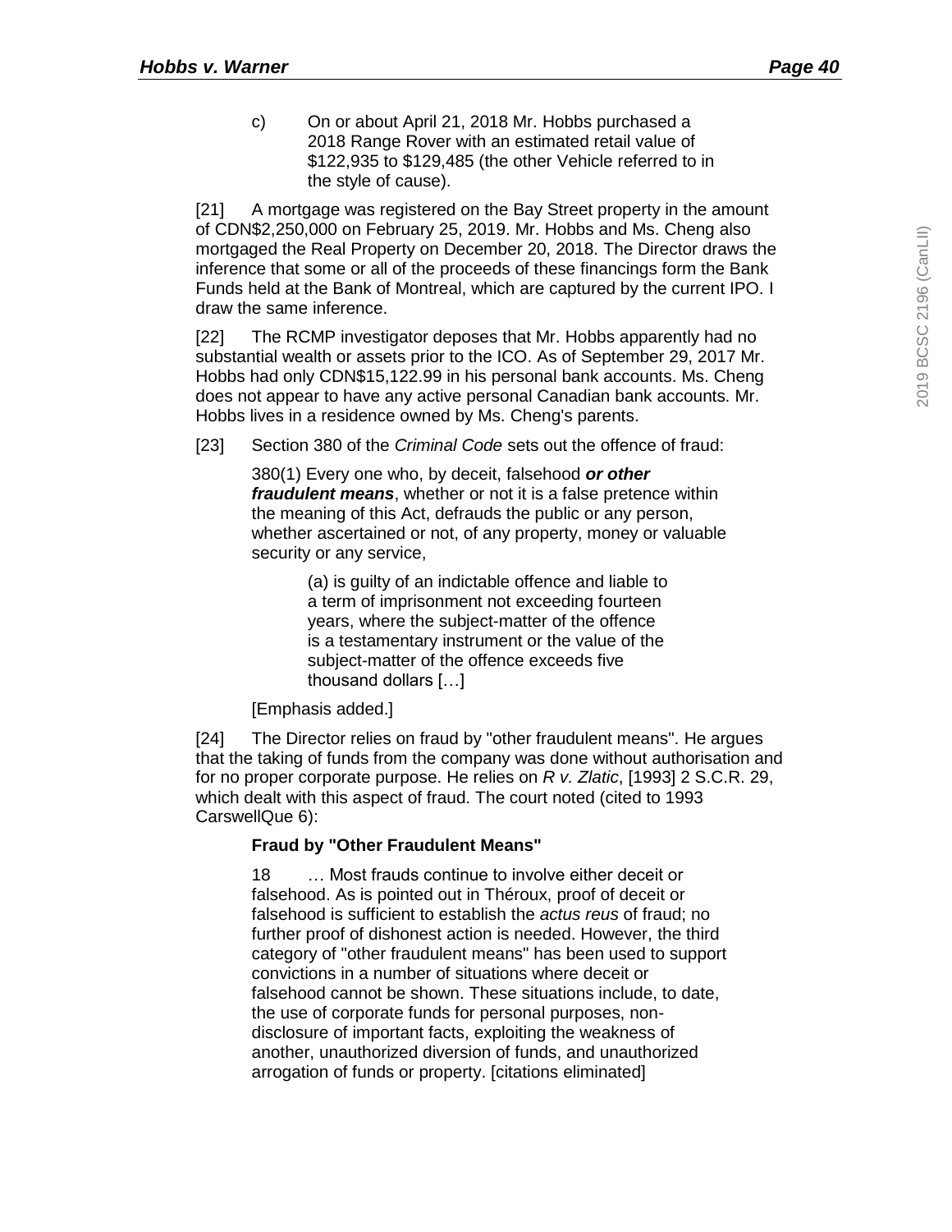c) On or about April 21, 2018 Mr. Hobbs purchased a 2018 Range Rover with an estimated retail value of $122,935 to $129,485 (the other Vehicle referred to in the style of cause).

[21] A mortgage was registered on the Bay Street property in the amount of CDN$2,250,000 on February 25, 2019. Mr. Hobbs and Ms. Cheng also mortgaged the Real Property on December 20, 2018. The Director draws the inference that some or all of the proceeds of these financings form the Bank Funds held at the Bank of Montreal, which are captured by the current IPO. I draw the same inference.

[22] The RCMP investigator deposes that Mr. Hobbs apparently had no substantial wealth or assets prior to the ICO. As of September 29, 2017 Mr. Hobbs had only CDN$15,122.99 in his personal bank accounts. Ms. Cheng does not appear to have any active personal Canadian bank accounts. Mr. Hobbs lives in a residence owned by Ms. Cheng's parents.

[23] Section 380 of the *Criminal Code* sets out the offence of fraud:

> 380(1) Every one who, by deceit, falsehood ***or other fraudulent means***, whether or not it is a false pretence within the meaning of this Act, defrauds the public or any person, whether ascertained or not, of any property, money or valuable security or any service,
>
> > (a) is guilty of an indictable offence and liable to a term of imprisonment not exceeding fourteen years, where the subject-matter of the offence is a testamentary instrument or the value of the subject-matter of the offence exceeds five thousand dollars […]
>
> [Emphasis added.]

[24] The Director relies on fraud by "other fraudulent means". He argues that the taking of funds from the company was done without authorisation and for no proper corporate purpose. He relies on *R v. Zlatic*, [1993] 2 S.C.R. 29, which dealt with this aspect of fraud. The court noted (cited to 1993 CarswellQue 6):

> **Fraud by "Other Fraudulent Means"**
>
> 18 … Most frauds continue to involve either deceit or falsehood. As is pointed out in Théroux, proof of deceit or falsehood is sufficient to establish the *actus reus* of fraud; no further proof of dishonest action is needed. However, the third category of "other fraudulent means" has been used to support convictions in a number of situations where deceit or falsehood cannot be shown. These situations include, to date, the use of corporate funds for personal purposes, non-disclosure of important facts, exploiting the weakness of another, unauthorized diversion of funds, and unauthorized arrogation of funds or property. [citations eliminated]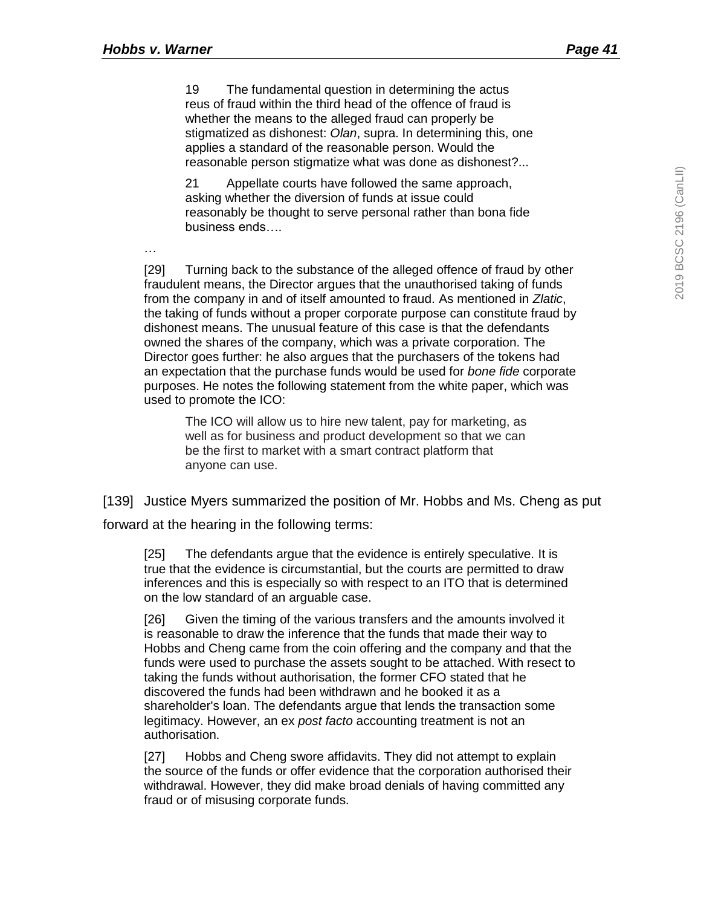> 19 The fundamental question in determining the actus reus of fraud within the third head of the offence of fraud is whether the means to the alleged fraud can properly be stigmatized as dishonest: *Olan*, supra. In determining this, one applies a standard of the reasonable person. Would the reasonable person stigmatize what was done as dishonest?...
>
> 21 Appellate courts have followed the same approach, asking whether the diversion of funds at issue could reasonably be thought to serve personal rather than bona fide business ends….

…

> [29] Turning back to the substance of the alleged offence of fraud by other fraudulent means, the Director argues that the unauthorised taking of funds from the company in and of itself amounted to fraud. As mentioned in *Zlatic*, the taking of funds without a proper corporate purpose can constitute fraud by dishonest means. The unusual feature of this case is that the defendants owned the shares of the company, which was a private corporation. The Director goes further: he also argues that the purchasers of the tokens had an expectation that the purchase funds would be used for *bone fide* corporate purposes. He notes the following statement from the white paper, which was used to promote the ICO:
>
> > The ICO will allow us to hire new talent, pay for marketing, as well as for business and product development so that we can be the first to market with a smart contract platform that anyone can use.

[139] Justice Myers summarized the position of Mr. Hobbs and Ms. Cheng as put forward at the hearing in the following terms:

> [25] The defendants argue that the evidence is entirely speculative. It is true that the evidence is circumstantial, but the courts are permitted to draw inferences and this is especially so with respect to an ITO that is determined on the low standard of an arguable case.
>
> [26] Given the timing of the various transfers and the amounts involved it is reasonable to draw the inference that the funds that made their way to Hobbs and Cheng came from the coin offering and the company and that the funds were used to purchase the assets sought to be attached. With resect to taking the funds without authorisation, the former CFO stated that he discovered the funds had been withdrawn and he booked it as a shareholder's loan. The defendants argue that lends the transaction some legitimacy. However, an ex *post facto* accounting treatment is not an authorisation.
>
> [27] Hobbs and Cheng swore affidavits. They did not attempt to explain the source of the funds or offer evidence that the corporation authorised their withdrawal. However, they did make broad denials of having committed any fraud or of misusing corporate funds.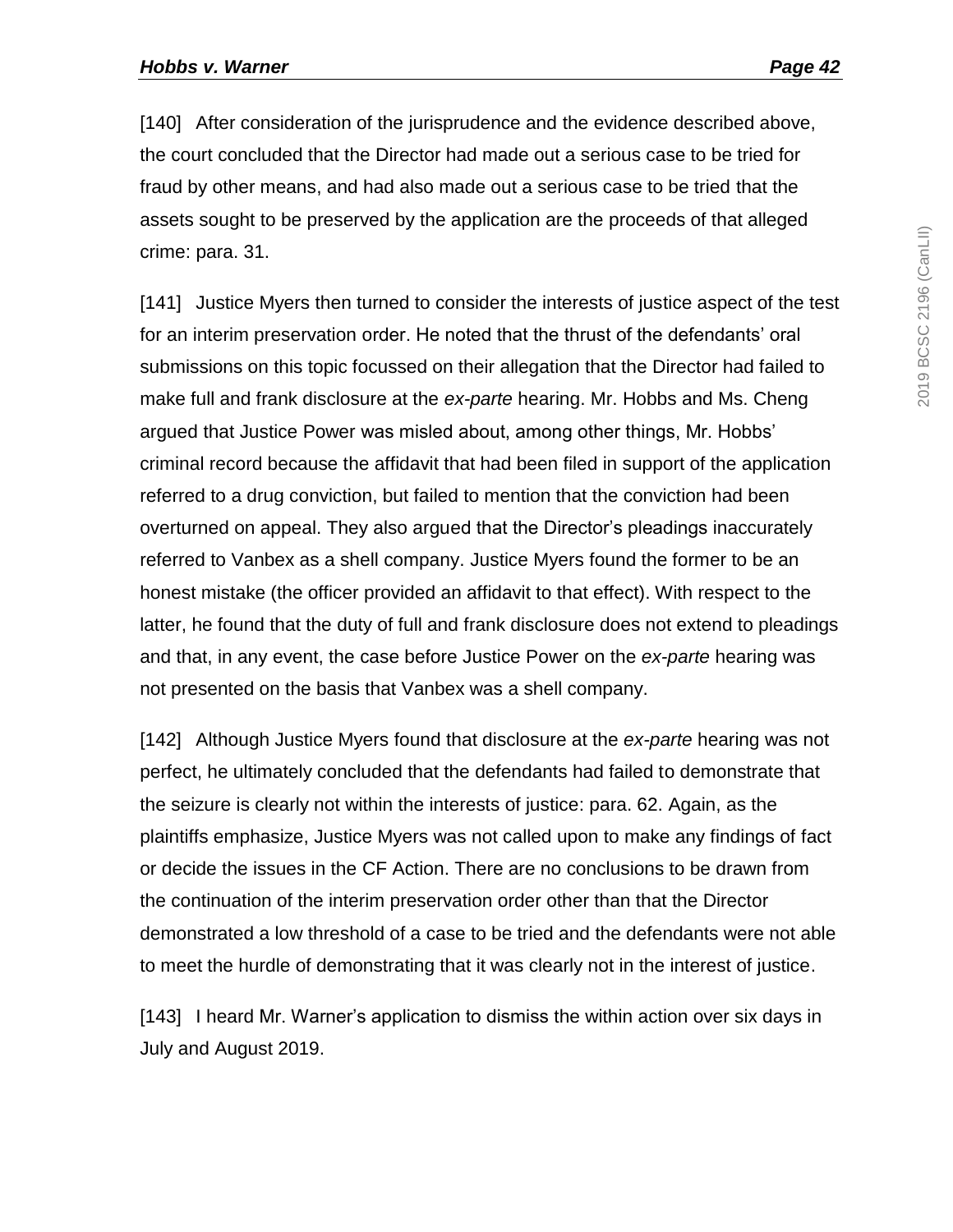[140] After consideration of the jurisprudence and the evidence described above, the court concluded that the Director had made out a serious case to be tried for fraud by other means, and had also made out a serious case to be tried that the assets sought to be preserved by the application are the proceeds of that alleged crime: para. 31.

[141] Justice Myers then turned to consider the interests of justice aspect of the test for an interim preservation order. He noted that the thrust of the defendants' oral submissions on this topic focussed on their allegation that the Director had failed to make full and frank disclosure at the *ex-parte* hearing. Mr. Hobbs and Ms. Cheng argued that Justice Power was misled about, among other things, Mr. Hobbs' criminal record because the affidavit that had been filed in support of the application referred to a drug conviction, but failed to mention that the conviction had been overturned on appeal. They also argued that the Director's pleadings inaccurately referred to Vanbex as a shell company. Justice Myers found the former to be an honest mistake (the officer provided an affidavit to that effect). With respect to the latter, he found that the duty of full and frank disclosure does not extend to pleadings and that, in any event, the case before Justice Power on the *ex-parte* hearing was not presented on the basis that Vanbex was a shell company.

[142] Although Justice Myers found that disclosure at the *ex-parte* hearing was not perfect, he ultimately concluded that the defendants had failed to demonstrate that the seizure is clearly not within the interests of justice: para. 62. Again, as the plaintiffs emphasize, Justice Myers was not called upon to make any findings of fact or decide the issues in the CF Action. There are no conclusions to be drawn from the continuation of the interim preservation order other than that the Director demonstrated a low threshold of a case to be tried and the defendants were not able to meet the hurdle of demonstrating that it was clearly not in the interest of justice.

[143] I heard Mr. Warner's application to dismiss the within action over six days in July and August 2019.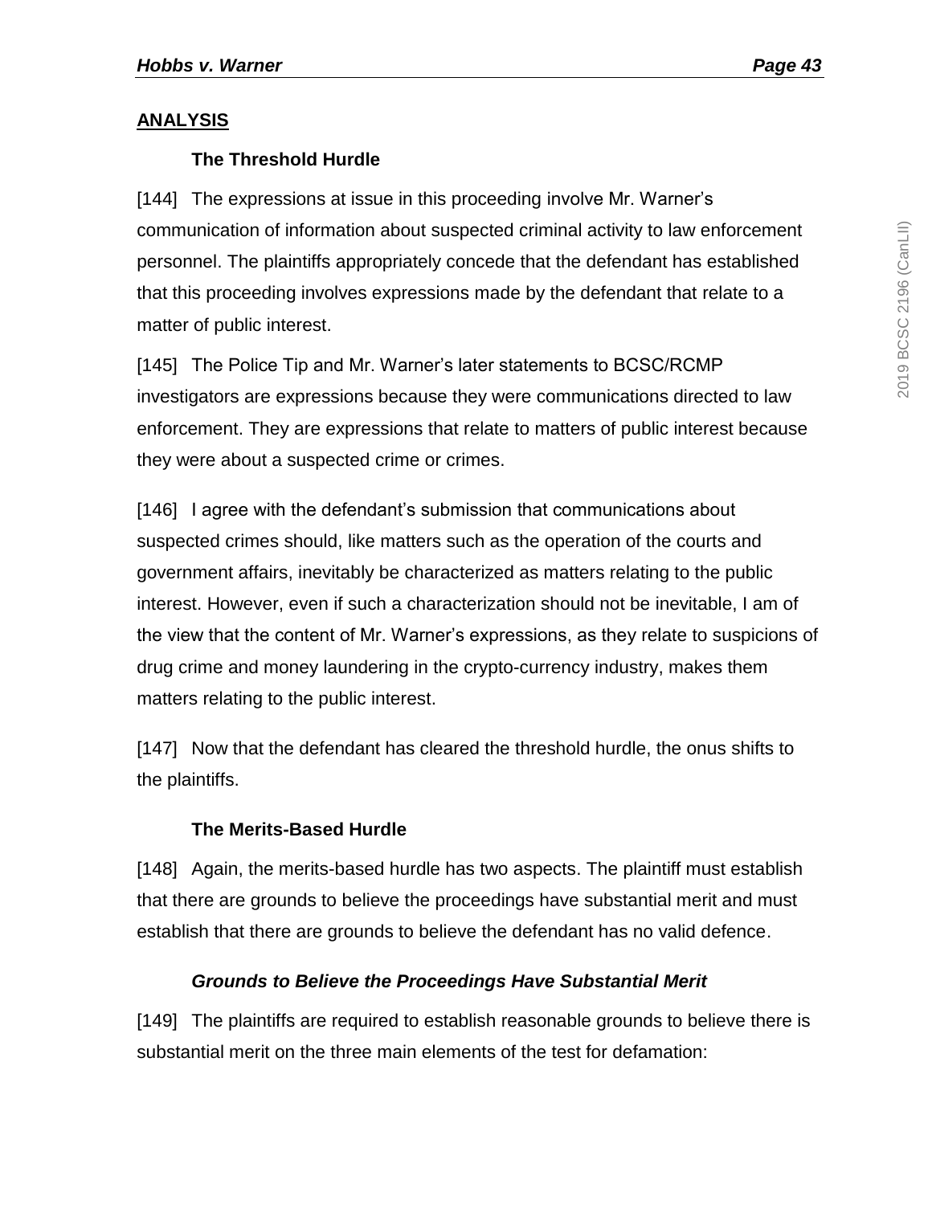## ANALYSIS

### The Threshold Hurdle

[144] The expressions at issue in this proceeding involve Mr. Warner's communication of information about suspected criminal activity to law enforcement personnel. The plaintiffs appropriately concede that the defendant has established that this proceeding involves expressions made by the defendant that relate to a matter of public interest.

[145] The Police Tip and Mr. Warner's later statements to BCSC/RCMP investigators are expressions because they were communications directed to law enforcement. They are expressions that relate to matters of public interest because they were about a suspected crime or crimes.

[146] I agree with the defendant's submission that communications about suspected crimes should, like matters such as the operation of the courts and government affairs, inevitably be characterized as matters relating to the public interest. However, even if such a characterization should not be inevitable, I am of the view that the content of Mr. Warner's expressions, as they relate to suspicions of drug crime and money laundering in the crypto-currency industry, makes them matters relating to the public interest.

[147] Now that the defendant has cleared the threshold hurdle, the onus shifts to the plaintiffs.

### The Merits-Based Hurdle

[148] Again, the merits-based hurdle has two aspects. The plaintiff must establish that there are grounds to believe the proceedings have substantial merit and must establish that there are grounds to believe the defendant has no valid defence.

#### *Grounds to Believe the Proceedings Have Substantial Merit*

[149] The plaintiffs are required to establish reasonable grounds to believe there is substantial merit on the three main elements of the test for defamation: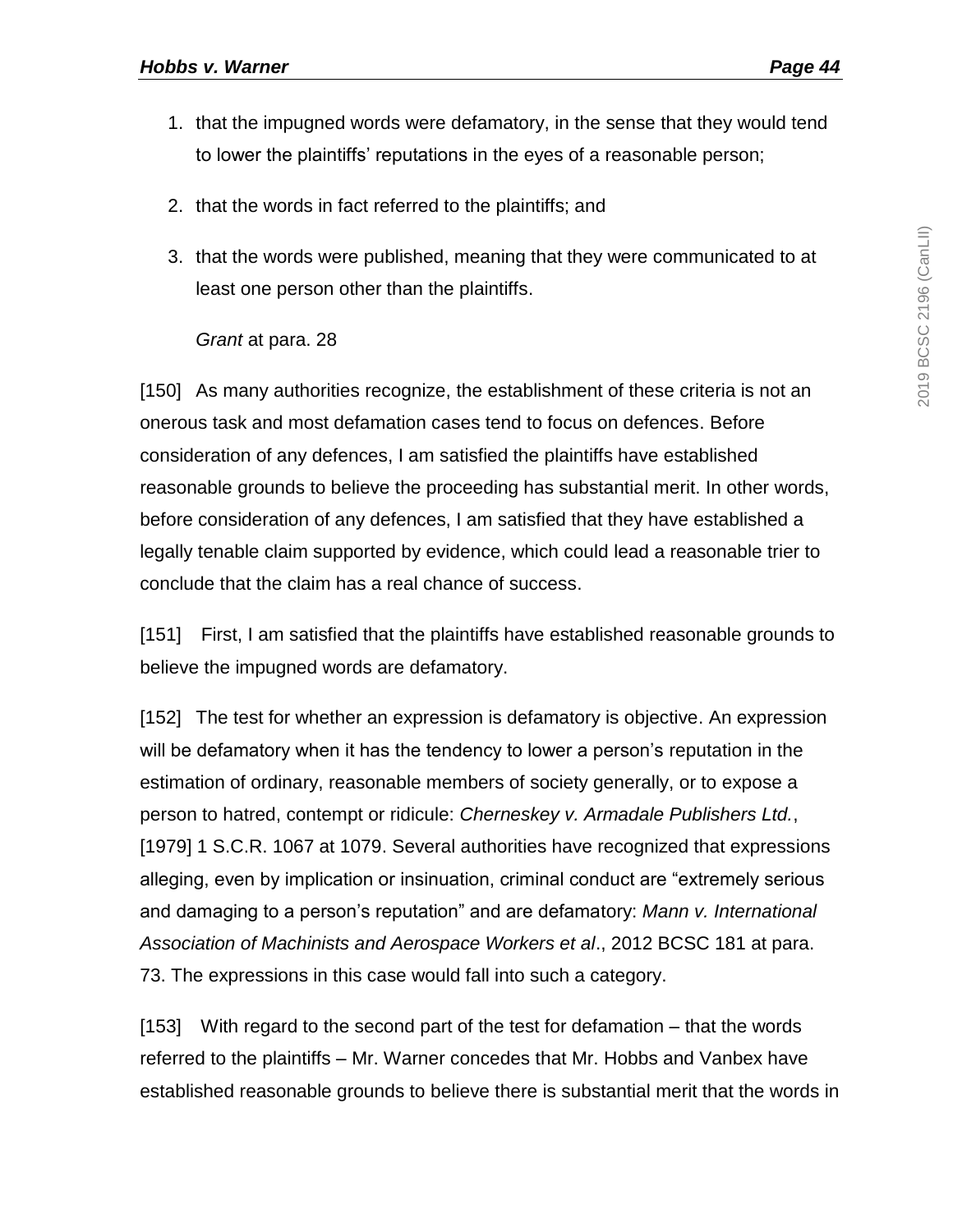1. that the impugned words were defamatory, in the sense that they would tend to lower the plaintiffs' reputations in the eyes of a reasonable person;
2. that the words in fact referred to the plaintiffs; and
3. that the words were published, meaning that they were communicated to at least one person other than the plaintiffs.

*Grant* at para. 28

[150] As many authorities recognize, the establishment of these criteria is not an onerous task and most defamation cases tend to focus on defences. Before consideration of any defences, I am satisfied the plaintiffs have established reasonable grounds to believe the proceeding has substantial merit. In other words, before consideration of any defences, I am satisfied that they have established a legally tenable claim supported by evidence, which could lead a reasonable trier to conclude that the claim has a real chance of success.

[151] First, I am satisfied that the plaintiffs have established reasonable grounds to believe the impugned words are defamatory.

[152] The test for whether an expression is defamatory is objective. An expression will be defamatory when it has the tendency to lower a person's reputation in the estimation of ordinary, reasonable members of society generally, or to expose a person to hatred, contempt or ridicule: *Cherneskey v. Armadale Publishers Ltd.*, [1979] 1 S.C.R. 1067 at 1079. Several authorities have recognized that expressions alleging, even by implication or insinuation, criminal conduct are "extremely serious and damaging to a person's reputation" and are defamatory: *Mann v. International Association of Machinists and Aerospace Workers et al*., 2012 BCSC 181 at para. 73. The expressions in this case would fall into such a category.

[153] With regard to the second part of the test for defamation – that the words referred to the plaintiffs – Mr. Warner concedes that Mr. Hobbs and Vanbex have established reasonable grounds to believe there is substantial merit that the words in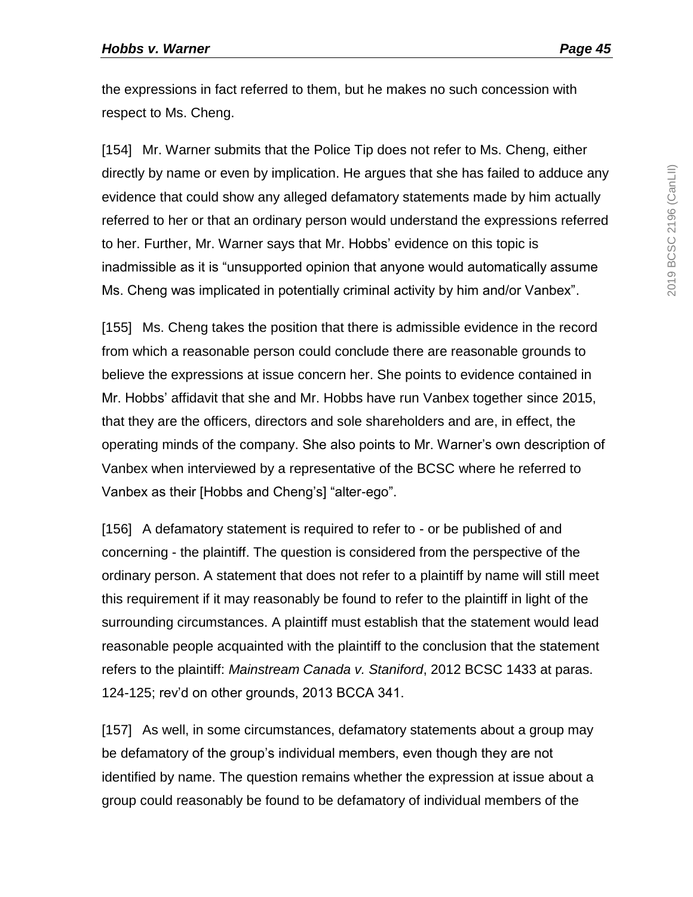the expressions in fact referred to them, but he makes no such concession with respect to Ms. Cheng.

[154] Mr. Warner submits that the Police Tip does not refer to Ms. Cheng, either directly by name or even by implication. He argues that she has failed to adduce any evidence that could show any alleged defamatory statements made by him actually referred to her or that an ordinary person would understand the expressions referred to her. Further, Mr. Warner says that Mr. Hobbs' evidence on this topic is inadmissible as it is "unsupported opinion that anyone would automatically assume Ms. Cheng was implicated in potentially criminal activity by him and/or Vanbex".

[155] Ms. Cheng takes the position that there is admissible evidence in the record from which a reasonable person could conclude there are reasonable grounds to believe the expressions at issue concern her. She points to evidence contained in Mr. Hobbs' affidavit that she and Mr. Hobbs have run Vanbex together since 2015, that they are the officers, directors and sole shareholders and are, in effect, the operating minds of the company. She also points to Mr. Warner's own description of Vanbex when interviewed by a representative of the BCSC where he referred to Vanbex as their [Hobbs and Cheng's] "alter-ego".

[156] A defamatory statement is required to refer to - or be published of and concerning - the plaintiff. The question is considered from the perspective of the ordinary person. A statement that does not refer to a plaintiff by name will still meet this requirement if it may reasonably be found to refer to the plaintiff in light of the surrounding circumstances. A plaintiff must establish that the statement would lead reasonable people acquainted with the plaintiff to the conclusion that the statement refers to the plaintiff: *Mainstream Canada v. Staniford*, 2012 BCSC 1433 at paras. 124-125; rev'd on other grounds, 2013 BCCA 341.

[157] As well, in some circumstances, defamatory statements about a group may be defamatory of the group's individual members, even though they are not identified by name. The question remains whether the expression at issue about a group could reasonably be found to be defamatory of individual members of the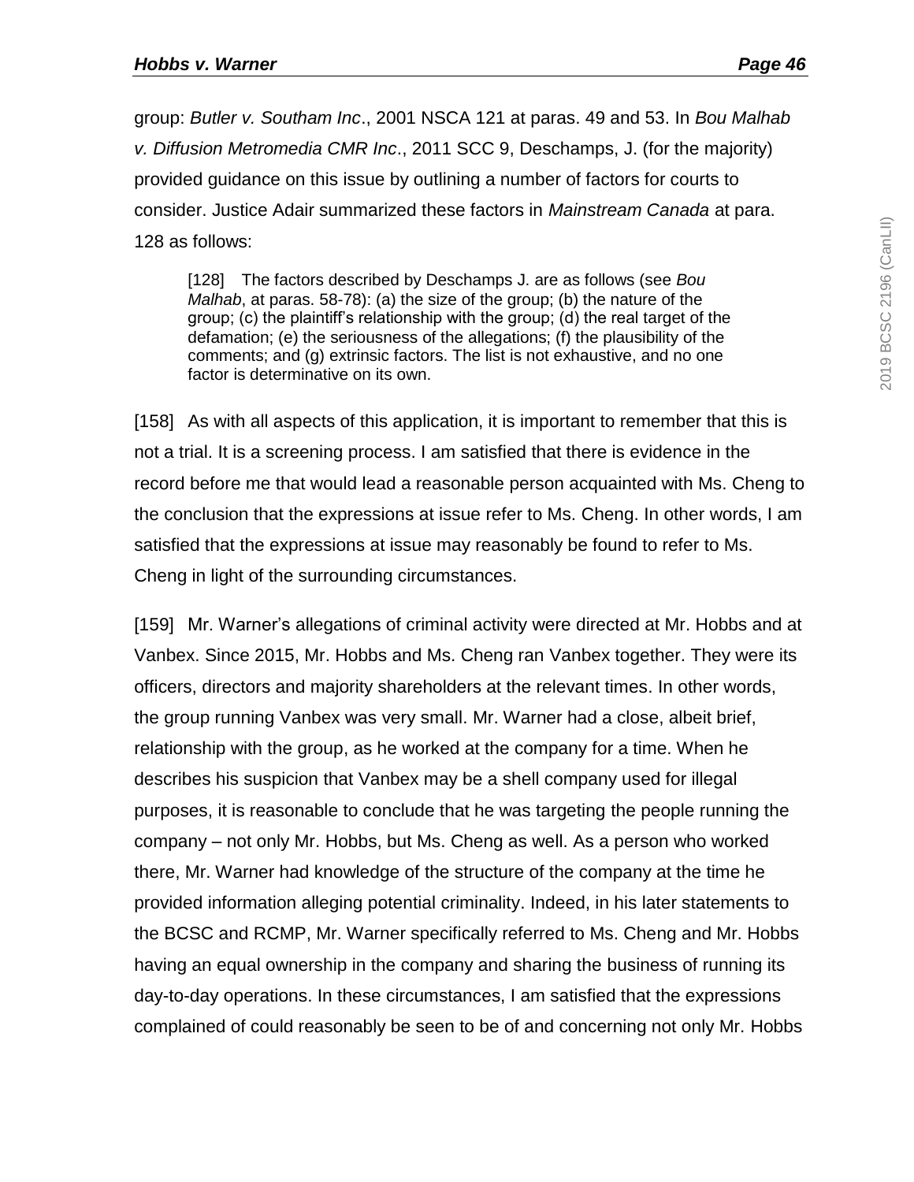group: *Butler v. Southam Inc*., 2001 NSCA 121 at paras. 49 and 53. In *Bou Malhab v. Diffusion Metromedia CMR Inc*., 2011 SCC 9, Deschamps, J. (for the majority) provided guidance on this issue by outlining a number of factors for courts to consider. Justice Adair summarized these factors in *Mainstream Canada* at para. 128 as follows:

> [128] The factors described by Deschamps J. are as follows (see *Bou Malhab*, at paras. 58-78): (a) the size of the group; (b) the nature of the group; (c) the plaintiff's relationship with the group; (d) the real target of the defamation; (e) the seriousness of the allegations; (f) the plausibility of the comments; and (g) extrinsic factors. The list is not exhaustive, and no one factor is determinative on its own.

[158] As with all aspects of this application, it is important to remember that this is not a trial. It is a screening process. I am satisfied that there is evidence in the record before me that would lead a reasonable person acquainted with Ms. Cheng to the conclusion that the expressions at issue refer to Ms. Cheng. In other words, I am satisfied that the expressions at issue may reasonably be found to refer to Ms. Cheng in light of the surrounding circumstances.

[159] Mr. Warner's allegations of criminal activity were directed at Mr. Hobbs and at Vanbex. Since 2015, Mr. Hobbs and Ms. Cheng ran Vanbex together. They were its officers, directors and majority shareholders at the relevant times. In other words, the group running Vanbex was very small. Mr. Warner had a close, albeit brief, relationship with the group, as he worked at the company for a time. When he describes his suspicion that Vanbex may be a shell company used for illegal purposes, it is reasonable to conclude that he was targeting the people running the company – not only Mr. Hobbs, but Ms. Cheng as well. As a person who worked there, Mr. Warner had knowledge of the structure of the company at the time he provided information alleging potential criminality. Indeed, in his later statements to the BCSC and RCMP, Mr. Warner specifically referred to Ms. Cheng and Mr. Hobbs having an equal ownership in the company and sharing the business of running its day-to-day operations. In these circumstances, I am satisfied that the expressions complained of could reasonably be seen to be of and concerning not only Mr. Hobbs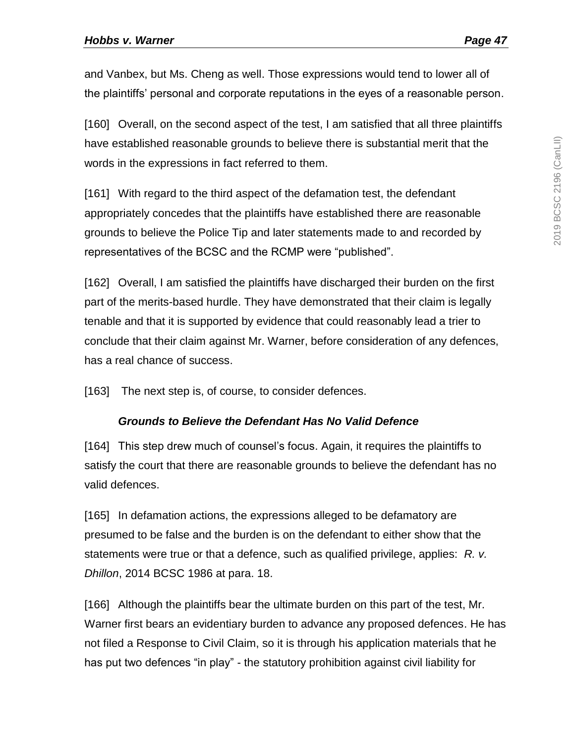and Vanbex, but Ms. Cheng as well. Those expressions would tend to lower all of the plaintiffs' personal and corporate reputations in the eyes of a reasonable person.

[160] Overall, on the second aspect of the test, I am satisfied that all three plaintiffs have established reasonable grounds to believe there is substantial merit that the words in the expressions in fact referred to them.

[161] With regard to the third aspect of the defamation test, the defendant appropriately concedes that the plaintiffs have established there are reasonable grounds to believe the Police Tip and later statements made to and recorded by representatives of the BCSC and the RCMP were "published".

[162] Overall, I am satisfied the plaintiffs have discharged their burden on the first part of the merits-based hurdle. They have demonstrated that their claim is legally tenable and that it is supported by evidence that could reasonably lead a trier to conclude that their claim against Mr. Warner, before consideration of any defences, has a real chance of success.

[163] The next step is, of course, to consider defences.

### *Grounds to Believe the Defendant Has No Valid Defence*

[164] This step drew much of counsel's focus. Again, it requires the plaintiffs to satisfy the court that there are reasonable grounds to believe the defendant has no valid defences.

[165] In defamation actions, the expressions alleged to be defamatory are presumed to be false and the burden is on the defendant to either show that the statements were true or that a defence, such as qualified privilege, applies: *R. v. Dhillon*, 2014 BCSC 1986 at para. 18.

[166] Although the plaintiffs bear the ultimate burden on this part of the test, Mr. Warner first bears an evidentiary burden to advance any proposed defences. He has not filed a Response to Civil Claim, so it is through his application materials that he has put two defences "in play" - the statutory prohibition against civil liability for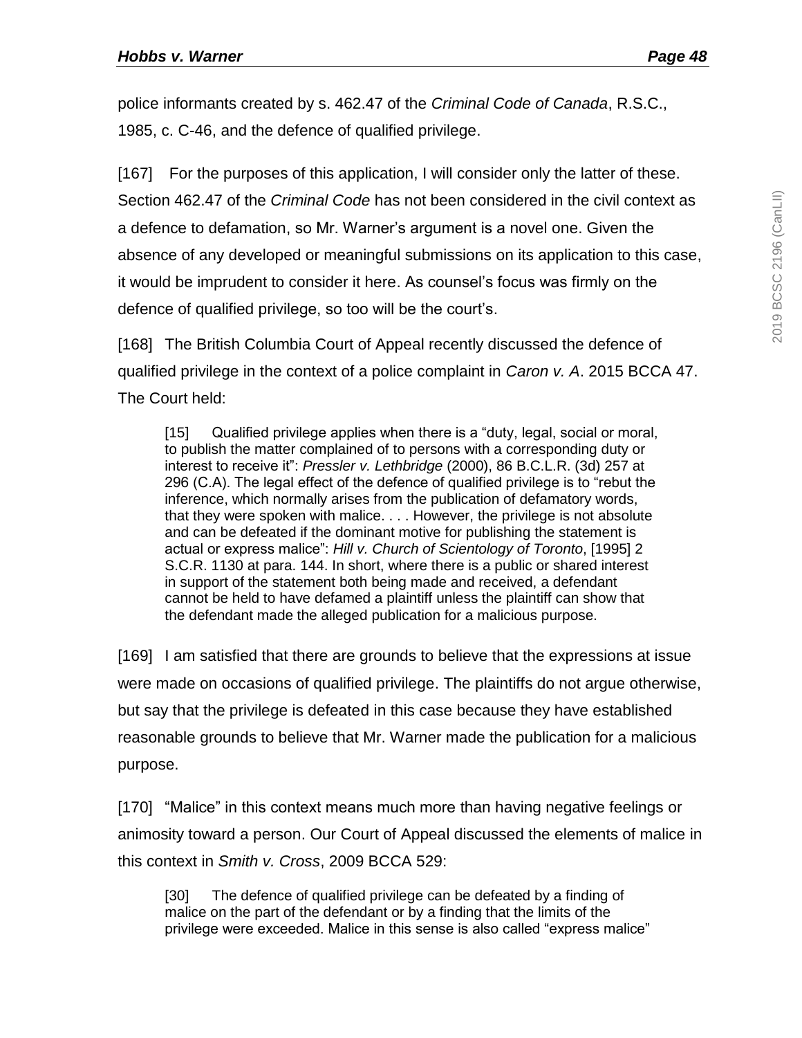police informants created by s. 462.47 of the *Criminal Code of Canada*, R.S.C., 1985, c. C-46, and the defence of qualified privilege.

[167] For the purposes of this application, I will consider only the latter of these. Section 462.47 of the *Criminal Code* has not been considered in the civil context as a defence to defamation, so Mr. Warner's argument is a novel one. Given the absence of any developed or meaningful submissions on its application to this case, it would be imprudent to consider it here. As counsel's focus was firmly on the defence of qualified privilege, so too will be the court's.

[168] The British Columbia Court of Appeal recently discussed the defence of qualified privilege in the context of a police complaint in *Caron v. A*. 2015 BCCA 47. The Court held:

> [15] Qualified privilege applies when there is a "duty, legal, social or moral, to publish the matter complained of to persons with a corresponding duty or interest to receive it": *Pressler v. Lethbridge* (2000), 86 B.C.L.R. (3d) 257 at 296 (C.A). The legal effect of the defence of qualified privilege is to "rebut the inference, which normally arises from the publication of defamatory words, that they were spoken with malice. . . . However, the privilege is not absolute and can be defeated if the dominant motive for publishing the statement is actual or express malice": *Hill v. Church of Scientology of Toronto*, [1995] 2 S.C.R. 1130 at para. 144. In short, where there is a public or shared interest in support of the statement both being made and received, a defendant cannot be held to have defamed a plaintiff unless the plaintiff can show that the defendant made the alleged publication for a malicious purpose.

[169] I am satisfied that there are grounds to believe that the expressions at issue were made on occasions of qualified privilege. The plaintiffs do not argue otherwise, but say that the privilege is defeated in this case because they have established reasonable grounds to believe that Mr. Warner made the publication for a malicious purpose.

[170] "Malice" in this context means much more than having negative feelings or animosity toward a person. Our Court of Appeal discussed the elements of malice in this context in *Smith v. Cross*, 2009 BCCA 529:

> [30] The defence of qualified privilege can be defeated by a finding of malice on the part of the defendant or by a finding that the limits of the privilege were exceeded. Malice in this sense is also called "express malice"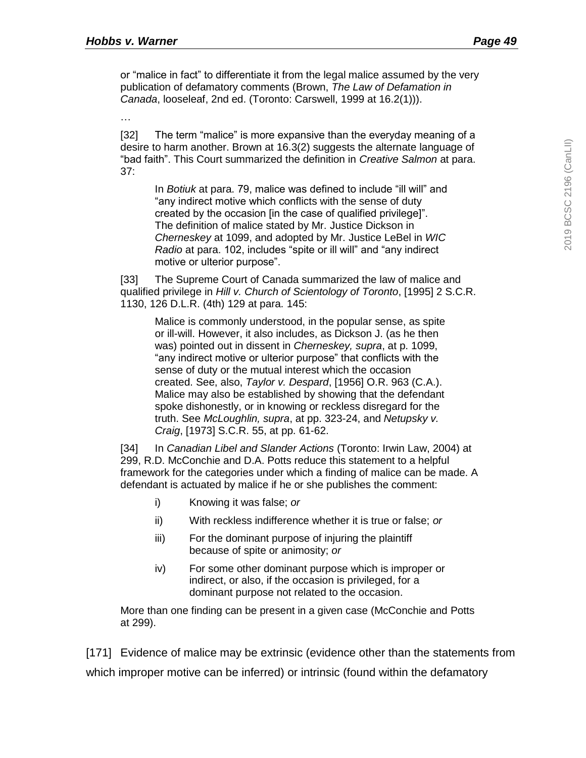> or "malice in fact" to differentiate it from the legal malice assumed by the very publication of defamatory comments (Brown, *The Law of Defamation in Canada*, looseleaf, 2nd ed. (Toronto: Carswell, 1999 at 16.2(1))).
>
> …
>
> [32] The term "malice" is more expansive than the everyday meaning of a desire to harm another. Brown at 16.3(2) suggests the alternate language of "bad faith". This Court summarized the definition in *Creative Salmon* at para. 37:
>
>> In *Botiuk* at para. 79, malice was defined to include "ill will" and "any indirect motive which conflicts with the sense of duty created by the occasion [in the case of qualified privilege]". The definition of malice stated by Mr. Justice Dickson in *Cherneskey* at 1099, and adopted by Mr. Justice LeBel in *WIC Radio* at para. 102, includes "spite or ill will" and "any indirect motive or ulterior purpose".
>
> [33] The Supreme Court of Canada summarized the law of malice and qualified privilege in *Hill v. Church of Scientology of Toronto*, [1995] 2 S.C.R. 1130, 126 D.L.R. (4th) 129 at para. 145:
>
>> Malice is commonly understood, in the popular sense, as spite or ill-will. However, it also includes, as Dickson J. (as he then was) pointed out in dissent in *Cherneskey, supra*, at p. 1099, "any indirect motive or ulterior purpose" that conflicts with the sense of duty or the mutual interest which the occasion created. See, also, *Taylor v. Despard*, [1956] O.R. 963 (C.A.). Malice may also be established by showing that the defendant spoke dishonestly, or in knowing or reckless disregard for the truth. See *McLoughlin, supra*, at pp. 323-24, and *Netupsky v. Craig*, [1973] S.C.R. 55, at pp. 61-62.
>
> [34] In *Canadian Libel and Slander Actions* (Toronto: Irwin Law, 2004) at 299, R.D. McConchie and D.A. Potts reduce this statement to a helpful framework for the categories under which a finding of malice can be made. A defendant is actuated by malice if he or she publishes the comment:
>
>> i) Knowing it was false; *or*
>>
>> ii) With reckless indifference whether it is true or false; *or*
>>
>> iii) For the dominant purpose of injuring the plaintiff because of spite or animosity; *or*
>>
>> iv) For some other dominant purpose which is improper or indirect, or also, if the occasion is privileged, for a dominant purpose not related to the occasion.
>
> More than one finding can be present in a given case (McConchie and Potts at 299).

[171] Evidence of malice may be extrinsic (evidence other than the statements from which improper motive can be inferred) or intrinsic (found within the defamatory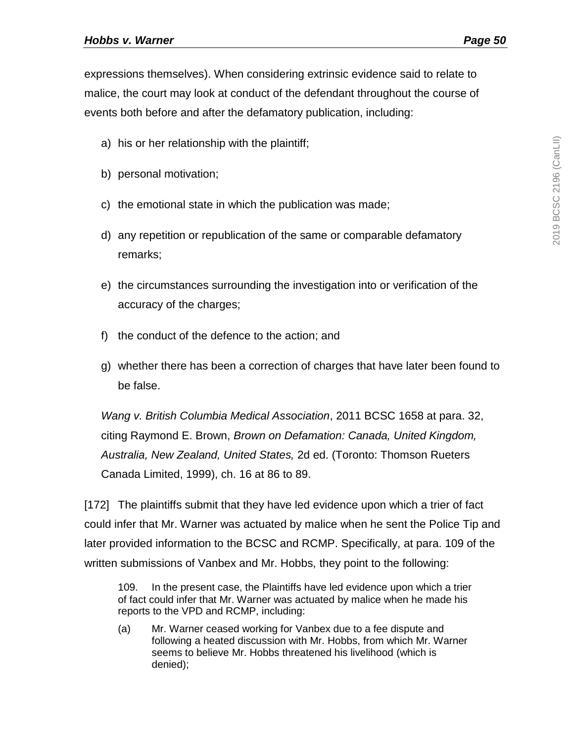expressions themselves). When considering extrinsic evidence said to relate to malice, the court may look at conduct of the defendant throughout the course of events both before and after the defamatory publication, including:

a) his or her relationship with the plaintiff;

b) personal motivation;

c) the emotional state in which the publication was made;

d) any repetition or republication of the same or comparable defamatory remarks;

e) the circumstances surrounding the investigation into or verification of the accuracy of the charges;

f) the conduct of the defence to the action; and

g) whether there has been a correction of charges that have later been found to be false.

> *Wang v. British Columbia Medical Association*, 2011 BCSC 1658 at para. 32, citing Raymond E. Brown, *Brown on Defamation: Canada, United Kingdom, Australia, New Zealand, United States,* 2d ed. (Toronto: Thomson Rueters Canada Limited, 1999), ch. 16 at 86 to 89.

[172] The plaintiffs submit that they have led evidence upon which a trier of fact could infer that Mr. Warner was actuated by malice when he sent the Police Tip and later provided information to the BCSC and RCMP. Specifically, at para. 109 of the written submissions of Vanbex and Mr. Hobbs, they point to the following:

> 109. In the present case, the Plaintiffs have led evidence upon which a trier of fact could infer that Mr. Warner was actuated by malice when he made his reports to the VPD and RCMP, including:
>
> (a) Mr. Warner ceased working for Vanbex due to a fee dispute and following a heated discussion with Mr. Hobbs, from which Mr. Warner seems to believe Mr. Hobbs threatened his livelihood (which is denied);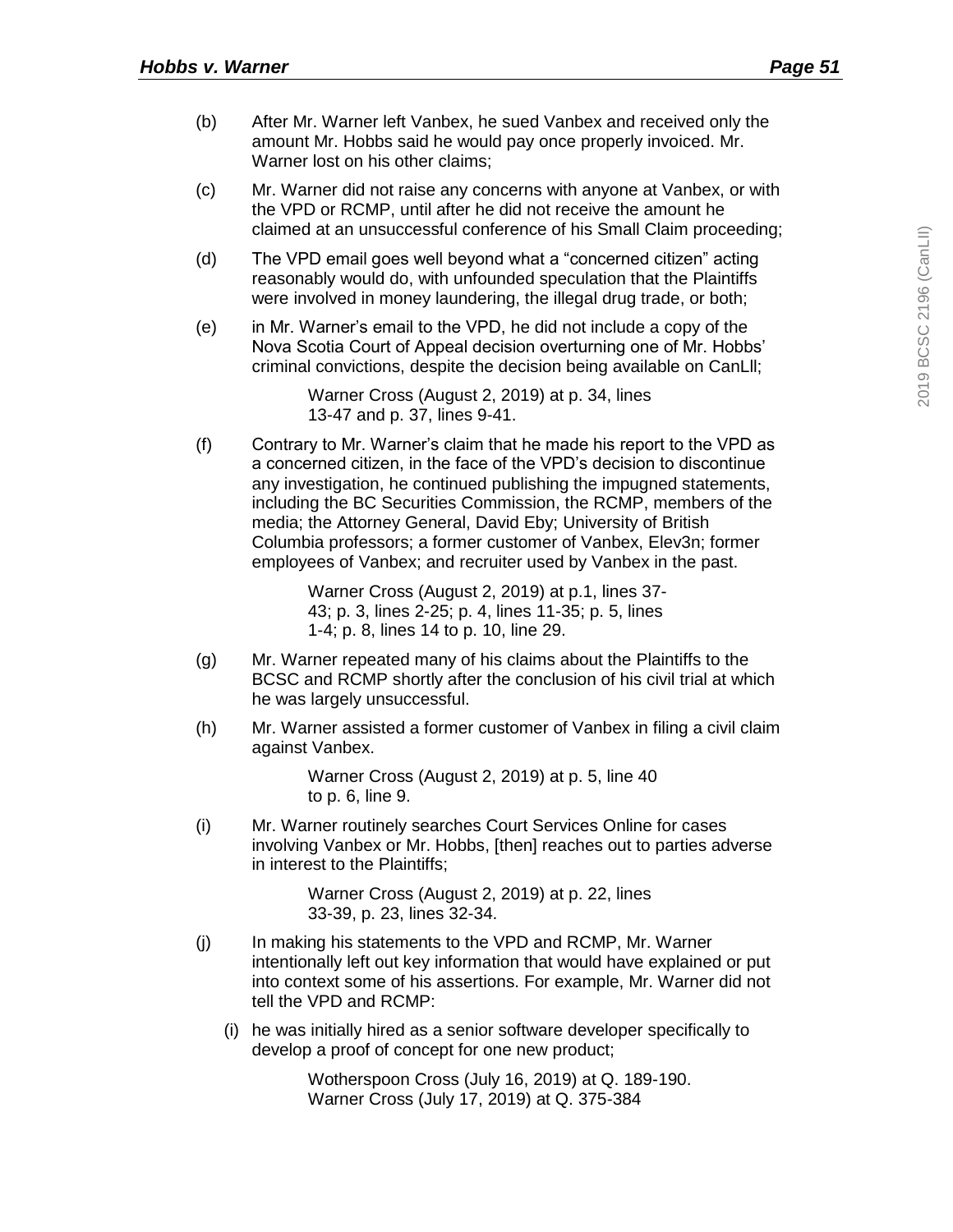(b) After Mr. Warner left Vanbex, he sued Vanbex and received only the amount Mr. Hobbs said he would pay once properly invoiced. Mr. Warner lost on his other claims;

(c) Mr. Warner did not raise any concerns with anyone at Vanbex, or with the VPD or RCMP, until after he did not receive the amount he claimed at an unsuccessful conference of his Small Claim proceeding;

(d) The VPD email goes well beyond what a "concerned citizen" acting reasonably would do, with unfounded speculation that the Plaintiffs were involved in money laundering, the illegal drug trade, or both;

(e) in Mr. Warner's email to the VPD, he did not include a copy of the Nova Scotia Court of Appeal decision overturning one of Mr. Hobbs' criminal convictions, despite the decision being available on CanLll;

> Warner Cross (August 2, 2019) at p. 34, lines 13-47 and p. 37, lines 9-41.

(f) Contrary to Mr. Warner's claim that he made his report to the VPD as a concerned citizen, in the face of the VPD's decision to discontinue any investigation, he continued publishing the impugned statements, including the BC Securities Commission, the RCMP, members of the media; the Attorney General, David Eby; University of British Columbia professors; a former customer of Vanbex, Elev3n; former employees of Vanbex; and recruiter used by Vanbex in the past.

> Warner Cross (August 2, 2019) at p.1, lines 37-43; p. 3, lines 2-25; p. 4, lines 11-35; p. 5, lines 1-4; p. 8, lines 14 to p. 10, line 29.

(g) Mr. Warner repeated many of his claims about the Plaintiffs to the BCSC and RCMP shortly after the conclusion of his civil trial at which he was largely unsuccessful.

(h) Mr. Warner assisted a former customer of Vanbex in filing a civil claim against Vanbex.

> Warner Cross (August 2, 2019) at p. 5, line 40 to p. 6, line 9.

(i) Mr. Warner routinely searches Court Services Online for cases involving Vanbex or Mr. Hobbs, [then] reaches out to parties adverse in interest to the Plaintiffs;

> Warner Cross (August 2, 2019) at p. 22, lines 33-39, p. 23, lines 32-34.

(j) In making his statements to the VPD and RCMP, Mr. Warner intentionally left out key information that would have explained or put into context some of his assertions. For example, Mr. Warner did not tell the VPD and RCMP:

  (i) he was initially hired as a senior software developer specifically to develop a proof of concept for one new product;

  > Wotherspoon Cross (July 16, 2019) at Q. 189-190.
  > Warner Cross (July 17, 2019) at Q. 375-384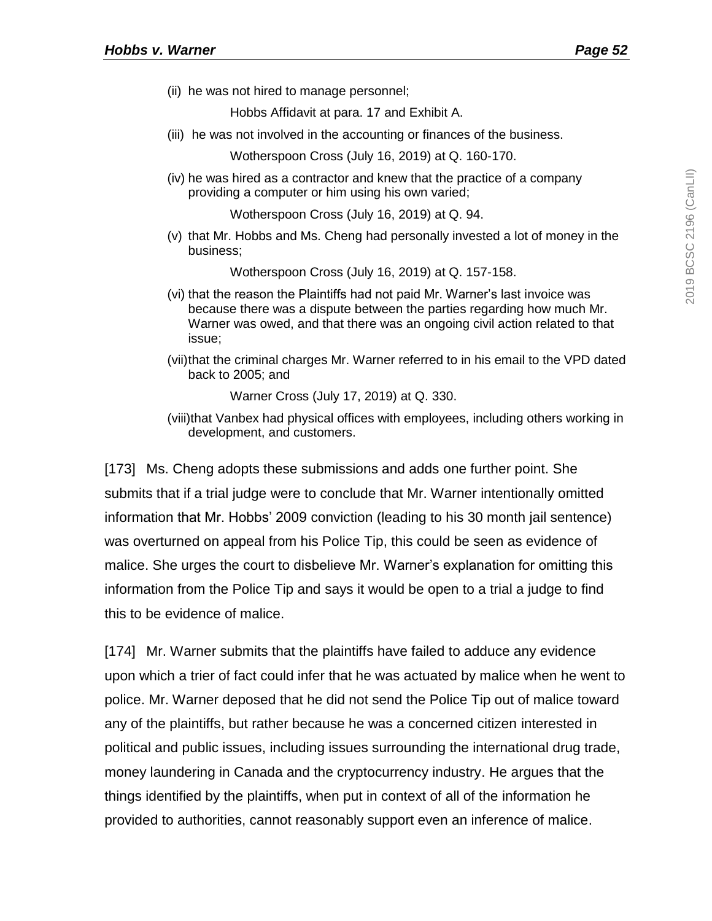(ii) he was not hired to manage personnel;

Hobbs Affidavit at para. 17 and Exhibit A.

(iii) he was not involved in the accounting or finances of the business.

Wotherspoon Cross (July 16, 2019) at Q. 160-170.

(iv) he was hired as a contractor and knew that the practice of a company providing a computer or him using his own varied;

Wotherspoon Cross (July 16, 2019) at Q. 94.

(v) that Mr. Hobbs and Ms. Cheng had personally invested a lot of money in the business;

Wotherspoon Cross (July 16, 2019) at Q. 157-158.

(vi) that the reason the Plaintiffs had not paid Mr. Warner's last invoice was because there was a dispute between the parties regarding how much Mr. Warner was owed, and that there was an ongoing civil action related to that issue;

(vii) that the criminal charges Mr. Warner referred to in his email to the VPD dated back to 2005; and

Warner Cross (July 17, 2019) at Q. 330.

(viii) that Vanbex had physical offices with employees, including others working in development, and customers.

[173] Ms. Cheng adopts these submissions and adds one further point. She submits that if a trial judge were to conclude that Mr. Warner intentionally omitted information that Mr. Hobbs' 2009 conviction (leading to his 30 month jail sentence) was overturned on appeal from his Police Tip, this could be seen as evidence of malice. She urges the court to disbelieve Mr. Warner's explanation for omitting this information from the Police Tip and says it would be open to a trial a judge to find this to be evidence of malice.

[174] Mr. Warner submits that the plaintiffs have failed to adduce any evidence upon which a trier of fact could infer that he was actuated by malice when he went to police. Mr. Warner deposed that he did not send the Police Tip out of malice toward any of the plaintiffs, but rather because he was a concerned citizen interested in political and public issues, including issues surrounding the international drug trade, money laundering in Canada and the cryptocurrency industry. He argues that the things identified by the plaintiffs, when put in context of all of the information he provided to authorities, cannot reasonably support even an inference of malice.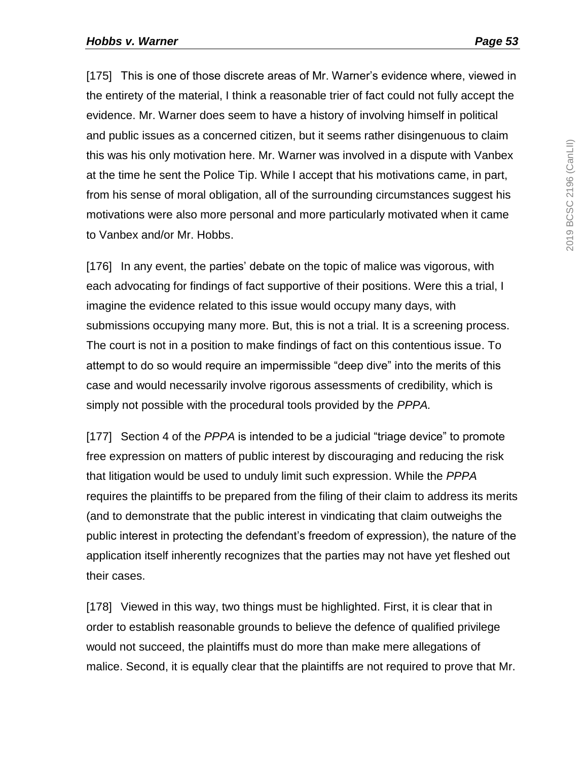[175] This is one of those discrete areas of Mr. Warner's evidence where, viewed in the entirety of the material, I think a reasonable trier of fact could not fully accept the evidence. Mr. Warner does seem to have a history of involving himself in political and public issues as a concerned citizen, but it seems rather disingenuous to claim this was his only motivation here. Mr. Warner was involved in a dispute with Vanbex at the time he sent the Police Tip. While I accept that his motivations came, in part, from his sense of moral obligation, all of the surrounding circumstances suggest his motivations were also more personal and more particularly motivated when it came to Vanbex and/or Mr. Hobbs.

[176] In any event, the parties' debate on the topic of malice was vigorous, with each advocating for findings of fact supportive of their positions. Were this a trial, I imagine the evidence related to this issue would occupy many days, with submissions occupying many more. But, this is not a trial. It is a screening process. The court is not in a position to make findings of fact on this contentious issue. To attempt to do so would require an impermissible "deep dive" into the merits of this case and would necessarily involve rigorous assessments of credibility, which is simply not possible with the procedural tools provided by the *PPPA.*

[177] Section 4 of the *PPPA* is intended to be a judicial "triage device" to promote free expression on matters of public interest by discouraging and reducing the risk that litigation would be used to unduly limit such expression. While the *PPPA* requires the plaintiffs to be prepared from the filing of their claim to address its merits (and to demonstrate that the public interest in vindicating that claim outweighs the public interest in protecting the defendant's freedom of expression), the nature of the application itself inherently recognizes that the parties may not have yet fleshed out their cases.

[178] Viewed in this way, two things must be highlighted. First, it is clear that in order to establish reasonable grounds to believe the defence of qualified privilege would not succeed, the plaintiffs must do more than make mere allegations of malice. Second, it is equally clear that the plaintiffs are not required to prove that Mr.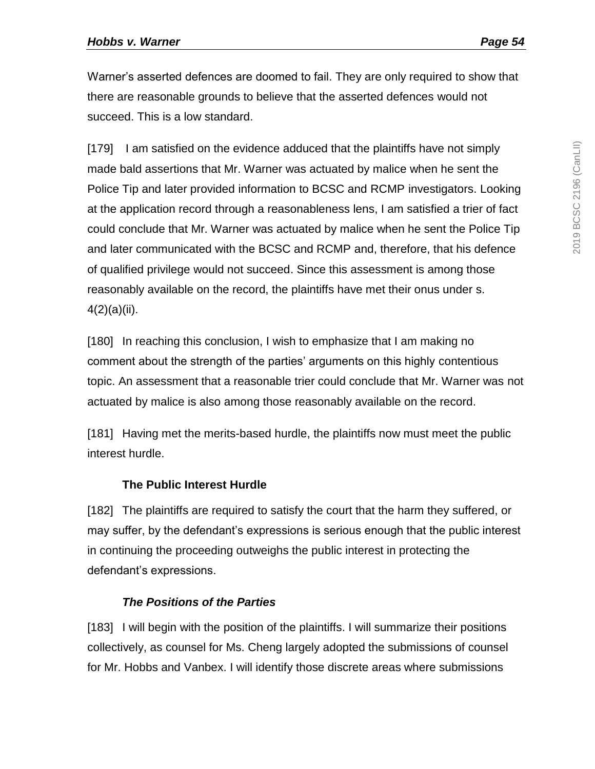Warner's asserted defences are doomed to fail. They are only required to show that there are reasonable grounds to believe that the asserted defences would not succeed. This is a low standard.

[179] I am satisfied on the evidence adduced that the plaintiffs have not simply made bald assertions that Mr. Warner was actuated by malice when he sent the Police Tip and later provided information to BCSC and RCMP investigators. Looking at the application record through a reasonableness lens, I am satisfied a trier of fact could conclude that Mr. Warner was actuated by malice when he sent the Police Tip and later communicated with the BCSC and RCMP and, therefore, that his defence of qualified privilege would not succeed. Since this assessment is among those reasonably available on the record, the plaintiffs have met their onus under s. 4(2)(a)(ii).

[180] In reaching this conclusion, I wish to emphasize that I am making no comment about the strength of the parties' arguments on this highly contentious topic. An assessment that a reasonable trier could conclude that Mr. Warner was not actuated by malice is also among those reasonably available on the record.

[181] Having met the merits-based hurdle, the plaintiffs now must meet the public interest hurdle.

**The Public Interest Hurdle**

[182] The plaintiffs are required to satisfy the court that the harm they suffered, or may suffer, by the defendant's expressions is serious enough that the public interest in continuing the proceeding outweighs the public interest in protecting the defendant's expressions.

***The Positions of the Parties***

[183] I will begin with the position of the plaintiffs. I will summarize their positions collectively, as counsel for Ms. Cheng largely adopted the submissions of counsel for Mr. Hobbs and Vanbex. I will identify those discrete areas where submissions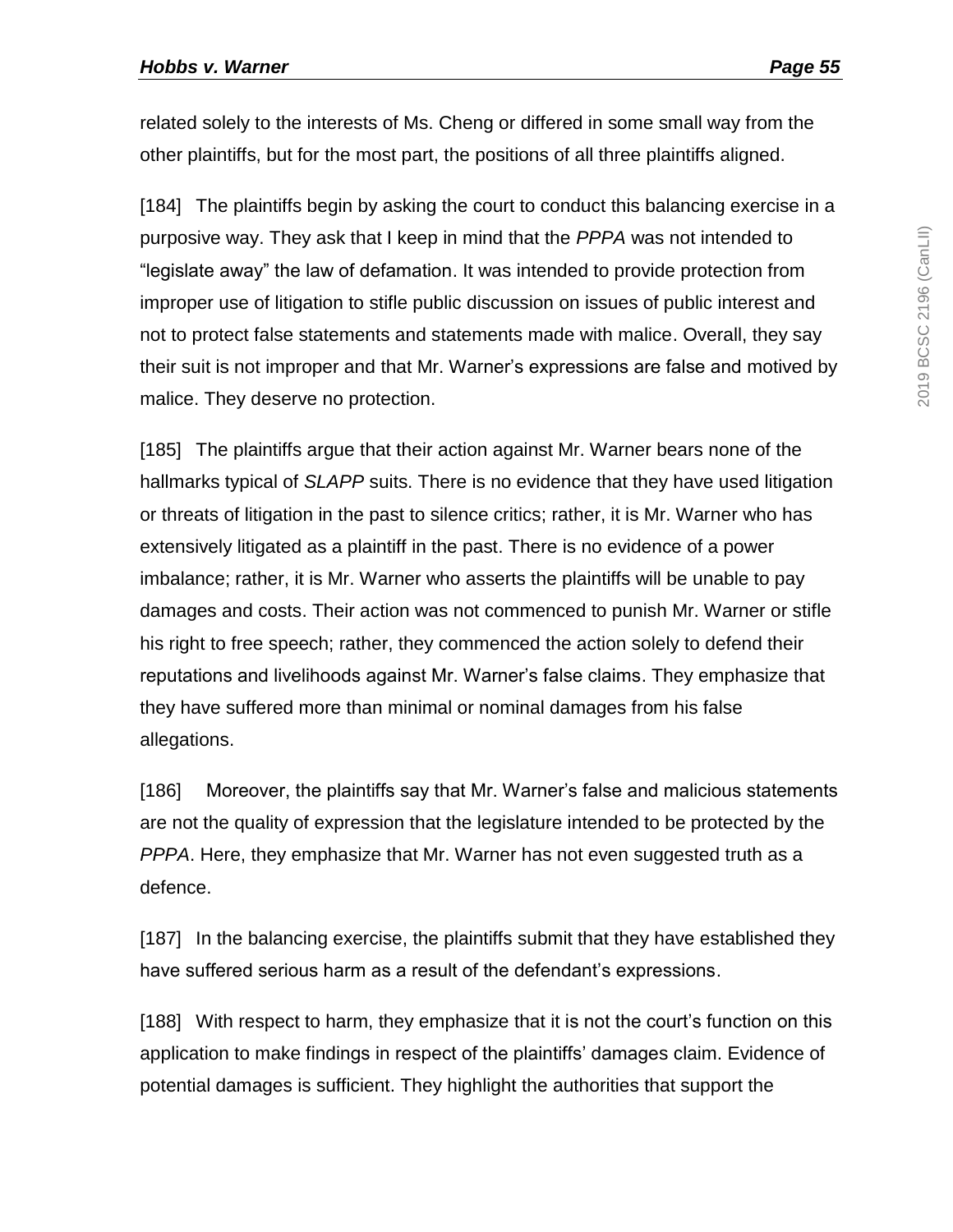related solely to the interests of Ms. Cheng or differed in some small way from the other plaintiffs, but for the most part, the positions of all three plaintiffs aligned.

[184] The plaintiffs begin by asking the court to conduct this balancing exercise in a purposive way. They ask that I keep in mind that the *PPPA* was not intended to "legislate away" the law of defamation. It was intended to provide protection from improper use of litigation to stifle public discussion on issues of public interest and not to protect false statements and statements made with malice. Overall, they say their suit is not improper and that Mr. Warner's expressions are false and motived by malice. They deserve no protection.

[185] The plaintiffs argue that their action against Mr. Warner bears none of the hallmarks typical of *SLAPP* suits. There is no evidence that they have used litigation or threats of litigation in the past to silence critics; rather, it is Mr. Warner who has extensively litigated as a plaintiff in the past. There is no evidence of a power imbalance; rather, it is Mr. Warner who asserts the plaintiffs will be unable to pay damages and costs. Their action was not commenced to punish Mr. Warner or stifle his right to free speech; rather, they commenced the action solely to defend their reputations and livelihoods against Mr. Warner's false claims. They emphasize that they have suffered more than minimal or nominal damages from his false allegations.

[186] Moreover, the plaintiffs say that Mr. Warner's false and malicious statements are not the quality of expression that the legislature intended to be protected by the *PPPA*. Here, they emphasize that Mr. Warner has not even suggested truth as a defence.

[187] In the balancing exercise, the plaintiffs submit that they have established they have suffered serious harm as a result of the defendant's expressions.

[188] With respect to harm, they emphasize that it is not the court's function on this application to make findings in respect of the plaintiffs' damages claim. Evidence of potential damages is sufficient. They highlight the authorities that support the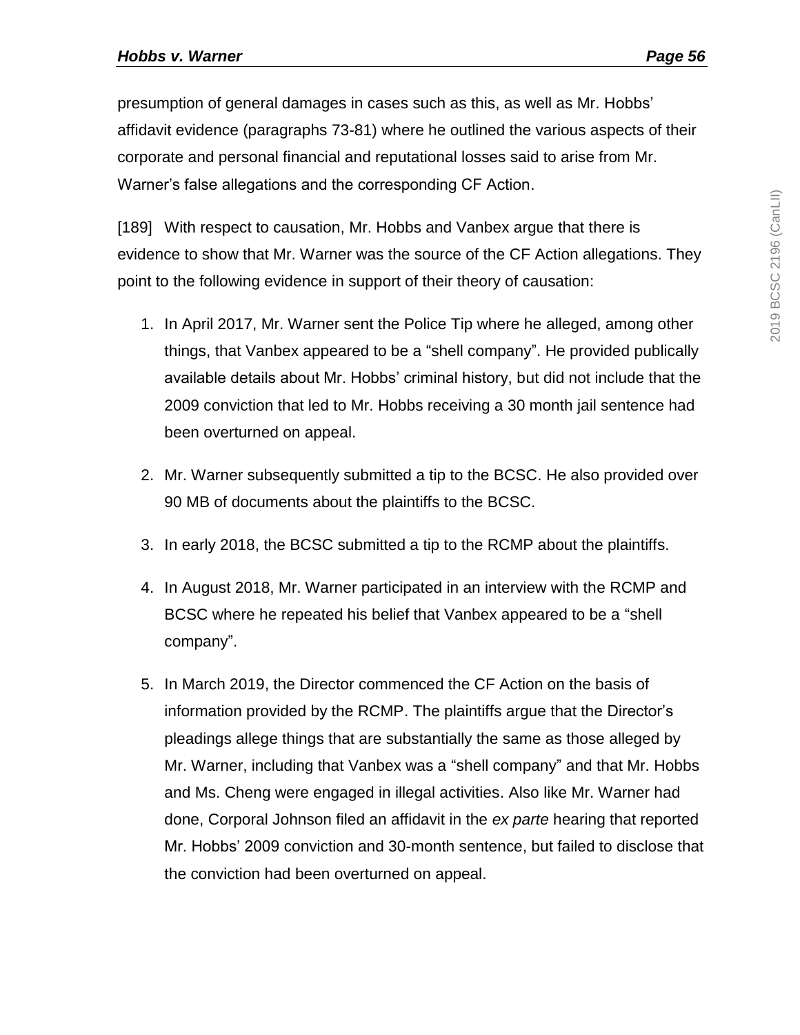presumption of general damages in cases such as this, as well as Mr. Hobbs' affidavit evidence (paragraphs 73-81) where he outlined the various aspects of their corporate and personal financial and reputational losses said to arise from Mr. Warner's false allegations and the corresponding CF Action.

[189] With respect to causation, Mr. Hobbs and Vanbex argue that there is evidence to show that Mr. Warner was the source of the CF Action allegations. They point to the following evidence in support of their theory of causation:

1. In April 2017, Mr. Warner sent the Police Tip where he alleged, among other things, that Vanbex appeared to be a "shell company". He provided publically available details about Mr. Hobbs' criminal history, but did not include that the 2009 conviction that led to Mr. Hobbs receiving a 30 month jail sentence had been overturned on appeal.

2. Mr. Warner subsequently submitted a tip to the BCSC. He also provided over 90 MB of documents about the plaintiffs to the BCSC.

3. In early 2018, the BCSC submitted a tip to the RCMP about the plaintiffs.

4. In August 2018, Mr. Warner participated in an interview with the RCMP and BCSC where he repeated his belief that Vanbex appeared to be a "shell company".

5. In March 2019, the Director commenced the CF Action on the basis of information provided by the RCMP. The plaintiffs argue that the Director's pleadings allege things that are substantially the same as those alleged by Mr. Warner, including that Vanbex was a "shell company" and that Mr. Hobbs and Ms. Cheng were engaged in illegal activities. Also like Mr. Warner had done, Corporal Johnson filed an affidavit in the *ex parte* hearing that reported Mr. Hobbs' 2009 conviction and 30-month sentence, but failed to disclose that the conviction had been overturned on appeal.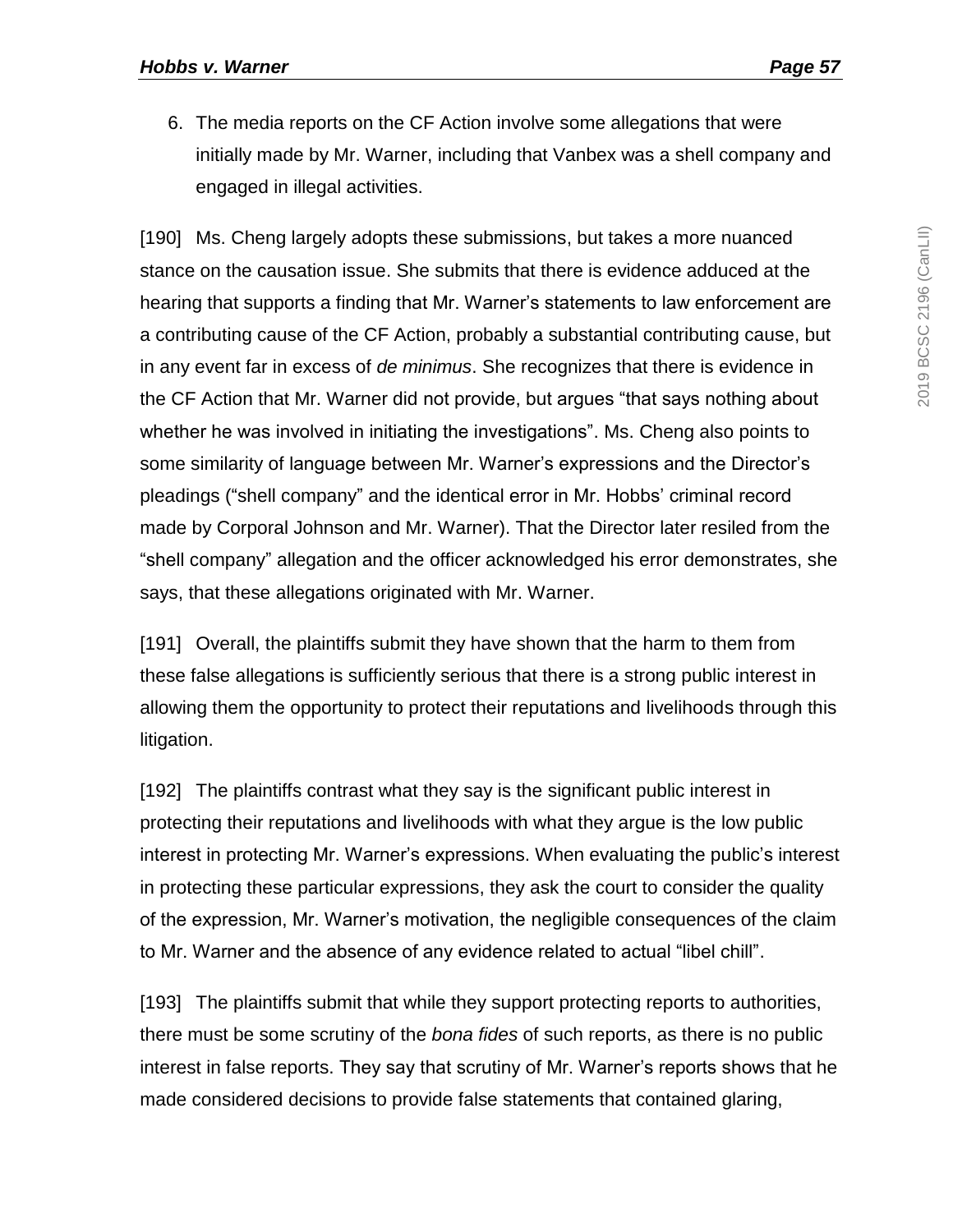6. The media reports on the CF Action involve some allegations that were initially made by Mr. Warner, including that Vanbex was a shell company and engaged in illegal activities.

[190] Ms. Cheng largely adopts these submissions, but takes a more nuanced stance on the causation issue. She submits that there is evidence adduced at the hearing that supports a finding that Mr. Warner's statements to law enforcement are a contributing cause of the CF Action, probably a substantial contributing cause, but in any event far in excess of *de minimus*. She recognizes that there is evidence in the CF Action that Mr. Warner did not provide, but argues "that says nothing about whether he was involved in initiating the investigations". Ms. Cheng also points to some similarity of language between Mr. Warner's expressions and the Director's pleadings ("shell company" and the identical error in Mr. Hobbs' criminal record made by Corporal Johnson and Mr. Warner). That the Director later resiled from the "shell company" allegation and the officer acknowledged his error demonstrates, she says, that these allegations originated with Mr. Warner.

[191] Overall, the plaintiffs submit they have shown that the harm to them from these false allegations is sufficiently serious that there is a strong public interest in allowing them the opportunity to protect their reputations and livelihoods through this litigation.

[192] The plaintiffs contrast what they say is the significant public interest in protecting their reputations and livelihoods with what they argue is the low public interest in protecting Mr. Warner's expressions. When evaluating the public's interest in protecting these particular expressions, they ask the court to consider the quality of the expression, Mr. Warner's motivation, the negligible consequences of the claim to Mr. Warner and the absence of any evidence related to actual "libel chill".

[193] The plaintiffs submit that while they support protecting reports to authorities, there must be some scrutiny of the *bona fides* of such reports, as there is no public interest in false reports. They say that scrutiny of Mr. Warner's reports shows that he made considered decisions to provide false statements that contained glaring,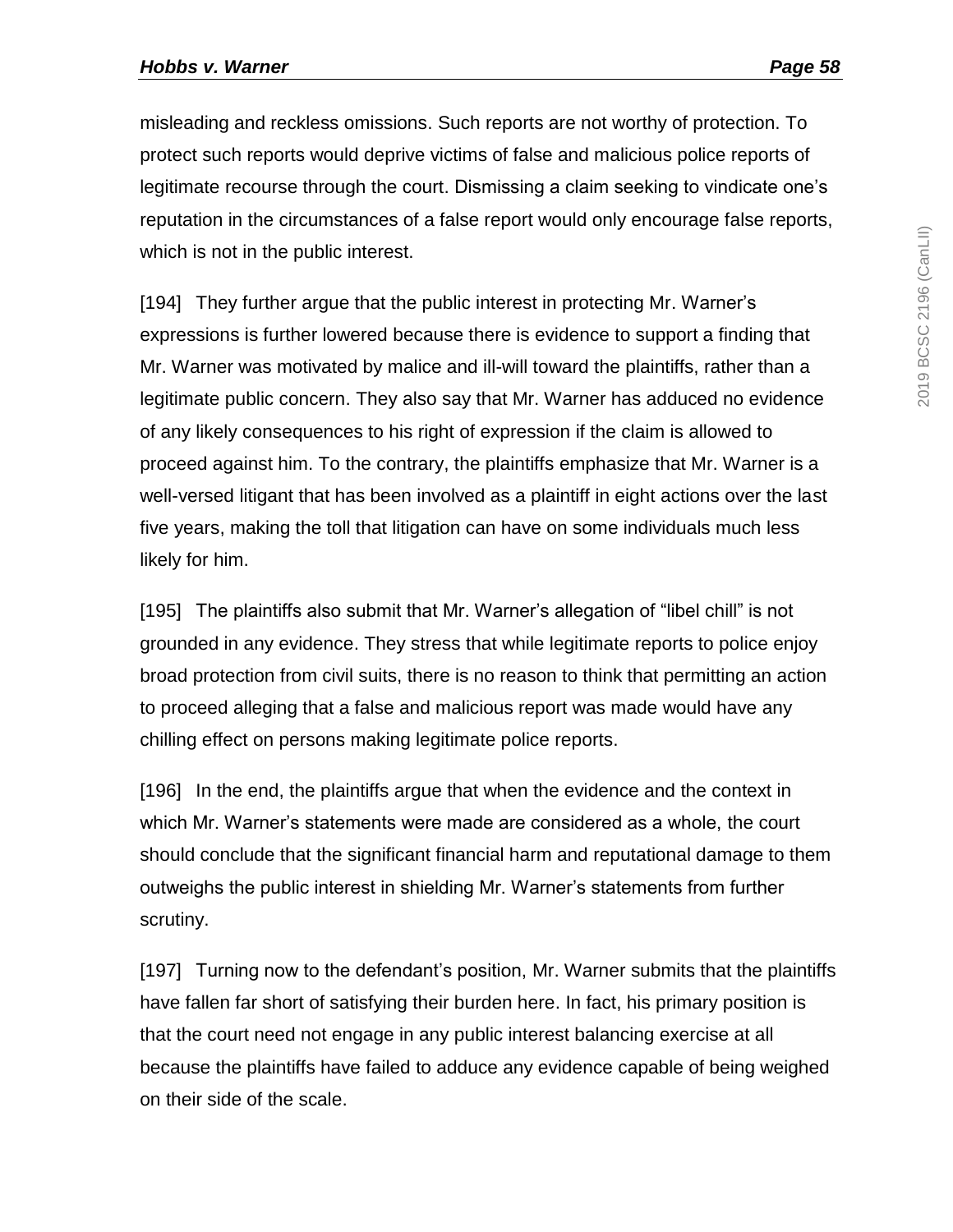misleading and reckless omissions. Such reports are not worthy of protection. To protect such reports would deprive victims of false and malicious police reports of legitimate recourse through the court. Dismissing a claim seeking to vindicate one's reputation in the circumstances of a false report would only encourage false reports, which is not in the public interest.

[194] They further argue that the public interest in protecting Mr. Warner's expressions is further lowered because there is evidence to support a finding that Mr. Warner was motivated by malice and ill-will toward the plaintiffs, rather than a legitimate public concern. They also say that Mr. Warner has adduced no evidence of any likely consequences to his right of expression if the claim is allowed to proceed against him. To the contrary, the plaintiffs emphasize that Mr. Warner is a well-versed litigant that has been involved as a plaintiff in eight actions over the last five years, making the toll that litigation can have on some individuals much less likely for him.

[195] The plaintiffs also submit that Mr. Warner's allegation of "libel chill" is not grounded in any evidence. They stress that while legitimate reports to police enjoy broad protection from civil suits, there is no reason to think that permitting an action to proceed alleging that a false and malicious report was made would have any chilling effect on persons making legitimate police reports.

[196] In the end, the plaintiffs argue that when the evidence and the context in which Mr. Warner's statements were made are considered as a whole, the court should conclude that the significant financial harm and reputational damage to them outweighs the public interest in shielding Mr. Warner's statements from further scrutiny.

[197] Turning now to the defendant's position, Mr. Warner submits that the plaintiffs have fallen far short of satisfying their burden here. In fact, his primary position is that the court need not engage in any public interest balancing exercise at all because the plaintiffs have failed to adduce any evidence capable of being weighed on their side of the scale.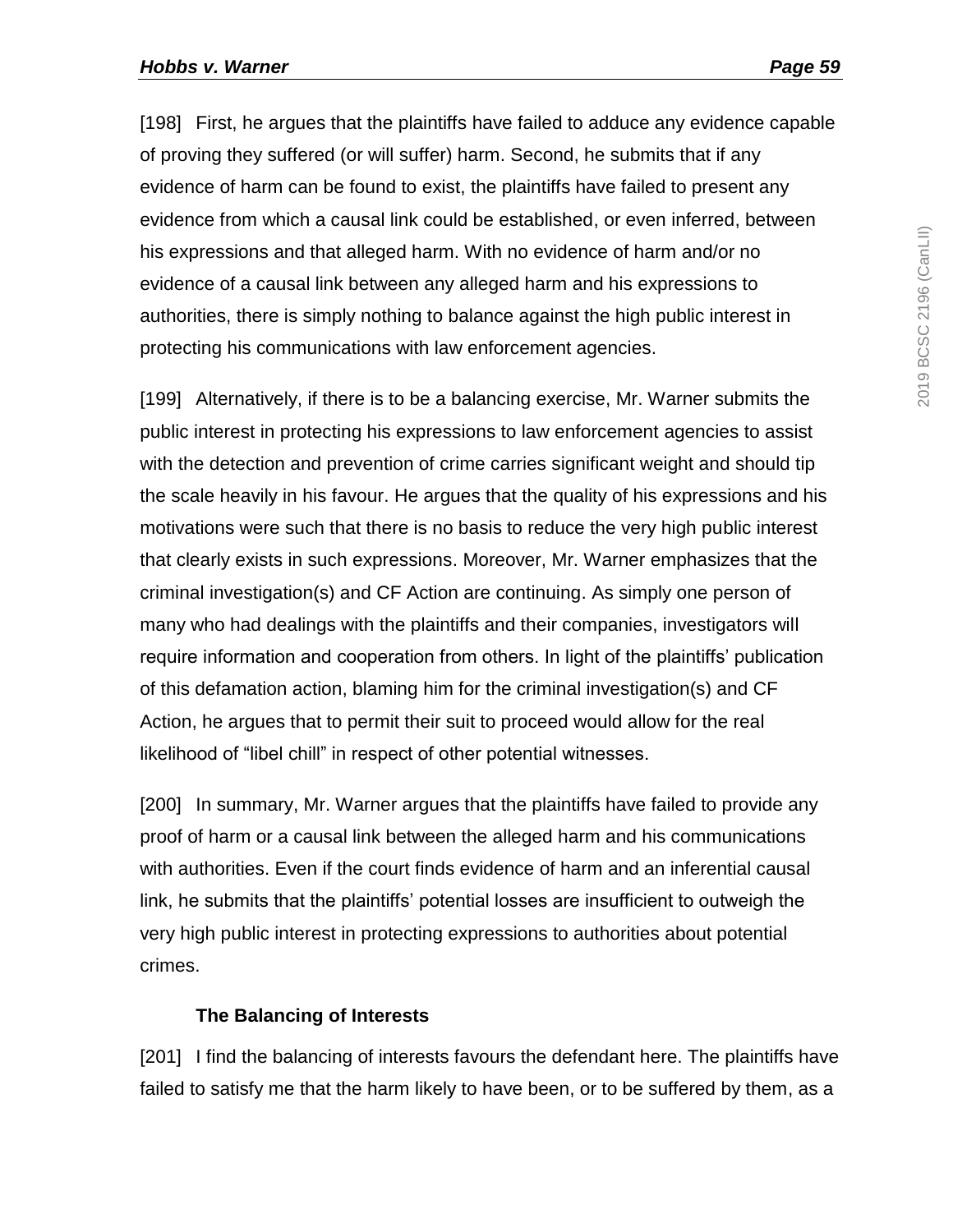[198] First, he argues that the plaintiffs have failed to adduce any evidence capable of proving they suffered (or will suffer) harm. Second, he submits that if any evidence of harm can be found to exist, the plaintiffs have failed to present any evidence from which a causal link could be established, or even inferred, between his expressions and that alleged harm. With no evidence of harm and/or no evidence of a causal link between any alleged harm and his expressions to authorities, there is simply nothing to balance against the high public interest in protecting his communications with law enforcement agencies.

[199] Alternatively, if there is to be a balancing exercise, Mr. Warner submits the public interest in protecting his expressions to law enforcement agencies to assist with the detection and prevention of crime carries significant weight and should tip the scale heavily in his favour. He argues that the quality of his expressions and his motivations were such that there is no basis to reduce the very high public interest that clearly exists in such expressions. Moreover, Mr. Warner emphasizes that the criminal investigation(s) and CF Action are continuing. As simply one person of many who had dealings with the plaintiffs and their companies, investigators will require information and cooperation from others. In light of the plaintiffs' publication of this defamation action, blaming him for the criminal investigation(s) and CF Action, he argues that to permit their suit to proceed would allow for the real likelihood of "libel chill" in respect of other potential witnesses.

[200] In summary, Mr. Warner argues that the plaintiffs have failed to provide any proof of harm or a causal link between the alleged harm and his communications with authorities. Even if the court finds evidence of harm and an inferential causal link, he submits that the plaintiffs' potential losses are insufficient to outweigh the very high public interest in protecting expressions to authorities about potential crimes.

**The Balancing of Interests**

[201] I find the balancing of interests favours the defendant here. The plaintiffs have failed to satisfy me that the harm likely to have been, or to be suffered by them, as a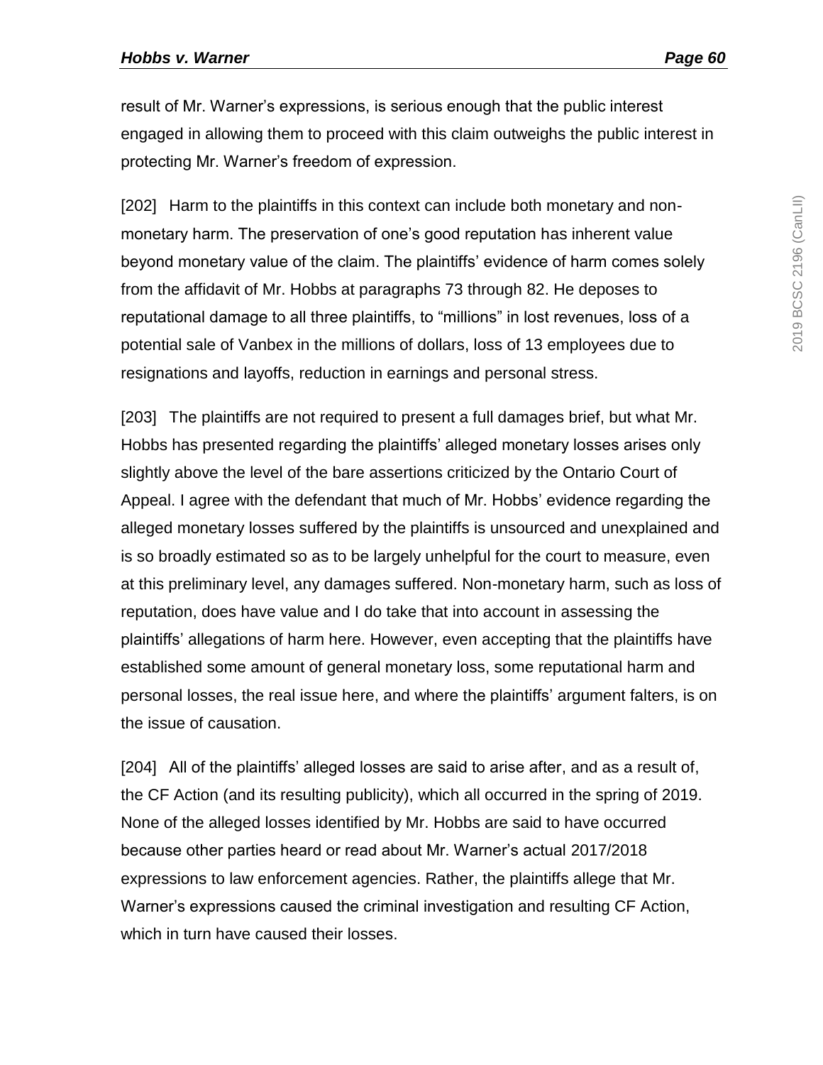result of Mr. Warner's expressions, is serious enough that the public interest engaged in allowing them to proceed with this claim outweighs the public interest in protecting Mr. Warner's freedom of expression.

[202] Harm to the plaintiffs in this context can include both monetary and non-monetary harm. The preservation of one's good reputation has inherent value beyond monetary value of the claim. The plaintiffs' evidence of harm comes solely from the affidavit of Mr. Hobbs at paragraphs 73 through 82. He deposes to reputational damage to all three plaintiffs, to "millions" in lost revenues, loss of a potential sale of Vanbex in the millions of dollars, loss of 13 employees due to resignations and layoffs, reduction in earnings and personal stress.

[203] The plaintiffs are not required to present a full damages brief, but what Mr. Hobbs has presented regarding the plaintiffs' alleged monetary losses arises only slightly above the level of the bare assertions criticized by the Ontario Court of Appeal. I agree with the defendant that much of Mr. Hobbs' evidence regarding the alleged monetary losses suffered by the plaintiffs is unsourced and unexplained and is so broadly estimated so as to be largely unhelpful for the court to measure, even at this preliminary level, any damages suffered. Non-monetary harm, such as loss of reputation, does have value and I do take that into account in assessing the plaintiffs' allegations of harm here. However, even accepting that the plaintiffs have established some amount of general monetary loss, some reputational harm and personal losses, the real issue here, and where the plaintiffs' argument falters, is on the issue of causation.

[204] All of the plaintiffs' alleged losses are said to arise after, and as a result of, the CF Action (and its resulting publicity), which all occurred in the spring of 2019. None of the alleged losses identified by Mr. Hobbs are said to have occurred because other parties heard or read about Mr. Warner's actual 2017/2018 expressions to law enforcement agencies. Rather, the plaintiffs allege that Mr. Warner's expressions caused the criminal investigation and resulting CF Action, which in turn have caused their losses.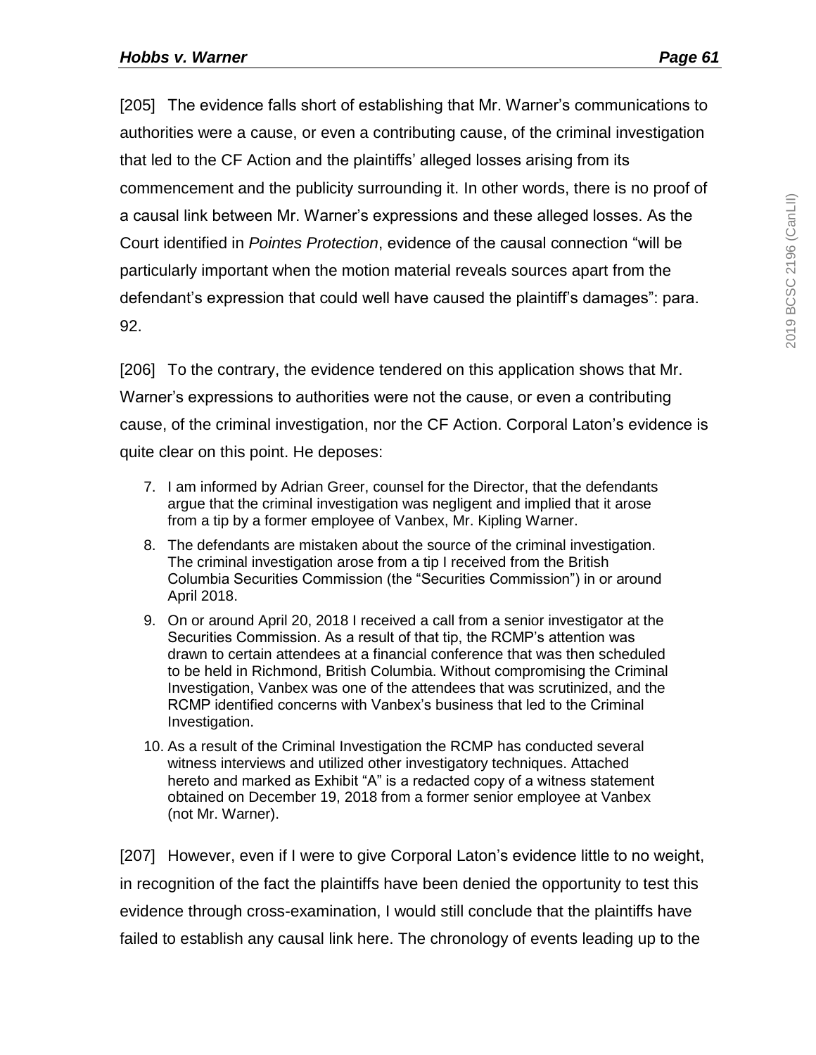[205] The evidence falls short of establishing that Mr. Warner's communications to authorities were a cause, or even a contributing cause, of the criminal investigation that led to the CF Action and the plaintiffs' alleged losses arising from its commencement and the publicity surrounding it. In other words, there is no proof of a causal link between Mr. Warner's expressions and these alleged losses. As the Court identified in *Pointes Protection*, evidence of the causal connection "will be particularly important when the motion material reveals sources apart from the defendant's expression that could well have caused the plaintiff's damages": para. 92.

[206] To the contrary, the evidence tendered on this application shows that Mr. Warner's expressions to authorities were not the cause, or even a contributing cause, of the criminal investigation, nor the CF Action. Corporal Laton's evidence is quite clear on this point. He deposes:

> 7. I am informed by Adrian Greer, counsel for the Director, that the defendants argue that the criminal investigation was negligent and implied that it arose from a tip by a former employee of Vanbex, Mr. Kipling Warner.
>
> 8. The defendants are mistaken about the source of the criminal investigation. The criminal investigation arose from a tip I received from the British Columbia Securities Commission (the "Securities Commission") in or around April 2018.
>
> 9. On or around April 20, 2018 I received a call from a senior investigator at the Securities Commission. As a result of that tip, the RCMP's attention was drawn to certain attendees at a financial conference that was then scheduled to be held in Richmond, British Columbia. Without compromising the Criminal Investigation, Vanbex was one of the attendees that was scrutinized, and the RCMP identified concerns with Vanbex's business that led to the Criminal Investigation.
>
> 10. As a result of the Criminal Investigation the RCMP has conducted several witness interviews and utilized other investigatory techniques. Attached hereto and marked as Exhibit "A" is a redacted copy of a witness statement obtained on December 19, 2018 from a former senior employee at Vanbex (not Mr. Warner).

[207] However, even if I were to give Corporal Laton's evidence little to no weight, in recognition of the fact the plaintiffs have been denied the opportunity to test this evidence through cross-examination, I would still conclude that the plaintiffs have failed to establish any causal link here. The chronology of events leading up to the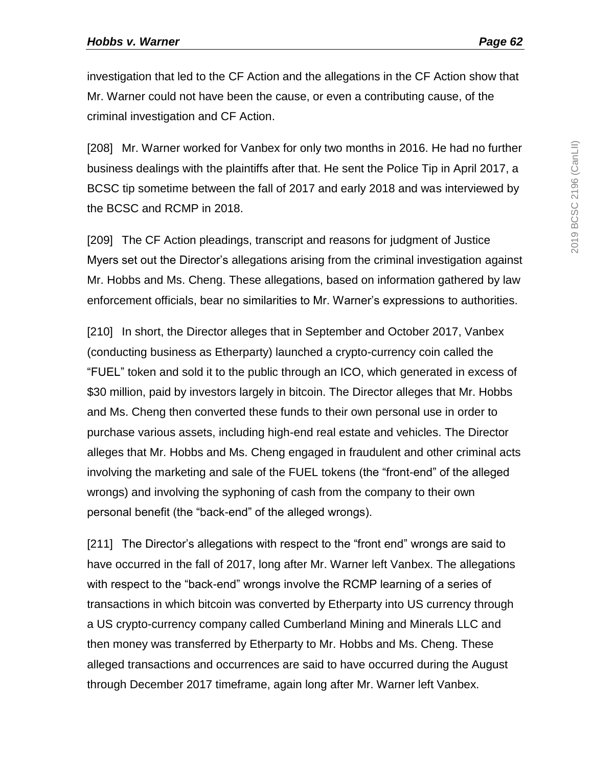investigation that led to the CF Action and the allegations in the CF Action show that Mr. Warner could not have been the cause, or even a contributing cause, of the criminal investigation and CF Action.

[208] Mr. Warner worked for Vanbex for only two months in 2016. He had no further business dealings with the plaintiffs after that. He sent the Police Tip in April 2017, a BCSC tip sometime between the fall of 2017 and early 2018 and was interviewed by the BCSC and RCMP in 2018.

[209] The CF Action pleadings, transcript and reasons for judgment of Justice Myers set out the Director's allegations arising from the criminal investigation against Mr. Hobbs and Ms. Cheng. These allegations, based on information gathered by law enforcement officials, bear no similarities to Mr. Warner's expressions to authorities.

[210] In short, the Director alleges that in September and October 2017, Vanbex (conducting business as Etherparty) launched a crypto-currency coin called the "FUEL" token and sold it to the public through an ICO, which generated in excess of \$30 million, paid by investors largely in bitcoin. The Director alleges that Mr. Hobbs and Ms. Cheng then converted these funds to their own personal use in order to purchase various assets, including high-end real estate and vehicles. The Director alleges that Mr. Hobbs and Ms. Cheng engaged in fraudulent and other criminal acts involving the marketing and sale of the FUEL tokens (the "front-end" of the alleged wrongs) and involving the syphoning of cash from the company to their own personal benefit (the "back-end" of the alleged wrongs).

[211] The Director's allegations with respect to the "front end" wrongs are said to have occurred in the fall of 2017, long after Mr. Warner left Vanbex. The allegations with respect to the "back-end" wrongs involve the RCMP learning of a series of transactions in which bitcoin was converted by Etherparty into US currency through a US crypto-currency company called Cumberland Mining and Minerals LLC and then money was transferred by Etherparty to Mr. Hobbs and Ms. Cheng. These alleged transactions and occurrences are said to have occurred during the August through December 2017 timeframe, again long after Mr. Warner left Vanbex.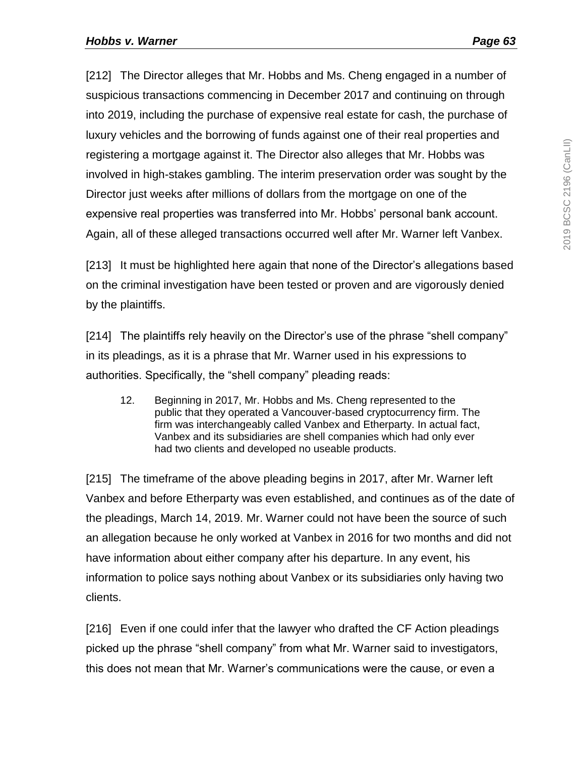[212] The Director alleges that Mr. Hobbs and Ms. Cheng engaged in a number of suspicious transactions commencing in December 2017 and continuing on through into 2019, including the purchase of expensive real estate for cash, the purchase of luxury vehicles and the borrowing of funds against one of their real properties and registering a mortgage against it. The Director also alleges that Mr. Hobbs was involved in high-stakes gambling. The interim preservation order was sought by the Director just weeks after millions of dollars from the mortgage on one of the expensive real properties was transferred into Mr. Hobbs' personal bank account. Again, all of these alleged transactions occurred well after Mr. Warner left Vanbex.

[213] It must be highlighted here again that none of the Director's allegations based on the criminal investigation have been tested or proven and are vigorously denied by the plaintiffs.

[214] The plaintiffs rely heavily on the Director's use of the phrase "shell company" in its pleadings, as it is a phrase that Mr. Warner used in his expressions to authorities. Specifically, the "shell company" pleading reads:

> 12. Beginning in 2017, Mr. Hobbs and Ms. Cheng represented to the public that they operated a Vancouver-based cryptocurrency firm. The firm was interchangeably called Vanbex and Etherparty. In actual fact, Vanbex and its subsidiaries are shell companies which had only ever had two clients and developed no useable products.

[215] The timeframe of the above pleading begins in 2017, after Mr. Warner left Vanbex and before Etherparty was even established, and continues as of the date of the pleadings, March 14, 2019. Mr. Warner could not have been the source of such an allegation because he only worked at Vanbex in 2016 for two months and did not have information about either company after his departure. In any event, his information to police says nothing about Vanbex or its subsidiaries only having two clients.

[216] Even if one could infer that the lawyer who drafted the CF Action pleadings picked up the phrase "shell company" from what Mr. Warner said to investigators, this does not mean that Mr. Warner's communications were the cause, or even a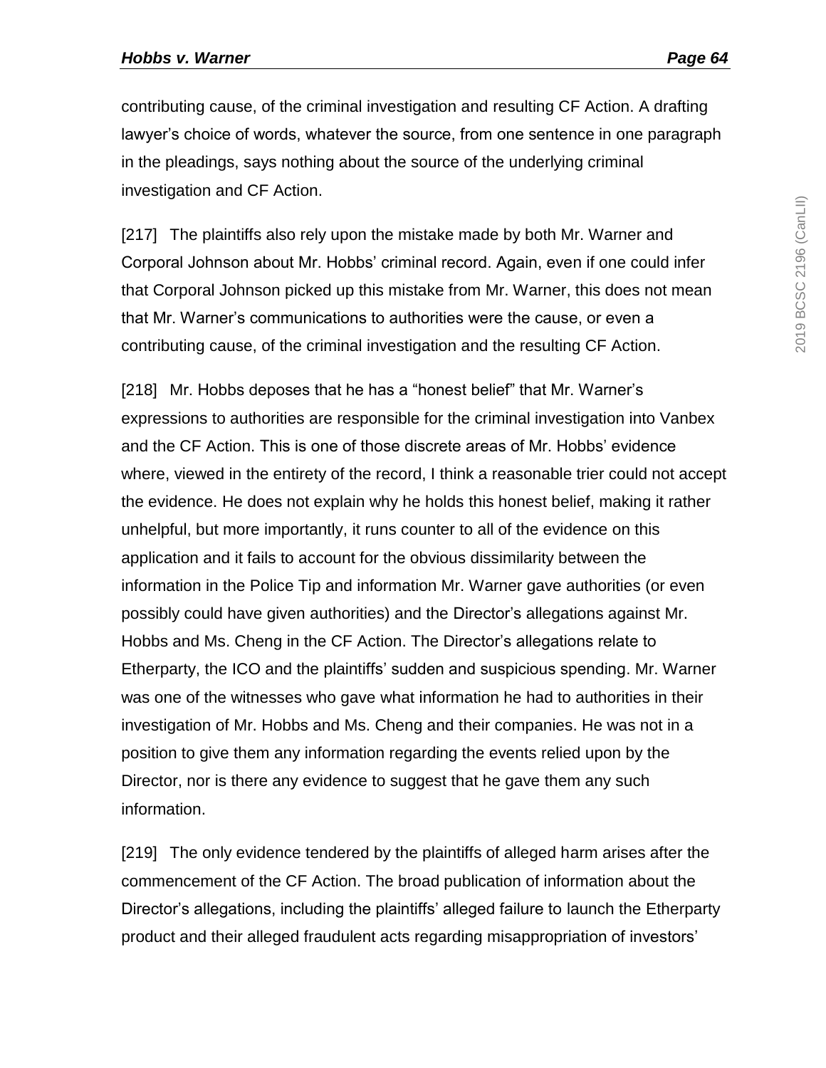contributing cause, of the criminal investigation and resulting CF Action. A drafting lawyer's choice of words, whatever the source, from one sentence in one paragraph in the pleadings, says nothing about the source of the underlying criminal investigation and CF Action.

[217] The plaintiffs also rely upon the mistake made by both Mr. Warner and Corporal Johnson about Mr. Hobbs' criminal record. Again, even if one could infer that Corporal Johnson picked up this mistake from Mr. Warner, this does not mean that Mr. Warner's communications to authorities were the cause, or even a contributing cause, of the criminal investigation and the resulting CF Action.

[218] Mr. Hobbs deposes that he has a "honest belief" that Mr. Warner's expressions to authorities are responsible for the criminal investigation into Vanbex and the CF Action. This is one of those discrete areas of Mr. Hobbs' evidence where, viewed in the entirety of the record, I think a reasonable trier could not accept the evidence. He does not explain why he holds this honest belief, making it rather unhelpful, but more importantly, it runs counter to all of the evidence on this application and it fails to account for the obvious dissimilarity between the information in the Police Tip and information Mr. Warner gave authorities (or even possibly could have given authorities) and the Director's allegations against Mr. Hobbs and Ms. Cheng in the CF Action. The Director's allegations relate to Etherparty, the ICO and the plaintiffs' sudden and suspicious spending. Mr. Warner was one of the witnesses who gave what information he had to authorities in their investigation of Mr. Hobbs and Ms. Cheng and their companies. He was not in a position to give them any information regarding the events relied upon by the Director, nor is there any evidence to suggest that he gave them any such information.

[219] The only evidence tendered by the plaintiffs of alleged harm arises after the commencement of the CF Action. The broad publication of information about the Director's allegations, including the plaintiffs' alleged failure to launch the Etherparty product and their alleged fraudulent acts regarding misappropriation of investors'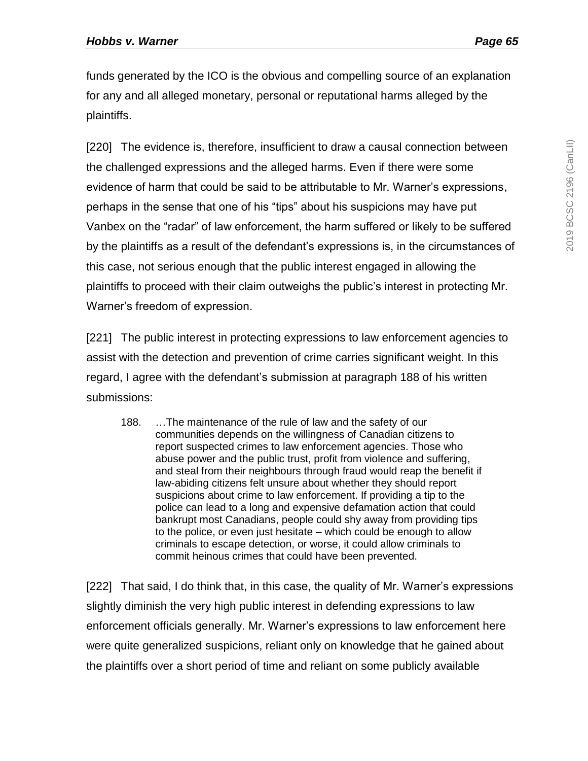funds generated by the ICO is the obvious and compelling source of an explanation for any and all alleged monetary, personal or reputational harms alleged by the plaintiffs.

[220] The evidence is, therefore, insufficient to draw a causal connection between the challenged expressions and the alleged harms. Even if there were some evidence of harm that could be said to be attributable to Mr. Warner's expressions, perhaps in the sense that one of his "tips" about his suspicions may have put Vanbex on the "radar" of law enforcement, the harm suffered or likely to be suffered by the plaintiffs as a result of the defendant's expressions is, in the circumstances of this case, not serious enough that the public interest engaged in allowing the plaintiffs to proceed with their claim outweighs the public's interest in protecting Mr. Warner's freedom of expression.

[221] The public interest in protecting expressions to law enforcement agencies to assist with the detection and prevention of crime carries significant weight. In this regard, I agree with the defendant's submission at paragraph 188 of his written submissions:

> 188. …The maintenance of the rule of law and the safety of our communities depends on the willingness of Canadian citizens to report suspected crimes to law enforcement agencies. Those who abuse power and the public trust, profit from violence and suffering, and steal from their neighbours through fraud would reap the benefit if law-abiding citizens felt unsure about whether they should report suspicions about crime to law enforcement. If providing a tip to the police can lead to a long and expensive defamation action that could bankrupt most Canadians, people could shy away from providing tips to the police, or even just hesitate – which could be enough to allow criminals to escape detection, or worse, it could allow criminals to commit heinous crimes that could have been prevented.

[222] That said, I do think that, in this case, the quality of Mr. Warner's expressions slightly diminish the very high public interest in defending expressions to law enforcement officials generally. Mr. Warner's expressions to law enforcement here were quite generalized suspicions, reliant only on knowledge that he gained about the plaintiffs over a short period of time and reliant on some publicly available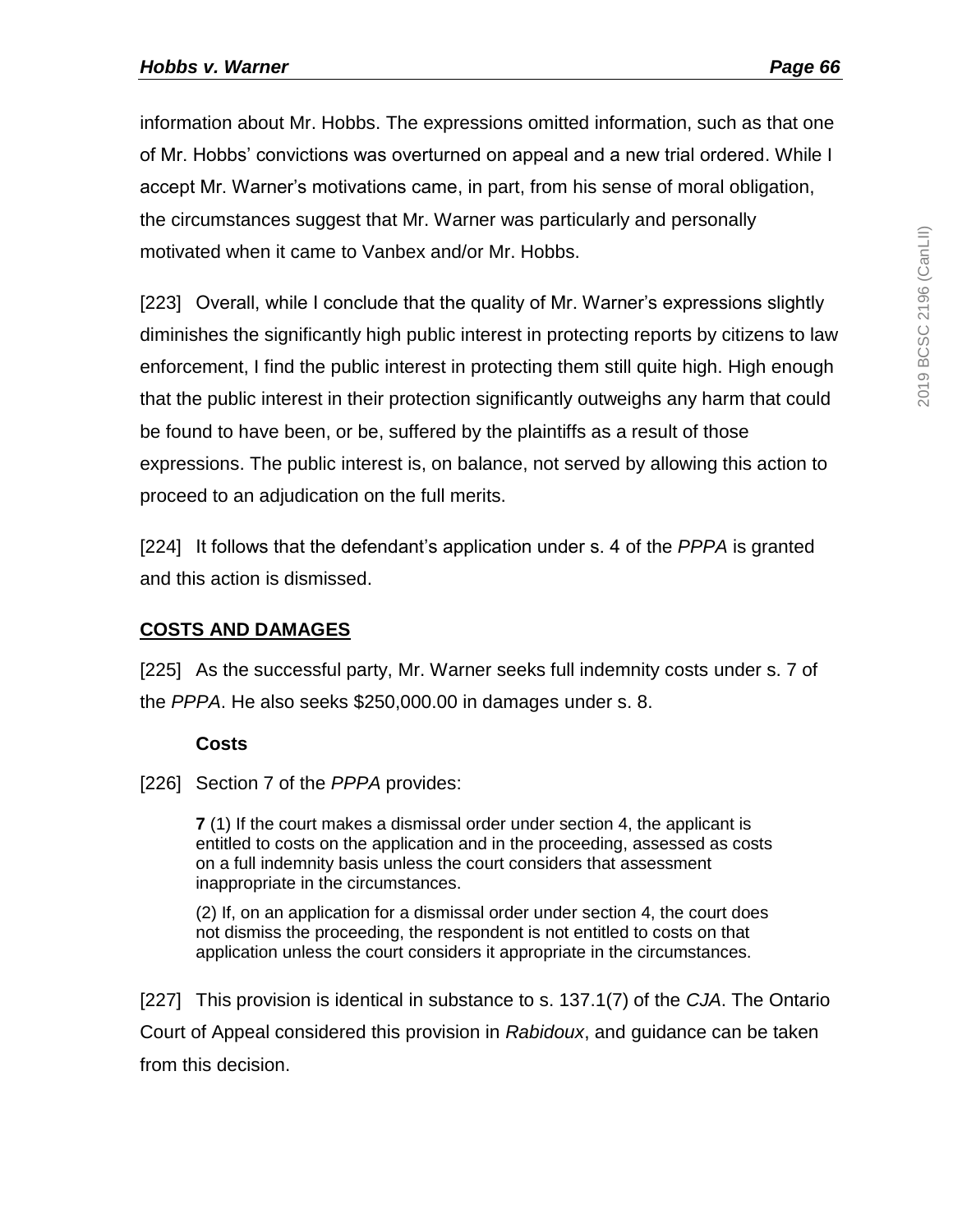information about Mr. Hobbs. The expressions omitted information, such as that one of Mr. Hobbs' convictions was overturned on appeal and a new trial ordered. While I accept Mr. Warner's motivations came, in part, from his sense of moral obligation, the circumstances suggest that Mr. Warner was particularly and personally motivated when it came to Vanbex and/or Mr. Hobbs.

[223] Overall, while I conclude that the quality of Mr. Warner's expressions slightly diminishes the significantly high public interest in protecting reports by citizens to law enforcement, I find the public interest in protecting them still quite high. High enough that the public interest in their protection significantly outweighs any harm that could be found to have been, or be, suffered by the plaintiffs as a result of those expressions. The public interest is, on balance, not served by allowing this action to proceed to an adjudication on the full merits.

[224] It follows that the defendant's application under s. 4 of the *PPPA* is granted and this action is dismissed.

## COSTS AND DAMAGES

[225] As the successful party, Mr. Warner seeks full indemnity costs under s. 7 of the *PPPA*. He also seeks $250,000.00 in damages under s. 8.

### Costs

[226] Section 7 of the *PPPA* provides:

> **7** (1) If the court makes a dismissal order under section 4, the applicant is entitled to costs on the application and in the proceeding, assessed as costs on a full indemnity basis unless the court considers that assessment inappropriate in the circumstances.
>
> (2) If, on an application for a dismissal order under section 4, the court does not dismiss the proceeding, the respondent is not entitled to costs on that application unless the court considers it appropriate in the circumstances.

[227] This provision is identical in substance to s. 137.1(7) of the *CJA*. The Ontario Court of Appeal considered this provision in *Rabidoux*, and guidance can be taken from this decision.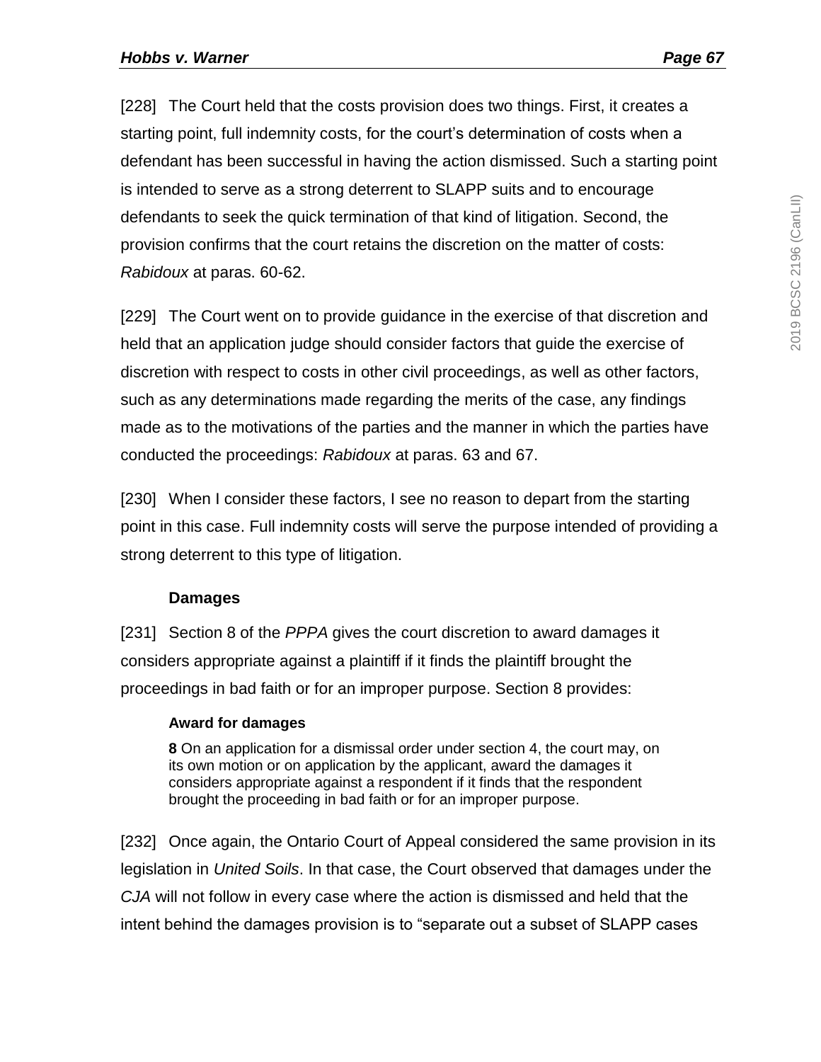[228] The Court held that the costs provision does two things. First, it creates a starting point, full indemnity costs, for the court's determination of costs when a defendant has been successful in having the action dismissed. Such a starting point is intended to serve as a strong deterrent to SLAPP suits and to encourage defendants to seek the quick termination of that kind of litigation. Second, the provision confirms that the court retains the discretion on the matter of costs: *Rabidoux* at paras. 60-62.

[229] The Court went on to provide guidance in the exercise of that discretion and held that an application judge should consider factors that guide the exercise of discretion with respect to costs in other civil proceedings, as well as other factors, such as any determinations made regarding the merits of the case, any findings made as to the motivations of the parties and the manner in which the parties have conducted the proceedings: *Rabidoux* at paras. 63 and 67.

[230] When I consider these factors, I see no reason to depart from the starting point in this case. Full indemnity costs will serve the purpose intended of providing a strong deterrent to this type of litigation.

**Damages**

[231] Section 8 of the *PPPA* gives the court discretion to award damages it considers appropriate against a plaintiff if it finds the plaintiff brought the proceedings in bad faith or for an improper purpose. Section 8 provides:

> **Award for damages**
>
> **8** On an application for a dismissal order under section 4, the court may, on its own motion or on application by the applicant, award the damages it considers appropriate against a respondent if it finds that the respondent brought the proceeding in bad faith or for an improper purpose.

[232] Once again, the Ontario Court of Appeal considered the same provision in its legislation in *United Soils*. In that case, the Court observed that damages under the *CJA* will not follow in every case where the action is dismissed and held that the intent behind the damages provision is to "separate out a subset of SLAPP cases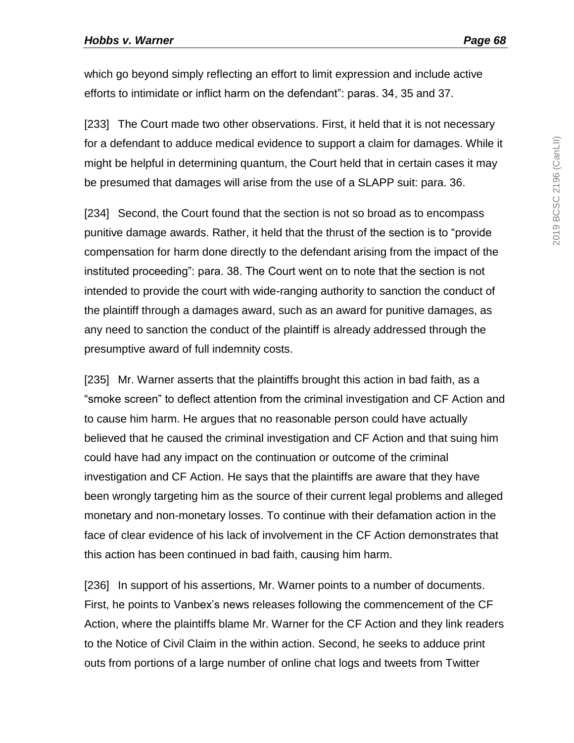which go beyond simply reflecting an effort to limit expression and include active efforts to intimidate or inflict harm on the defendant": paras. 34, 35 and 37.

[233] The Court made two other observations. First, it held that it is not necessary for a defendant to adduce medical evidence to support a claim for damages. While it might be helpful in determining quantum, the Court held that in certain cases it may be presumed that damages will arise from the use of a SLAPP suit: para. 36.

[234] Second, the Court found that the section is not so broad as to encompass punitive damage awards. Rather, it held that the thrust of the section is to "provide compensation for harm done directly to the defendant arising from the impact of the instituted proceeding": para. 38. The Court went on to note that the section is not intended to provide the court with wide-ranging authority to sanction the conduct of the plaintiff through a damages award, such as an award for punitive damages, as any need to sanction the conduct of the plaintiff is already addressed through the presumptive award of full indemnity costs.

[235] Mr. Warner asserts that the plaintiffs brought this action in bad faith, as a "smoke screen" to deflect attention from the criminal investigation and CF Action and to cause him harm. He argues that no reasonable person could have actually believed that he caused the criminal investigation and CF Action and that suing him could have had any impact on the continuation or outcome of the criminal investigation and CF Action. He says that the plaintiffs are aware that they have been wrongly targeting him as the source of their current legal problems and alleged monetary and non-monetary losses. To continue with their defamation action in the face of clear evidence of his lack of involvement in the CF Action demonstrates that this action has been continued in bad faith, causing him harm.

[236] In support of his assertions, Mr. Warner points to a number of documents. First, he points to Vanbex's news releases following the commencement of the CF Action, where the plaintiffs blame Mr. Warner for the CF Action and they link readers to the Notice of Civil Claim in the within action. Second, he seeks to adduce print outs from portions of a large number of online chat logs and tweets from Twitter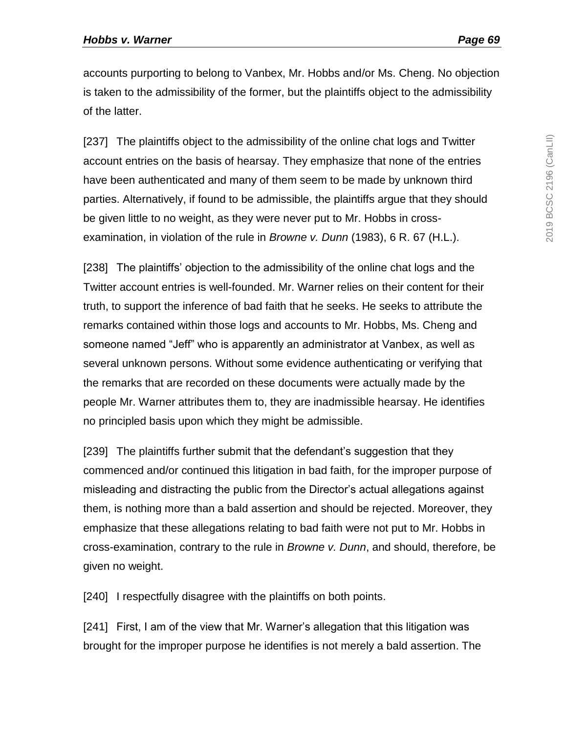accounts purporting to belong to Vanbex, Mr. Hobbs and/or Ms. Cheng. No objection is taken to the admissibility of the former, but the plaintiffs object to the admissibility of the latter.

[237] The plaintiffs object to the admissibility of the online chat logs and Twitter account entries on the basis of hearsay. They emphasize that none of the entries have been authenticated and many of them seem to be made by unknown third parties. Alternatively, if found to be admissible, the plaintiffs argue that they should be given little to no weight, as they were never put to Mr. Hobbs in cross-examination, in violation of the rule in *Browne v. Dunn* (1983), 6 R. 67 (H.L.).

[238] The plaintiffs' objection to the admissibility of the online chat logs and the Twitter account entries is well-founded. Mr. Warner relies on their content for their truth, to support the inference of bad faith that he seeks. He seeks to attribute the remarks contained within those logs and accounts to Mr. Hobbs, Ms. Cheng and someone named "Jeff" who is apparently an administrator at Vanbex, as well as several unknown persons. Without some evidence authenticating or verifying that the remarks that are recorded on these documents were actually made by the people Mr. Warner attributes them to, they are inadmissible hearsay. He identifies no principled basis upon which they might be admissible.

[239] The plaintiffs further submit that the defendant's suggestion that they commenced and/or continued this litigation in bad faith, for the improper purpose of misleading and distracting the public from the Director's actual allegations against them, is nothing more than a bald assertion and should be rejected. Moreover, they emphasize that these allegations relating to bad faith were not put to Mr. Hobbs in cross-examination, contrary to the rule in *Browne v. Dunn*, and should, therefore, be given no weight.

[240] I respectfully disagree with the plaintiffs on both points.

[241] First, I am of the view that Mr. Warner's allegation that this litigation was brought for the improper purpose he identifies is not merely a bald assertion. The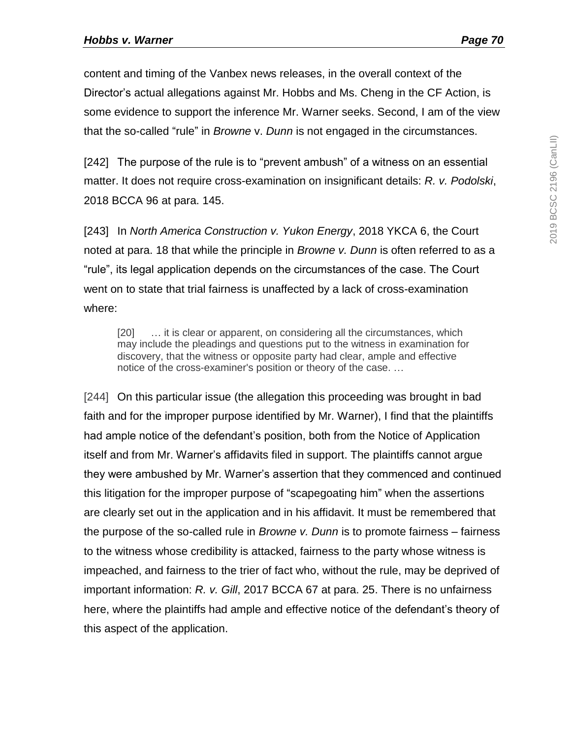content and timing of the Vanbex news releases, in the overall context of the Director's actual allegations against Mr. Hobbs and Ms. Cheng in the CF Action, is some evidence to support the inference Mr. Warner seeks. Second, I am of the view that the so-called "rule" in *Browne* v. *Dunn* is not engaged in the circumstances.

[242] The purpose of the rule is to "prevent ambush" of a witness on an essential matter. It does not require cross-examination on insignificant details: *R. v. Podolski*, 2018 BCCA 96 at para. 145.

[243] In *North America Construction v. Yukon Energy*, 2018 YKCA 6, the Court noted at para. 18 that while the principle in *Browne v. Dunn* is often referred to as a "rule", its legal application depends on the circumstances of the case. The Court went on to state that trial fairness is unaffected by a lack of cross-examination where:

> [20] … it is clear or apparent, on considering all the circumstances, which may include the pleadings and questions put to the witness in examination for discovery, that the witness or opposite party had clear, ample and effective notice of the cross-examiner's position or theory of the case. …

[244] On this particular issue (the allegation this proceeding was brought in bad faith and for the improper purpose identified by Mr. Warner), I find that the plaintiffs had ample notice of the defendant's position, both from the Notice of Application itself and from Mr. Warner's affidavits filed in support. The plaintiffs cannot argue they were ambushed by Mr. Warner's assertion that they commenced and continued this litigation for the improper purpose of "scapegoating him" when the assertions are clearly set out in the application and in his affidavit. It must be remembered that the purpose of the so-called rule in *Browne v. Dunn* is to promote fairness – fairness to the witness whose credibility is attacked, fairness to the party whose witness is impeached, and fairness to the trier of fact who, without the rule, may be deprived of important information: *R. v. Gill*, 2017 BCCA 67 at para. 25. There is no unfairness here, where the plaintiffs had ample and effective notice of the defendant's theory of this aspect of the application.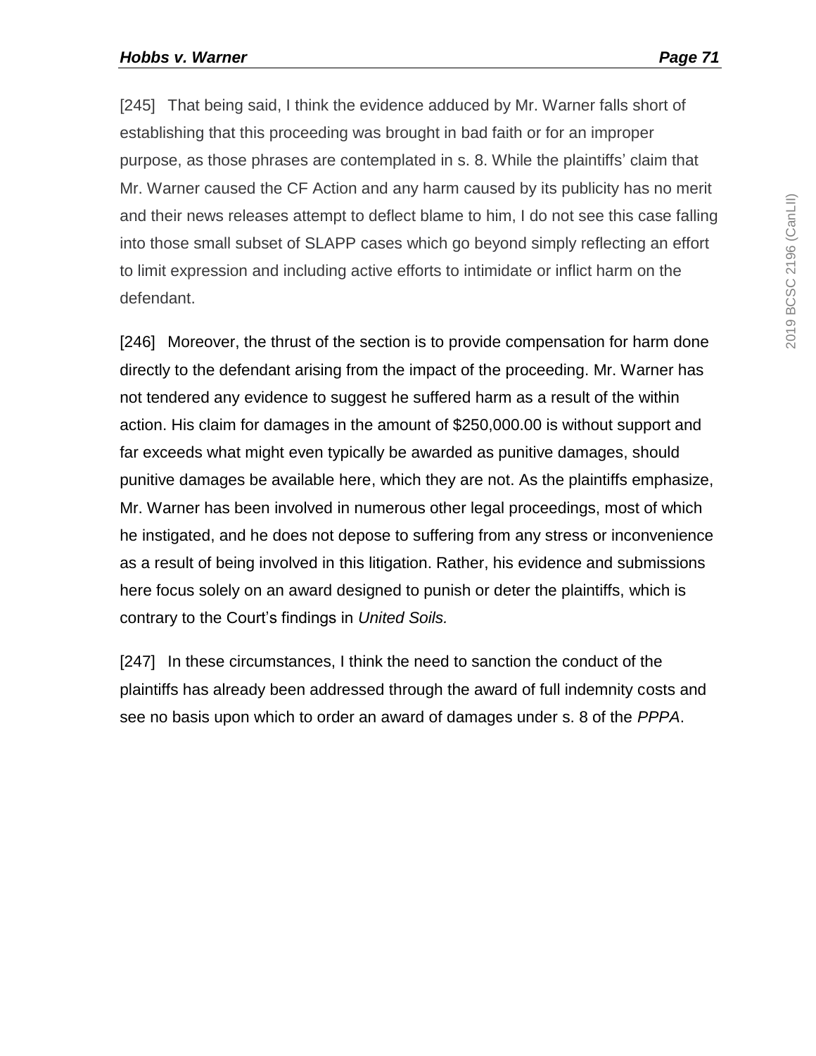[245] That being said, I think the evidence adduced by Mr. Warner falls short of establishing that this proceeding was brought in bad faith or for an improper purpose, as those phrases are contemplated in s. 8. While the plaintiffs' claim that Mr. Warner caused the CF Action and any harm caused by its publicity has no merit and their news releases attempt to deflect blame to him, I do not see this case falling into those small subset of SLAPP cases which go beyond simply reflecting an effort to limit expression and including active efforts to intimidate or inflict harm on the defendant.

[246] Moreover, the thrust of the section is to provide compensation for harm done directly to the defendant arising from the impact of the proceeding. Mr. Warner has not tendered any evidence to suggest he suffered harm as a result of the within action. His claim for damages in the amount of $250,000.00 is without support and far exceeds what might even typically be awarded as punitive damages, should punitive damages be available here, which they are not. As the plaintiffs emphasize, Mr. Warner has been involved in numerous other legal proceedings, most of which he instigated, and he does not depose to suffering from any stress or inconvenience as a result of being involved in this litigation. Rather, his evidence and submissions here focus solely on an award designed to punish or deter the plaintiffs, which is contrary to the Court's findings in *United Soils.*

[247] In these circumstances, I think the need to sanction the conduct of the plaintiffs has already been addressed through the award of full indemnity costs and see no basis upon which to order an award of damages under s. 8 of the *PPPA*.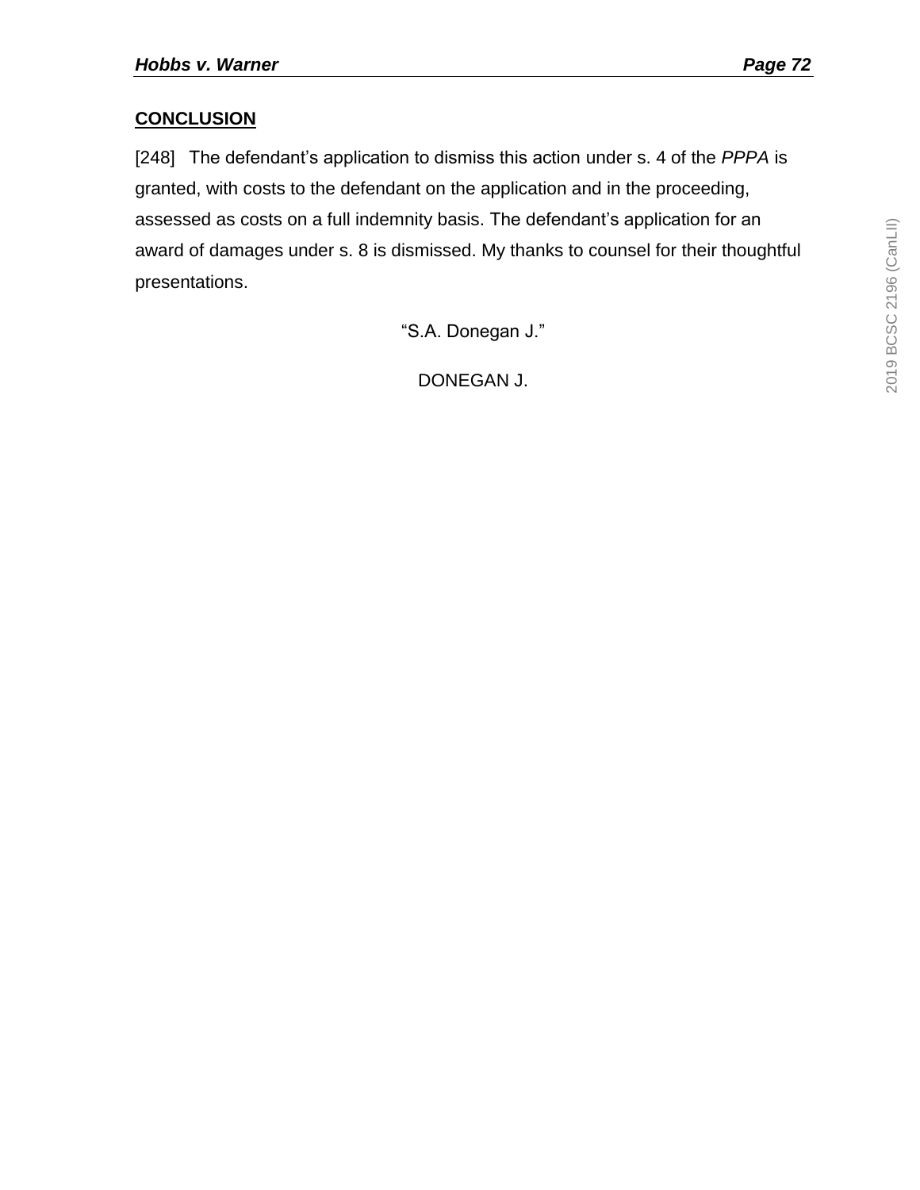## CONCLUSION

[248] The defendant’s application to dismiss this action under s. 4 of the *PPPA* is granted, with costs to the defendant on the application and in the proceeding, assessed as costs on a full indemnity basis. The defendant’s application for an award of damages under s. 8 is dismissed. My thanks to counsel for their thoughtful presentations.

“S.A. Donegan J.”

DONEGAN J.